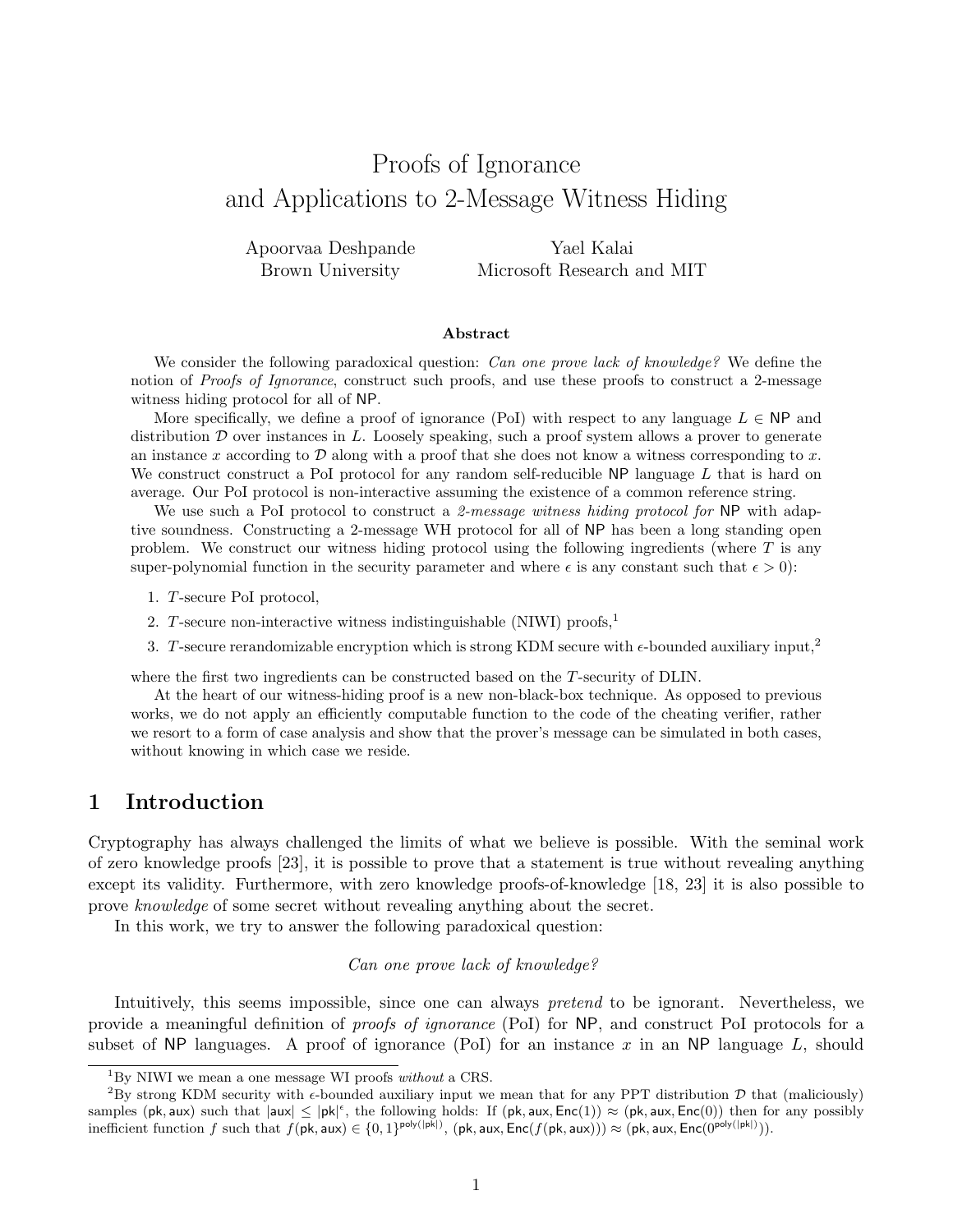# Proofs of Ignorance and Applications to 2-Message Witness Hiding

Apoorvaa Deshpande
Brown University

Yael Kalai
Microsoft Research and MIT

### Abstract

We consider the following paradoxical question: *Can one prove lack of knowledge?* We define the notion of *Proofs of Ignorance*, construct such proofs, and use these proofs to construct a 2-message witness hiding protocol for all of NP.

More specifically, we define a proof of ignorance (PoI) with respect to any language $L \in \mathsf{NP}$ and distribution $\mathcal{D}$ over instances in $L$. Loosely speaking, such a proof system allows a prover to generate an instance $x$ according to $\mathcal{D}$ along with a proof that she does not know a witness corresponding to $x$. We construct construct a PoI protocol for any random self-reducible NP language $L$ that is hard on average. Our PoI protocol is non-interactive assuming the existence of a common reference string.

We use such a PoI protocol to construct a *2-message witness hiding protocol for* NP with adaptive soundness. Constructing a 2-message WH protocol for all of NP has been a long standing open problem. We construct our witness hiding protocol using the following ingredients (where $T$ is any super-polynomial function in the security parameter and where $\epsilon$ is any constant such that $\epsilon > 0$):

1. $T$-secure PoI protocol,
2. $T$-secure non-interactive witness indistinguishable (NIWI) proofs,[1]
3. $T$-secure rerandomizable encryption which is strong KDM secure with $\epsilon$-bounded auxiliary input,[2]

where the first two ingredients can be constructed based on the $T$-security of DLIN.

At the heart of our witness-hiding proof is a new non-black-box technique. As opposed to previous works, we do not apply an efficiently computable function to the code of the cheating verifier, rather we resort to a form of case analysis and show that the prover's message can be simulated in both cases, without knowing in which case we reside.

## 1 Introduction

Cryptography has always challenged the limits of what we believe is possible. With the seminal work of zero knowledge proofs [23], it is possible to prove that a statement is true without revealing anything except its validity. Furthermore, with zero knowledge proofs-of-knowledge [18, 23] it is also possible to prove *knowledge* of some secret without revealing anything about the secret.

In this work, we try to answer the following paradoxical question:

*Can one prove lack of knowledge?*

Intuitively, this seems impossible, since one can always *pretend* to be ignorant. Nevertheless, we provide a meaningful definition of *proofs of ignorance* (PoI) for NP, and construct PoI protocols for a subset of NP languages. A proof of ignorance (PoI) for an instance $x$ in an NP language $L$, should

---

[1] By NIWI we mean a one message WI proofs *without* a CRS.

[2] By strong KDM security with $\epsilon$-bounded auxiliary input we mean that for any PPT distribution $\mathcal{D}$ that (maliciously) samples $(\mathsf{pk}, \mathsf{aux})$ such that $|\mathsf{aux}| \leq |\mathsf{pk}|^{\epsilon}$, the following holds: If $(\mathsf{pk}, \mathsf{aux}, \mathsf{Enc}(1)) \approx (\mathsf{pk}, \mathsf{aux}, \mathsf{Enc}(0))$ then for any possibly inefficient function $f$ such that $f(\mathsf{pk}, \mathsf{aux}) \in \{0,1\}^{\mathsf{poly}(|\mathsf{pk}|)}$, $(\mathsf{pk}, \mathsf{aux}, \mathsf{Enc}(f(\mathsf{pk}, \mathsf{aux}))) \approx (\mathsf{pk}, \mathsf{aux}, \mathsf{Enc}(0^{\mathsf{poly}(|\mathsf{pk}|)}))$.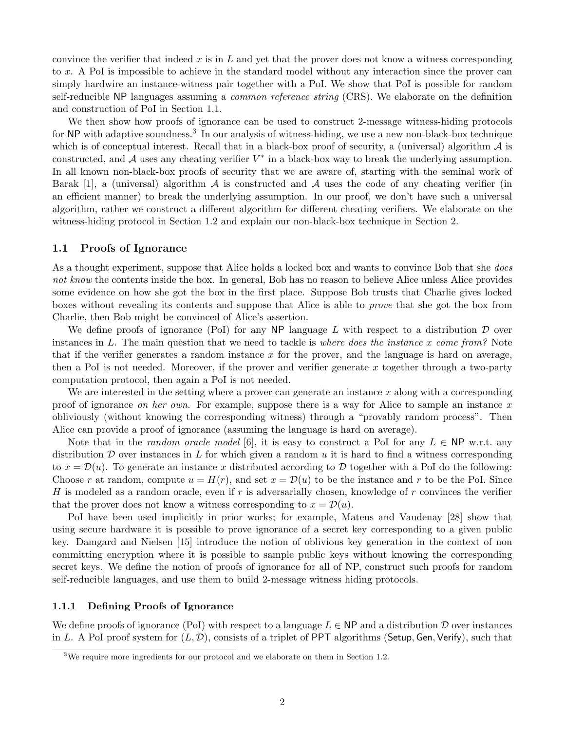convince the verifier that indeed $x$ is in $L$ and yet that the prover does not know a witness corresponding to $x$. A PoI is impossible to achieve in the standard model without any interaction since the prover can simply hardwire an instance-witness pair together with a PoI. We show that PoI is possible for random self-reducible NP languages assuming a *common reference string* (CRS). We elaborate on the definition and construction of PoI in Section 1.1.

We then show how proofs of ignorance can be used to construct 2-message witness-hiding protocols for NP with adaptive soundness.[3] In our analysis of witness-hiding, we use a new non-black-box technique which is of conceptual interest. Recall that in a black-box proof of security, a (universal) algorithm $\mathcal{A}$ is constructed, and $\mathcal{A}$ uses any cheating verifier $V^*$ in a black-box way to break the underlying assumption. In all known non-black-box proofs of security that we are aware of, starting with the seminal work of Barak [1], a (universal) algorithm $\mathcal{A}$ is constructed and $\mathcal{A}$ uses the code of any cheating verifier (in an efficient manner) to break the underlying assumption. In our proof, we don't have such a universal algorithm, rather we construct a different algorithm for different cheating verifiers. We elaborate on the witness-hiding protocol in Section 1.2 and explain our non-black-box technique in Section 2.

### 1.1 Proofs of Ignorance

As a thought experiment, suppose that Alice holds a locked box and wants to convince Bob that she *does not know* the contents inside the box. In general, Bob has no reason to believe Alice unless Alice provides some evidence on how she got the box in the first place. Suppose Bob trusts that Charlie gives locked boxes without revealing its contents and suppose that Alice is able to *prove* that she got the box from Charlie, then Bob might be convinced of Alice's assertion.

We define proofs of ignorance (PoI) for any NP language $L$ with respect to a distribution $\mathcal{D}$ over instances in $L$. The main question that we need to tackle is *where does the instance $x$ come from?* Note that if the verifier generates a random instance $x$ for the prover, and the language is hard on average, then a PoI is not needed. Moreover, if the prover and verifier generate $x$ together through a two-party computation protocol, then again a PoI is not needed.

We are interested in the setting where a prover can generate an instance $x$ along with a corresponding proof of ignorance *on her own.* For example, suppose there is a way for Alice to sample an instance $x$ obliviously (without knowing the corresponding witness) through a "provably random process". Then Alice can provide a proof of ignorance (assuming the language is hard on average).

Note that in the *random oracle model* [6], it is easy to construct a PoI for any $L \in$ NP w.r.t. any distribution $\mathcal{D}$ over instances in $L$ for which given a random $u$ it is hard to find a witness corresponding to $x = \mathcal{D}(u)$. To generate an instance $x$ distributed according to $\mathcal{D}$ together with a PoI do the following: Choose $r$ at random, compute $u = H(r)$, and set $x = \mathcal{D}(u)$ to be the instance and $r$ to be the PoI. Since $H$ is modeled as a random oracle, even if $r$ is adversarially chosen, knowledge of $r$ convinces the verifier that the prover does not know a witness corresponding to $x = \mathcal{D}(u)$.

PoI have been used implicitly in prior works; for example, Mateus and Vaudenay [28] show that using secure hardware it is possible to prove ignorance of a secret key corresponding to a given public key. Damgard and Nielsen [15] introduce the notion of oblivious key generation in the context of non committing encryption where it is possible to sample public keys without knowing the corresponding secret keys. We define the notion of proofs of ignorance for all of NP, construct such proofs for random self-reducible languages, and use them to build 2-message witness hiding protocols.

#### 1.1.1 Defining Proofs of Ignorance

We define proofs of ignorance (PoI) with respect to a language $L \in$ NP and a distribution $\mathcal{D}$ over instances in $L$. A PoI proof system for $(L, \mathcal{D})$, consists of a triplet of PPT algorithms (Setup, Gen, Verify), such that

[3] We require more ingredients for our protocol and we elaborate on them in Section 1.2.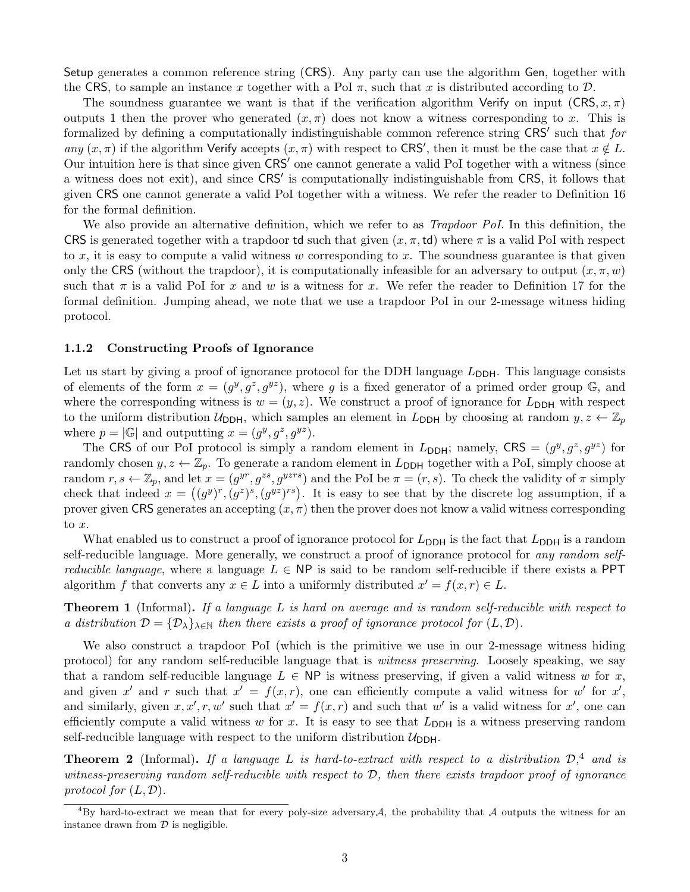Setup generates a common reference string (CRS). Any party can use the algorithm Gen, together with the CRS, to sample an instance $x$ together with a PoI $\pi$, such that $x$ is distributed according to $\mathcal{D}$.

The soundness guarantee we want is that if the verification algorithm Verify on input $(\mathsf{CRS}, x, \pi)$ outputs 1 then the prover who generated $(x, \pi)$ does not know a witness corresponding to $x$. This is formalized by defining a computationally indistinguishable common reference string $\mathsf{CRS}'$ such that *for any* $(x, \pi)$ if the algorithm Verify accepts $(x, \pi)$ with respect to $\mathsf{CRS}'$, then it must be the case that $x \notin L$. Our intuition here is that since given $\mathsf{CRS}'$ one cannot generate a valid PoI together with a witness (since a witness does not exit), and since $\mathsf{CRS}'$ is computationally indistinguishable from CRS, it follows that given CRS one cannot generate a valid PoI together with a witness. We refer the reader to Definition 16 for the formal definition.

We also provide an alternative definition, which we refer to as *Trapdoor PoI*. In this definition, the CRS is generated together with a trapdoor td such that given $(x, \pi, \mathsf{td})$ where $\pi$ is a valid PoI with respect to $x$, it is easy to compute a valid witness $w$ corresponding to $x$. The soundness guarantee is that given only the CRS (without the trapdoor), it is computationally infeasible for an adversary to output $(x, \pi, w)$ such that $\pi$ is a valid PoI for $x$ and $w$ is a witness for $x$. We refer the reader to Definition 17 for the formal definition. Jumping ahead, we note that we use a trapdoor PoI in our 2-message witness hiding protocol.

### 1.1.2 Constructing Proofs of Ignorance

Let us start by giving a proof of ignorance protocol for the DDH language $L_{\mathsf{DDH}}$. This language consists of elements of the form $x = (g^y, g^z, g^{yz})$, where $g$ is a fixed generator of a primed order group $\mathbb{G}$, and where the corresponding witness is $w = (y, z)$. We construct a proof of ignorance for $L_{\mathsf{DDH}}$ with respect to the uniform distribution $\mathcal{U}_{\mathsf{DDH}}$, which samples an element in $L_{\mathsf{DDH}}$ by choosing at random $y, z \leftarrow \mathbb{Z}_p$ where $p = |\mathbb{G}|$ and outputting $x = (g^y, g^z, g^{yz})$.

The CRS of our PoI protocol is simply a random element in $L_{\mathsf{DDH}}$; namely, $\mathsf{CRS} = (g^y, g^z, g^{yz})$ for randomly chosen $y, z \leftarrow \mathbb{Z}_p$. To generate a random element in $L_{\mathsf{DDH}}$ together with a PoI, simply choose at random $r, s \leftarrow \mathbb{Z}_p$, and let $x = (g^{yr}, g^{zs}, g^{yzrs})$ and the PoI be $\pi = (r, s)$. To check the validity of $\pi$ simply check that indeed $x = \left((g^y)^r, (g^z)^s, (g^{yz})^{rs}\right)$. It is easy to see that by the discrete log assumption, if a prover given CRS generates an accepting $(x, \pi)$ then the prover does not know a valid witness corresponding to $x$.

What enabled us to construct a proof of ignorance protocol for $L_{\mathsf{DDH}}$ is the fact that $L_{\mathsf{DDH}}$ is a random self-reducible language. More generally, we construct a proof of ignorance protocol for *any random self-reducible language*, where a language $L \in \mathsf{NP}$ is said to be random self-reducible if there exists a PPT algorithm $f$ that converts any $x \in L$ into a uniformly distributed $x' = f(x, r) \in L$.

**Theorem 1** (Informal). *If a language $L$ is hard on average and is random self-reducible with respect to a distribution $\mathcal{D} = \{\mathcal{D}_\lambda\}_{\lambda \in \mathbb{N}}$ then there exists a proof of ignorance protocol for $(L, \mathcal{D})$.*

We also construct a trapdoor PoI (which is the primitive we use in our 2-message witness hiding protocol) for any random self-reducible language that is *witness preserving*. Loosely speaking, we say that a random self-reducible language $L \in \mathsf{NP}$ is witness preserving, if given a valid witness $w$ for $x$, and given $x'$ and $r$ such that $x' = f(x, r)$, one can efficiently compute a valid witness for $w'$ for $x'$, and similarly, given $x, x', r, w'$ such that $x' = f(x, r)$ and such that $w'$ is a valid witness for $x'$, one can efficiently compute a valid witness $w$ for $x$. It is easy to see that $L_{\mathsf{DDH}}$ is a witness preserving random self-reducible language with respect to the uniform distribution $\mathcal{U}_{\mathsf{DDH}}$.

**Theorem 2** (Informal). *If a language $L$ is hard-to-extract with respect to a distribution $\mathcal{D}$,[4] and is witness-preserving random self-reducible with respect to $\mathcal{D}$, then there exists trapdoor proof of ignorance protocol for $(L, \mathcal{D})$.*

[4] By hard-to-extract we mean that for every poly-size adversary $\mathcal{A}$, the probability that $\mathcal{A}$ outputs the witness for an instance drawn from $\mathcal{D}$ is negligible.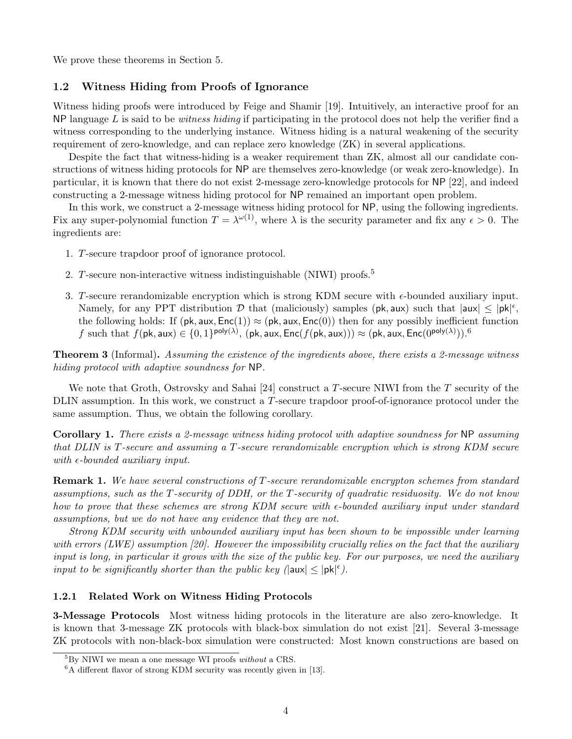We prove these theorems in Section 5.

## 1.2 Witness Hiding from Proofs of Ignorance

Witness hiding proofs were introduced by Feige and Shamir [19]. Intuitively, an interactive proof for an NP language $L$ is said to be *witness hiding* if participating in the protocol does not help the verifier find a witness corresponding to the underlying instance. Witness hiding is a natural weakening of the security requirement of zero-knowledge, and can replace zero knowledge (ZK) in several applications.

Despite the fact that witness-hiding is a weaker requirement than ZK, almost all our candidate constructions of witness hiding protocols for NP are themselves zero-knowledge (or weak zero-knowledge). In particular, it is known that there do not exist 2-message zero-knowledge protocols for NP [22], and indeed constructing a 2-message witness hiding protocol for NP remained an important open problem.

In this work, we construct a 2-message witness hiding protocol for NP, using the following ingredients. Fix any super-polynomial function $T = \lambda^{\omega(1)}$, where $\lambda$ is the security parameter and fix any $\epsilon > 0$. The ingredients are:

1. $T$-secure trapdoor proof of ignorance protocol.
2. $T$-secure non-interactive witness indistinguishable (NIWI) proofs.[5]
3. $T$-secure rerandomizable encryption which is strong KDM secure with $\epsilon$-bounded auxiliary input. Namely, for any PPT distribution $\mathcal{D}$ that (maliciously) samples $(\mathsf{pk}, \mathsf{aux})$ such that $|\mathsf{aux}| \leq |\mathsf{pk}|^{\epsilon}$, the following holds: If $(\mathsf{pk}, \mathsf{aux}, \mathsf{Enc}(1)) \approx (\mathsf{pk}, \mathsf{aux}, \mathsf{Enc}(0))$ then for any possibly inefficient function $f$ such that $f(\mathsf{pk}, \mathsf{aux}) \in \{0,1\}^{\mathsf{poly}(\lambda)}$, $(\mathsf{pk}, \mathsf{aux}, \mathsf{Enc}(f(\mathsf{pk}, \mathsf{aux}))) \approx (\mathsf{pk}, \mathsf{aux}, \mathsf{Enc}(0^{\mathsf{poly}(\lambda)}))$.[6]

**Theorem 3** (Informal). *Assuming the existence of the ingredients above, there exists a 2-message witness hiding protocol with adaptive soundness for* NP.

We note that Groth, Ostrovsky and Sahai [24] construct a $T$-secure NIWI from the $T$ security of the DLIN assumption. In this work, we construct a $T$-secure trapdoor proof-of-ignorance protocol under the same assumption. Thus, we obtain the following corollary.

**Corollary 1.** *There exists a 2-message witness hiding protocol with adaptive soundness for* NP *assuming that DLIN is $T$-secure and assuming a $T$-secure rerandomizable encryption which is strong KDM secure with $\epsilon$-bounded auxiliary input.*

**Remark 1.** *We have several constructions of $T$-secure rerandomizable encrypton schemes from standard assumptions, such as the $T$-security of DDH, or the $T$-security of quadratic residuosity. We do not know how to prove that these schemes are strong KDM secure with $\epsilon$-bounded auxiliary input under standard assumptions, but we do not have any evidence that they are not.*

*Strong KDM security with unbounded auxiliary input has been shown to be impossible under learning with errors (LWE) assumption [20]. However the impossibility crucially relies on the fact that the auxiliary input is long, in particular it grows with the size of the public key. For our purposes, we need the auxiliary input to be significantly shorter than the public key ($|\mathsf{aux}| \leq |\mathsf{pk}|^{\epsilon}$).*

### 1.2.1 Related Work on Witness Hiding Protocols

**3-Message Protocols** Most witness hiding protocols in the literature are also zero-knowledge. It is known that 3-message ZK protocols with black-box simulation do not exist [21]. Several 3-message ZK protocols with non-black-box simulation were constructed: Most known constructions are based on

[5] By NIWI we mean a one message WI proofs *without* a CRS.

[6] A different flavor of strong KDM security was recently given in [13].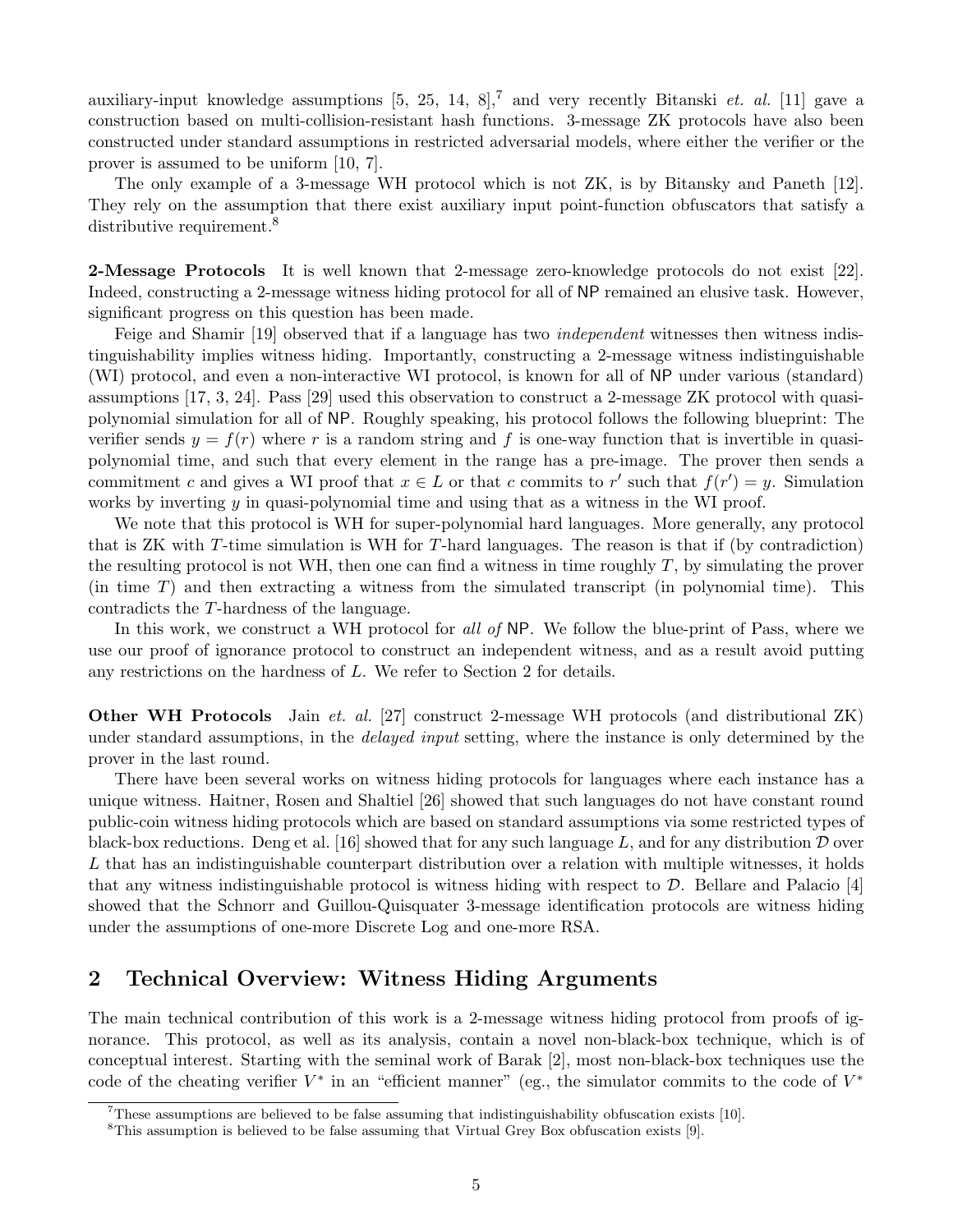auxiliary-input knowledge assumptions [5, 25, 14, 8],[7] and very recently Bitanski *et. al.* [11] gave a construction based on multi-collision-resistant hash functions. 3-message ZK protocols have also been constructed under standard assumptions in restricted adversarial models, where either the verifier or the prover is assumed to be uniform [10, 7].

The only example of a 3-message WH protocol which is not ZK, is by Bitansky and Paneth [12]. They rely on the assumption that there exist auxiliary input point-function obfuscators that satisfy a distributive requirement.[8]

**2-Message Protocols** It is well known that 2-message zero-knowledge protocols do not exist [22]. Indeed, constructing a 2-message witness hiding protocol for all of NP remained an elusive task. However, significant progress on this question has been made.

Feige and Shamir [19] observed that if a language has two *independent* witnesses then witness indistinguishability implies witness hiding. Importantly, constructing a 2-message witness indistinguishable (WI) protocol, and even a non-interactive WI protocol, is known for all of NP under various (standard) assumptions [17, 3, 24]. Pass [29] used this observation to construct a 2-message ZK protocol with quasi-polynomial simulation for all of NP. Roughly speaking, his protocol follows the following blueprint: The verifier sends $y = f(r)$ where $r$ is a random string and $f$ is one-way function that is invertible in quasi-polynomial time, and such that every element in the range has a pre-image. The prover then sends a commitment $c$ and gives a WI proof that $x \in L$ or that $c$ commits to $r'$ such that $f(r') = y$. Simulation works by inverting $y$ in quasi-polynomial time and using that as a witness in the WI proof.

We note that this protocol is WH for super-polynomial hard languages. More generally, any protocol that is ZK with $T$-time simulation is WH for $T$-hard languages. The reason is that if (by contradiction) the resulting protocol is not WH, then one can find a witness in time roughly $T$, by simulating the prover (in time $T$) and then extracting a witness from the simulated transcript (in polynomial time). This contradicts the $T$-hardness of the language.

In this work, we construct a WH protocol for *all of* NP. We follow the blue-print of Pass, where we use our proof of ignorance protocol to construct an independent witness, and as a result avoid putting any restrictions on the hardness of $L$. We refer to Section 2 for details.

**Other WH Protocols** Jain *et. al.* [27] construct 2-message WH protocols (and distributional ZK) under standard assumptions, in the *delayed input* setting, where the instance is only determined by the prover in the last round.

There have been several works on witness hiding protocols for languages where each instance has a unique witness. Haitner, Rosen and Shaltiel [26] showed that such languages do not have constant round public-coin witness hiding protocols which are based on standard assumptions via some restricted types of black-box reductions. Deng et al. [16] showed that for any such language $L$, and for any distribution $\mathcal{D}$ over $L$ that has an indistinguishable counterpart distribution over a relation with multiple witnesses, it holds that any witness indistinguishable protocol is witness hiding with respect to $\mathcal{D}$. Bellare and Palacio [4] showed that the Schnorr and Guillou-Quisquater 3-message identification protocols are witness hiding under the assumptions of one-more Discrete Log and one-more RSA.

## 2 Technical Overview: Witness Hiding Arguments

The main technical contribution of this work is a 2-message witness hiding protocol from proofs of ignorance. This protocol, as well as its analysis, contain a novel non-black-box technique, which is of conceptual interest. Starting with the seminal work of Barak [2], most non-black-box techniques use the code of the cheating verifier $V^*$ in an "efficient manner" (eg., the simulator commits to the code of $V^*$

[7] These assumptions are believed to be false assuming that indistinguishability obfuscation exists [10].

[8] This assumption is believed to be false assuming that Virtual Grey Box obfuscation exists [9].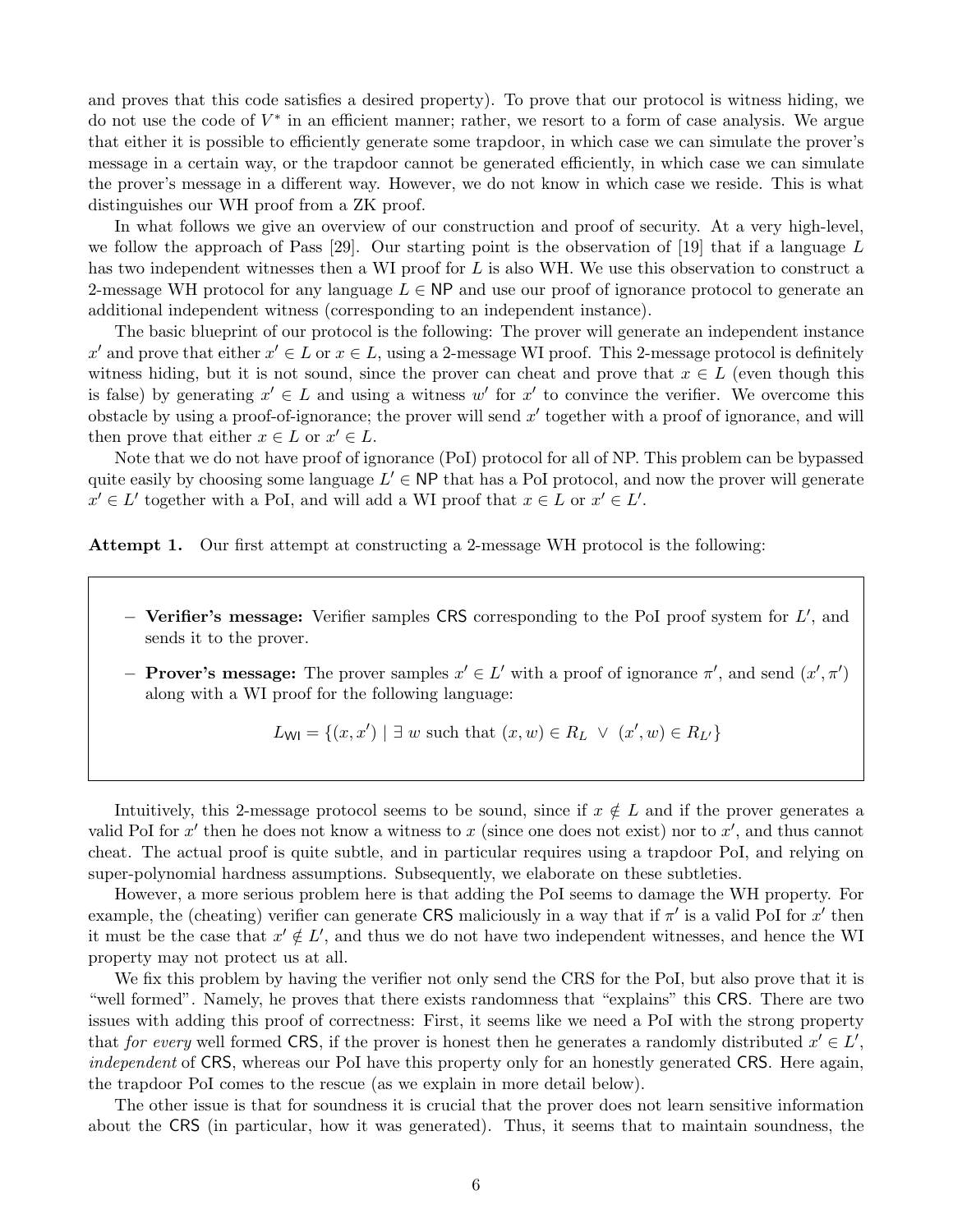and proves that this code satisfies a desired property). To prove that our protocol is witness hiding, we do not use the code of $V^*$ in an efficient manner; rather, we resort to a form of case analysis. We argue that either it is possible to efficiently generate some trapdoor, in which case we can simulate the prover's message in a certain way, or the trapdoor cannot be generated efficiently, in which case we can simulate the prover's message in a different way. However, we do not know in which case we reside. This is what distinguishes our WH proof from a ZK proof.

In what follows we give an overview of our construction and proof of security. At a very high-level, we follow the approach of Pass [29]. Our starting point is the observation of [19] that if a language $L$ has two independent witnesses then a WI proof for $L$ is also WH. We use this observation to construct a 2-message WH protocol for any language $L \in \mathsf{NP}$ and use our proof of ignorance protocol to generate an additional independent witness (corresponding to an independent instance).

The basic blueprint of our protocol is the following: The prover will generate an independent instance $x'$ and prove that either $x' \in L$ or $x \in L$, using a 2-message WI proof. This 2-message protocol is definitely witness hiding, but it is not sound, since the prover can cheat and prove that $x \in L$ (even though this is false) by generating $x' \in L$ and using a witness $w'$ for $x'$ to convince the verifier. We overcome this obstacle by using a proof-of-ignorance; the prover will send $x'$ together with a proof of ignorance, and will then prove that either $x \in L$ or $x' \in L$.

Note that we do not have proof of ignorance (PoI) protocol for all of NP. This problem can be bypassed quite easily by choosing some language $L' \in \mathsf{NP}$ that has a PoI protocol, and now the prover will generate $x' \in L'$ together with a PoI, and will add a WI proof that $x \in L$ or $x' \in L'$.

**Attempt 1.** Our first attempt at constructing a 2-message WH protocol is the following:

- **Verifier's message:** Verifier samples $\mathsf{CRS}$ corresponding to the PoI proof system for $L'$, and sends it to the prover.
- **Prover's message:** The prover samples $x' \in L'$ with a proof of ignorance $\pi'$, and send $(x', \pi')$ along with a WI proof for the following language:

$$L_{\mathsf{WI}} = \{(x, x') \mid \exists\, w \text{ such that } (x, w) \in R_L \;\vee\; (x', w) \in R_{L'}\}$$

Intuitively, this 2-message protocol seems to be sound, since if $x \notin L$ and if the prover generates a valid PoI for $x'$ then he does not know a witness to $x$ (since one does not exist) nor to $x'$, and thus cannot cheat. The actual proof is quite subtle, and in particular requires using a trapdoor PoI, and relying on super-polynomial hardness assumptions. Subsequently, we elaborate on these subtleties.

However, a more serious problem here is that adding the PoI seems to damage the WH property. For example, the (cheating) verifier can generate $\mathsf{CRS}$ maliciously in a way that if $\pi'$ is a valid PoI for $x'$ then it must be the case that $x' \notin L'$, and thus we do not have two independent witnesses, and hence the WI property may not protect us at all.

We fix this problem by having the verifier not only send the CRS for the PoI, but also prove that it is "well formed". Namely, he proves that there exists randomness that "explains" this $\mathsf{CRS}$. There are two issues with adding this proof of correctness: First, it seems like we need a PoI with the strong property that *for every* well formed $\mathsf{CRS}$, if the prover is honest then he generates a randomly distributed $x' \in L'$, *independent* of $\mathsf{CRS}$, whereas our PoI have this property only for an honestly generated $\mathsf{CRS}$. Here again, the trapdoor PoI comes to the rescue (as we explain in more detail below).

The other issue is that for soundness it is crucial that the prover does not learn sensitive information about the $\mathsf{CRS}$ (in particular, how it was generated). Thus, it seems that to maintain soundness, the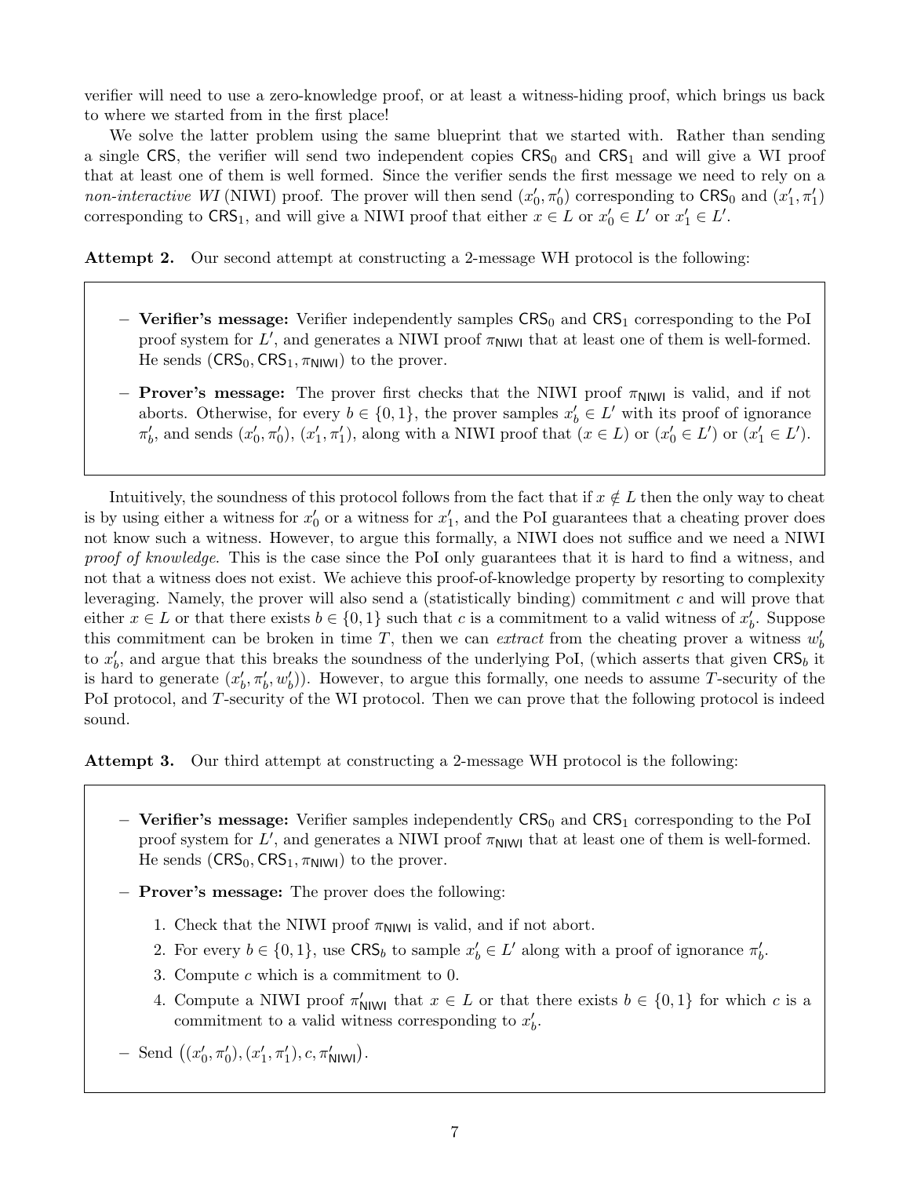verifier will need to use a zero-knowledge proof, or at least a witness-hiding proof, which brings us back to where we started from in the first place!

We solve the latter problem using the same blueprint that we started with. Rather than sending a single $\mathsf{CRS}$, the verifier will send two independent copies $\mathsf{CRS}_0$ and $\mathsf{CRS}_1$ and will give a WI proof that at least one of them is well formed. Since the verifier sends the first message we need to rely on a *non-interactive WI* (NIWI) proof. The prover will then send $(x'_0, \pi'_0)$ corresponding to $\mathsf{CRS}_0$ and $(x'_1, \pi'_1)$ corresponding to $\mathsf{CRS}_1$, and will give a NIWI proof that either $x \in L$ or $x'_0 \in L'$ or $x'_1 \in L'$.

**Attempt 2.** Our second attempt at constructing a 2-message WH protocol is the following:

> – **Verifier's message:** Verifier independently samples $\mathsf{CRS}_0$ and $\mathsf{CRS}_1$ corresponding to the PoI proof system for $L'$, and generates a NIWI proof $\pi_{\mathsf{NIWI}}$ that at least one of them is well-formed. He sends $(\mathsf{CRS}_0, \mathsf{CRS}_1, \pi_{\mathsf{NIWI}})$ to the prover.
>
> – **Prover's message:** The prover first checks that the NIWI proof $\pi_{\mathsf{NIWI}}$ is valid, and if not aborts. Otherwise, for every $b \in \{0,1\}$, the prover samples $x'_b \in L'$ with its proof of ignorance $\pi'_b$, and sends $(x'_0, \pi'_0)$, $(x'_1, \pi'_1)$, along with a NIWI proof that $(x \in L)$ or $(x'_0 \in L')$ or $(x'_1 \in L')$.

Intuitively, the soundness of this protocol follows from the fact that if $x \notin L$ then the only way to cheat is by using either a witness for $x'_0$ or a witness for $x'_1$, and the PoI guarantees that a cheating prover does not know such a witness. However, to argue this formally, a NIWI does not suffice and we need a NIWI *proof of knowledge*. This is the case since the PoI only guarantees that it is hard to find a witness, and not that a witness does not exist. We achieve this proof-of-knowledge property by resorting to complexity leveraging. Namely, the prover will also send a (statistically binding) commitment $c$ and will prove that either $x \in L$ or that there exists $b \in \{0,1\}$ such that $c$ is a commitment to a valid witness of $x'_b$. Suppose this commitment can be broken in time $T$, then we can *extract* from the cheating prover a witness $w'_b$ to $x'_b$, and argue that this breaks the soundness of the underlying PoI, (which asserts that given $\mathsf{CRS}_b$ it is hard to generate $(x'_b, \pi'_b, w'_b)$). However, to argue this formally, one needs to assume $T$-security of the PoI protocol, and $T$-security of the WI protocol. Then we can prove that the following protocol is indeed sound.

**Attempt 3.** Our third attempt at constructing a 2-message WH protocol is the following:

> – **Verifier's message:** Verifier samples independently $\mathsf{CRS}_0$ and $\mathsf{CRS}_1$ corresponding to the PoI proof system for $L'$, and generates a NIWI proof $\pi_{\mathsf{NIWI}}$ that at least one of them is well-formed. He sends $(\mathsf{CRS}_0, \mathsf{CRS}_1, \pi_{\mathsf{NIWI}})$ to the prover.
>
> – **Prover's message:** The prover does the following:
>
> 1. Check that the NIWI proof $\pi_{\mathsf{NIWI}}$ is valid, and if not abort.
> 2. For every $b \in \{0,1\}$, use $\mathsf{CRS}_b$ to sample $x'_b \in L'$ along with a proof of ignorance $\pi'_b$.
> 3. Compute $c$ which is a commitment to 0.
> 4. Compute a NIWI proof $\pi'_{\mathsf{NIWI}}$ that $x \in L$ or that there exists $b \in \{0,1\}$ for which $c$ is a commitment to a valid witness corresponding to $x'_b$.
>
> – Send $\left((x'_0, \pi'_0), (x'_1, \pi'_1), c, \pi'_{\mathsf{NIWI}}\right)$.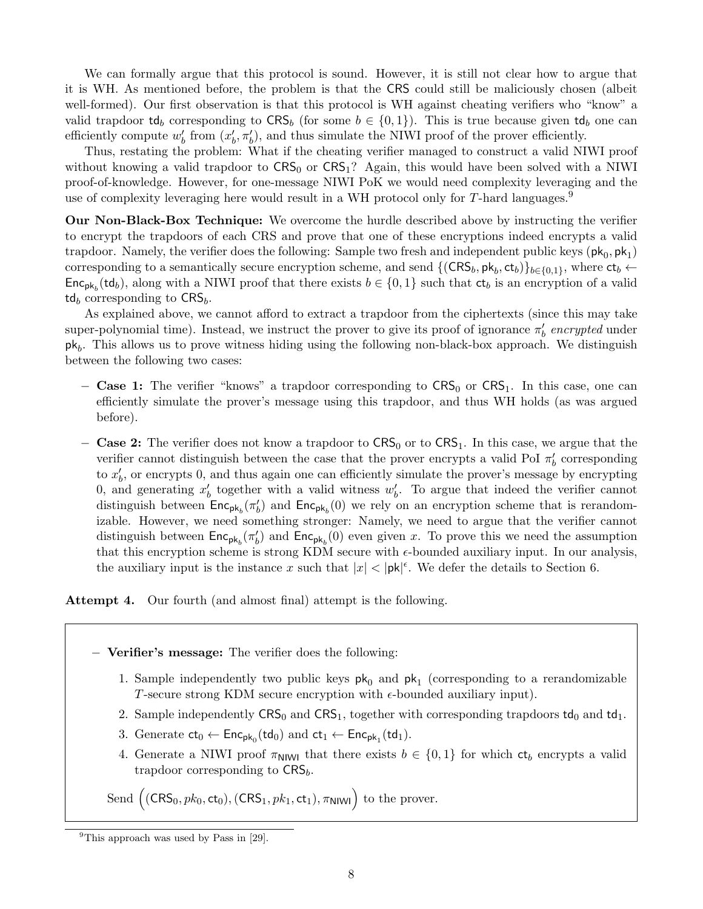We can formally argue that this protocol is sound. However, it is still not clear how to argue that it is WH. As mentioned before, the problem is that the $\mathsf{CRS}$ could still be maliciously chosen (albeit well-formed). Our first observation is that this protocol is WH against cheating verifiers who "know" a valid trapdoor $\mathsf{td}_b$ corresponding to $\mathsf{CRS}_b$ (for some $b \in \{0,1\}$). This is true because given $\mathsf{td}_b$ one can efficiently compute $w'_b$ from $(x'_b, \pi'_b)$, and thus simulate the NIWI proof of the prover efficiently.

Thus, restating the problem: What if the cheating verifier managed to construct a valid NIWI proof without knowing a valid trapdoor to $\mathsf{CRS}_0$ or $\mathsf{CRS}_1$? Again, this would have been solved with a NIWI proof-of-knowledge. However, for one-message NIWI PoK we would need complexity leveraging and the use of complexity leveraging here would result in a WH protocol only for $T$-hard languages.[9]

**Our Non-Black-Box Technique:** We overcome the hurdle described above by instructing the verifier to encrypt the trapdoors of each CRS and prove that one of these encryptions indeed encrypts a valid trapdoor. Namely, the verifier does the following: Sample two fresh and independent public keys $(\mathsf{pk}_0, \mathsf{pk}_1)$ corresponding to a semantically secure encryption scheme, and send $\{(\mathsf{CRS}_b, \mathsf{pk}_b, \mathsf{ct}_b)\}_{b\in\{0,1\}}$, where $\mathsf{ct}_b \leftarrow \mathsf{Enc}_{\mathsf{pk}_b}(\mathsf{td}_b)$, along with a NIWI proof that there exists $b \in \{0,1\}$ such that $\mathsf{ct}_b$ is an encryption of a valid $\mathsf{td}_b$ corresponding to $\mathsf{CRS}_b$.

As explained above, we cannot afford to extract a trapdoor from the ciphertexts (since this may take super-polynomial time). Instead, we instruct the prover to give its proof of ignorance $\pi'_b$ *encrypted* under $\mathsf{pk}_b$. This allows us to prove witness hiding using the following non-black-box approach. We distinguish between the following two cases:

- **Case 1:** The verifier "knows" a trapdoor corresponding to $\mathsf{CRS}_0$ or $\mathsf{CRS}_1$. In this case, one can efficiently simulate the prover's message using this trapdoor, and thus WH holds (as was argued before).
- **Case 2:** The verifier does not know a trapdoor to $\mathsf{CRS}_0$ or to $\mathsf{CRS}_1$. In this case, we argue that the verifier cannot distinguish between the case that the prover encrypts a valid PoI $\pi'_b$ corresponding to $x'_b$, or encrypts 0, and thus again one can efficiently simulate the prover's message by encrypting 0, and generating $x'_b$ together with a valid witness $w'_b$. To argue that indeed the verifier cannot distinguish between $\mathsf{Enc}_{\mathsf{pk}_b}(\pi'_b)$ and $\mathsf{Enc}_{\mathsf{pk}_b}(0)$ we rely on an encryption scheme that is rerandomizable. However, we need something stronger: Namely, we need to argue that the verifier cannot distinguish between $\mathsf{Enc}_{\mathsf{pk}_b}(\pi'_b)$ and $\mathsf{Enc}_{\mathsf{pk}_b}(0)$ even given $x$. To prove this we need the assumption that this encryption scheme is strong KDM secure with $\epsilon$-bounded auxiliary input. In our analysis, the auxiliary input is the instance $x$ such that $|x| < |\mathsf{pk}|^\epsilon$. We defer the details to Section 6.

**Attempt 4.** Our fourth (and almost final) attempt is the following.

- **Verifier's message:** The verifier does the following:
  1. Sample independently two public keys $\mathsf{pk}_0$ and $\mathsf{pk}_1$ (corresponding to a rerandomizable $T$-secure strong KDM secure encryption with $\epsilon$-bounded auxiliary input).
  2. Sample independently $\mathsf{CRS}_0$ and $\mathsf{CRS}_1$, together with corresponding trapdoors $\mathsf{td}_0$ and $\mathsf{td}_1$.
  3. Generate $\mathsf{ct}_0 \leftarrow \mathsf{Enc}_{\mathsf{pk}_0}(\mathsf{td}_0)$ and $\mathsf{ct}_1 \leftarrow \mathsf{Enc}_{\mathsf{pk}_1}(\mathsf{td}_1)$.
  4. Generate a NIWI proof $\pi_{\mathsf{NIWI}}$ that there exists $b \in \{0,1\}$ for which $\mathsf{ct}_b$ encrypts a valid trapdoor corresponding to $\mathsf{CRS}_b$.

  Send $\Big((\mathsf{CRS}_0, pk_0, \mathsf{ct}_0), (\mathsf{CRS}_1, pk_1, \mathsf{ct}_1), \pi_{\mathsf{NIWI}}\Big)$ to the prover.

[9] This approach was used by Pass in [29].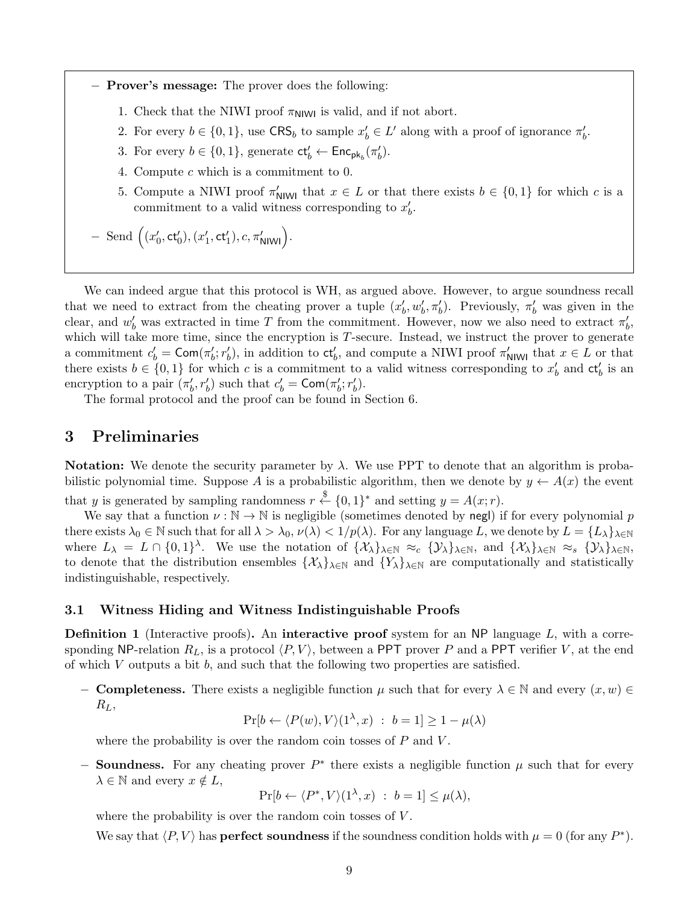- **Prover's message:** The prover does the following:

  1. Check that the NIWI proof $\pi_{\mathsf{NIWI}}$ is valid, and if not abort.
  2. For every $b \in \{0,1\}$, use $\mathsf{CRS}_b$ to sample $x'_b \in L'$ along with a proof of ignorance $\pi'_b$.
  3. For every $b \in \{0,1\}$, generate $\mathsf{ct}'_b \leftarrow \mathsf{Enc}_{\mathsf{pk}_b}(\pi'_b)$.
  4. Compute $c$ which is a commitment to 0.
  5. Compute a NIWI proof $\pi'_{\mathsf{NIWI}}$ that $x \in L$ or that there exists $b \in \{0,1\}$ for which $c$ is a commitment to a valid witness corresponding to $x'_b$.

- Send $\left((x'_0, \mathsf{ct}'_0), (x'_1, \mathsf{ct}'_1), c, \pi'_{\mathsf{NIWI}}\right)$.

We can indeed argue that this protocol is WH, as argued above. However, to argue soundness recall that we need to extract from the cheating prover a tuple $(x'_b, w'_b, \pi'_b)$. Previously, $\pi'_b$ was given in the clear, and $w'_b$ was extracted in time $T$ from the commitment. However, now we also need to extract $\pi'_b$, which will take more time, since the encryption is $T$-secure. Instead, we instruct the prover to generate a commitment $c'_b = \mathsf{Com}(\pi'_b; r'_b)$, in addition to $\mathsf{ct}'_b$, and compute a NIWI proof $\pi'_{\mathsf{NIWI}}$ that $x \in L$ or that there exists $b \in \{0,1\}$ for which $c$ is a commitment to a valid witness corresponding to $x'_b$ and $\mathsf{ct}'_b$ is an encryption to a pair $(\pi'_b, r'_b)$ such that $c'_b = \mathsf{Com}(\pi'_b; r'_b)$.

The formal protocol and the proof can be found in Section 6.

# 3 Preliminaries

**Notation:** We denote the security parameter by $\lambda$. We use PPT to denote that an algorithm is probabilistic polynomial time. Suppose $A$ is a probabilistic algorithm, then we denote by $y \leftarrow A(x)$ the event that $y$ is generated by sampling randomness $r \xleftarrow{\$} \{0,1\}^*$ and setting $y = A(x;r)$.

We say that a function $\nu : \mathbb{N} \to \mathbb{N}$ is negligible (sometimes denoted by $\mathsf{negl}$) if for every polynomial $p$ there exists $\lambda_0 \in \mathbb{N}$ such that for all $\lambda > \lambda_0$, $\nu(\lambda) < 1/p(\lambda)$. For any language $L$, we denote by $L = \{L_\lambda\}_{\lambda \in \mathbb{N}}$ where $L_\lambda = L \cap \{0,1\}^\lambda$. We use the notation of $\{\mathcal{X}_\lambda\}_{\lambda \in \mathbb{N}} \approx_c \{\mathcal{Y}_\lambda\}_{\lambda \in \mathbb{N}}$, and $\{\mathcal{X}_\lambda\}_{\lambda \in \mathbb{N}} \approx_s \{\mathcal{Y}_\lambda\}_{\lambda \in \mathbb{N}}$, to denote that the distribution ensembles $\{\mathcal{X}_\lambda\}_{\lambda \in \mathbb{N}}$ and $\{Y_\lambda\}_{\lambda \in \mathbb{N}}$ are computationally and statistically indistinguishable, respectively.

## 3.1 Witness Hiding and Witness Indistinguishable Proofs

**Definition 1** (Interactive proofs)**.** An **interactive proof** system for an NP language $L$, with a corresponding NP-relation $R_L$, is a protocol $\langle P, V \rangle$, between a PPT prover $P$ and a PPT verifier $V$, at the end of which $V$ outputs a bit $b$, and such that the following two properties are satisfied.

- **Completeness.** There exists a negligible function $\mu$ such that for every $\lambda \in \mathbb{N}$ and every $(x, w) \in R_L$,

$$\Pr[b \leftarrow \langle P(w), V \rangle(1^\lambda, x) \ : \ b = 1] \geq 1 - \mu(\lambda)$$

  where the probability is over the random coin tosses of $P$ and $V$.

- **Soundness.** For any cheating prover $P^*$ there exists a negligible function $\mu$ such that for every $\lambda \in \mathbb{N}$ and every $x \notin L$,

$$\Pr[b \leftarrow \langle P^*, V \rangle(1^\lambda, x) \ : \ b = 1] \leq \mu(\lambda),$$

  where the probability is over the random coin tosses of $V$.

  We say that $\langle P, V \rangle$ has **perfect soundness** if the soundness condition holds with $\mu = 0$ (for any $P^*$).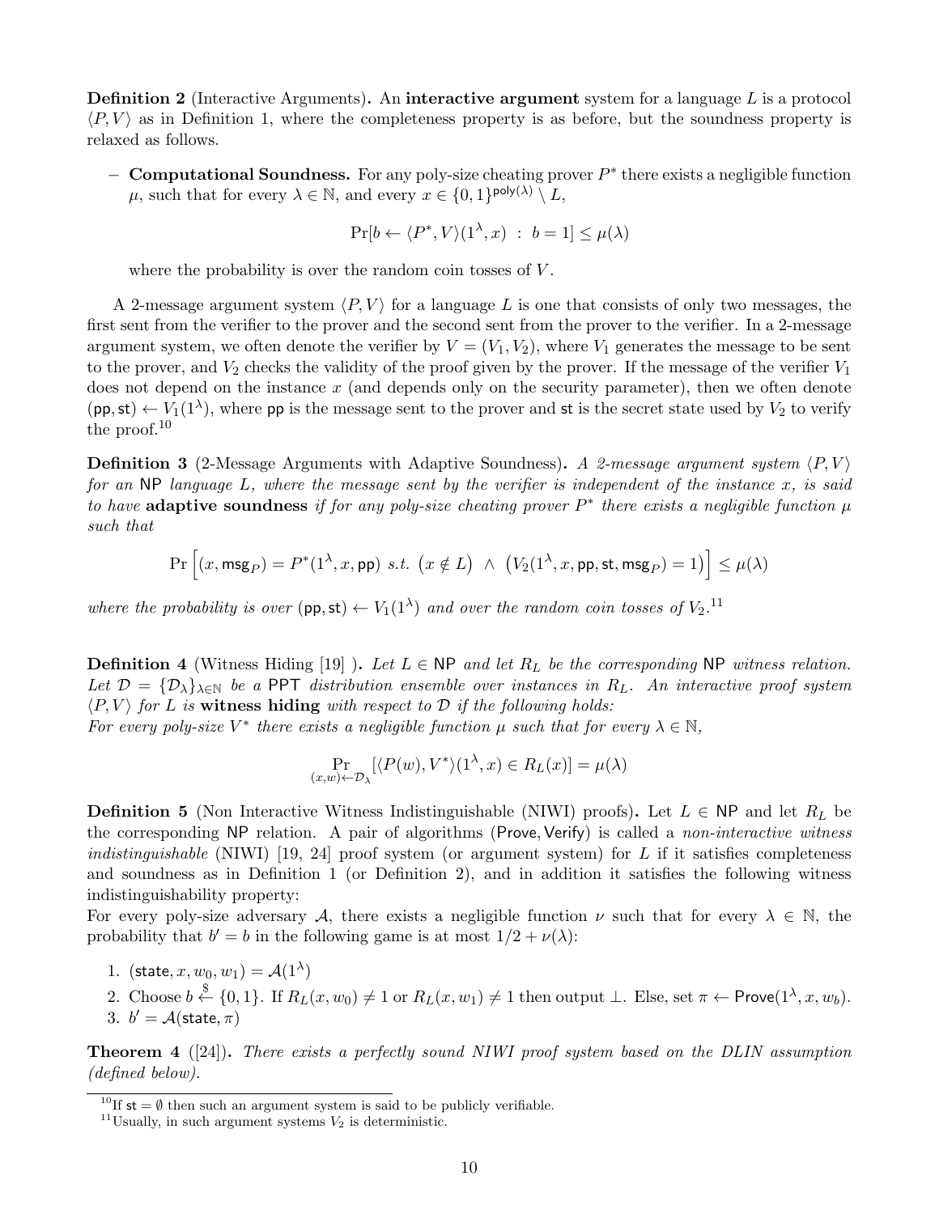**Definition 2** (Interactive Arguments)**.** An **interactive argument** system for a language $L$ is a protocol $\langle P, V \rangle$ as in Definition 1, where the completeness property is as before, but the soundness property is relaxed as follows.

– **Computational Soundness.** For any poly-size cheating prover $P^*$ there exists a negligible function $\mu$, such that for every $\lambda \in \mathbb{N}$, and every $x \in \{0,1\}^{\mathsf{poly}(\lambda)} \setminus L$,

$$\Pr[b \leftarrow \langle P^*, V \rangle(1^\lambda, x) \;:\; b = 1] \leq \mu(\lambda)$$

where the probability is over the random coin tosses of $V$.

A 2-message argument system $\langle P, V \rangle$ for a language $L$ is one that consists of only two messages, the first sent from the verifier to the prover and the second sent from the prover to the verifier. In a 2-message argument system, we often denote the verifier by $V = (V_1, V_2)$, where $V_1$ generates the message to be sent to the prover, and $V_2$ checks the validity of the proof given by the prover. If the message of the verifier $V_1$ does not depend on the instance $x$ (and depends only on the security parameter), then we often denote $(\mathsf{pp}, \mathsf{st}) \leftarrow V_1(1^\lambda)$, where $\mathsf{pp}$ is the message sent to the prover and $\mathsf{st}$ is the secret state used by $V_2$ to verify the proof.[10]

**Definition 3** (2-Message Arguments with Adaptive Soundness)**.** *A 2-message argument system $\langle P, V \rangle$ for an* NP *language $L$, where the message sent by the verifier is independent of the instance $x$, is said to have* **adaptive soundness** *if for any poly-size cheating prover $P^*$ there exists a negligible function $\mu$ such that*

$$\Pr\Big[(x, \mathsf{msg}_P) = P^*(1^\lambda, x, \mathsf{pp}) \text{ s.t. } \big(x \notin L\big) \;\wedge\; \big(V_2(1^\lambda, x, \mathsf{pp}, \mathsf{st}, \mathsf{msg}_P) = 1\big)\Big] \leq \mu(\lambda)$$

*where the probability is over $(\mathsf{pp}, \mathsf{st}) \leftarrow V_1(1^\lambda)$ and over the random coin tosses of $V_2$.*[11]

**Definition 4** (Witness Hiding [19] )**.** *Let $L \in$ NP and let $R_L$ be the corresponding* NP *witness relation. Let $\mathcal{D} = \{\mathcal{D}_\lambda\}_{\lambda \in \mathbb{N}}$ be a* PPT *distribution ensemble over instances in $R_L$. An interactive proof system $\langle P, V \rangle$ for $L$ is* **witness hiding** *with respect to $\mathcal{D}$ if the following holds:*
*For every poly-size $V^*$ there exists a negligible function $\mu$ such that for every $\lambda \in \mathbb{N}$,*

$$\Pr_{(x,w) \leftarrow \mathcal{D}_\lambda}[\langle P(w), V^* \rangle(1^\lambda, x) \in R_L(x)] = \mu(\lambda)$$

**Definition 5** (Non Interactive Witness Indistinguishable (NIWI) proofs)**.** Let $L \in$ NP and let $R_L$ be the corresponding NP relation. A pair of algorithms ($\mathsf{Prove}, \mathsf{Verify}$) is called a *non-interactive witness indistinguishable* (NIWI) [19, 24] proof system (or argument system) for $L$ if it satisfies completeness and soundness as in Definition 1 (or Definition 2), and in addition it satisfies the following witness indistinguishability property:
For every poly-size adversary $\mathcal{A}$, there exists a negligible function $\nu$ such that for every $\lambda \in \mathbb{N}$, the probability that $b' = b$ in the following game is at most $1/2 + \nu(\lambda)$:

1. $(\mathsf{state}, x, w_0, w_1) = \mathcal{A}(1^\lambda)$
2. Choose $b \xleftarrow{\$} \{0,1\}$. If $R_L(x, w_0) \neq 1$ or $R_L(x, w_1) \neq 1$ then output $\perp$. Else, set $\pi \leftarrow \mathsf{Prove}(1^\lambda, x, w_b)$.
3. $b' = \mathcal{A}(\mathsf{state}, \pi)$

**Theorem 4** ([24])**.** *There exists a perfectly sound NIWI proof system based on the DLIN assumption (defined below).*

[10] If $\mathsf{st} = \emptyset$ then such an argument system is said to be publicly verifiable.

[11] Usually, in such argument systems $V_2$ is deterministic.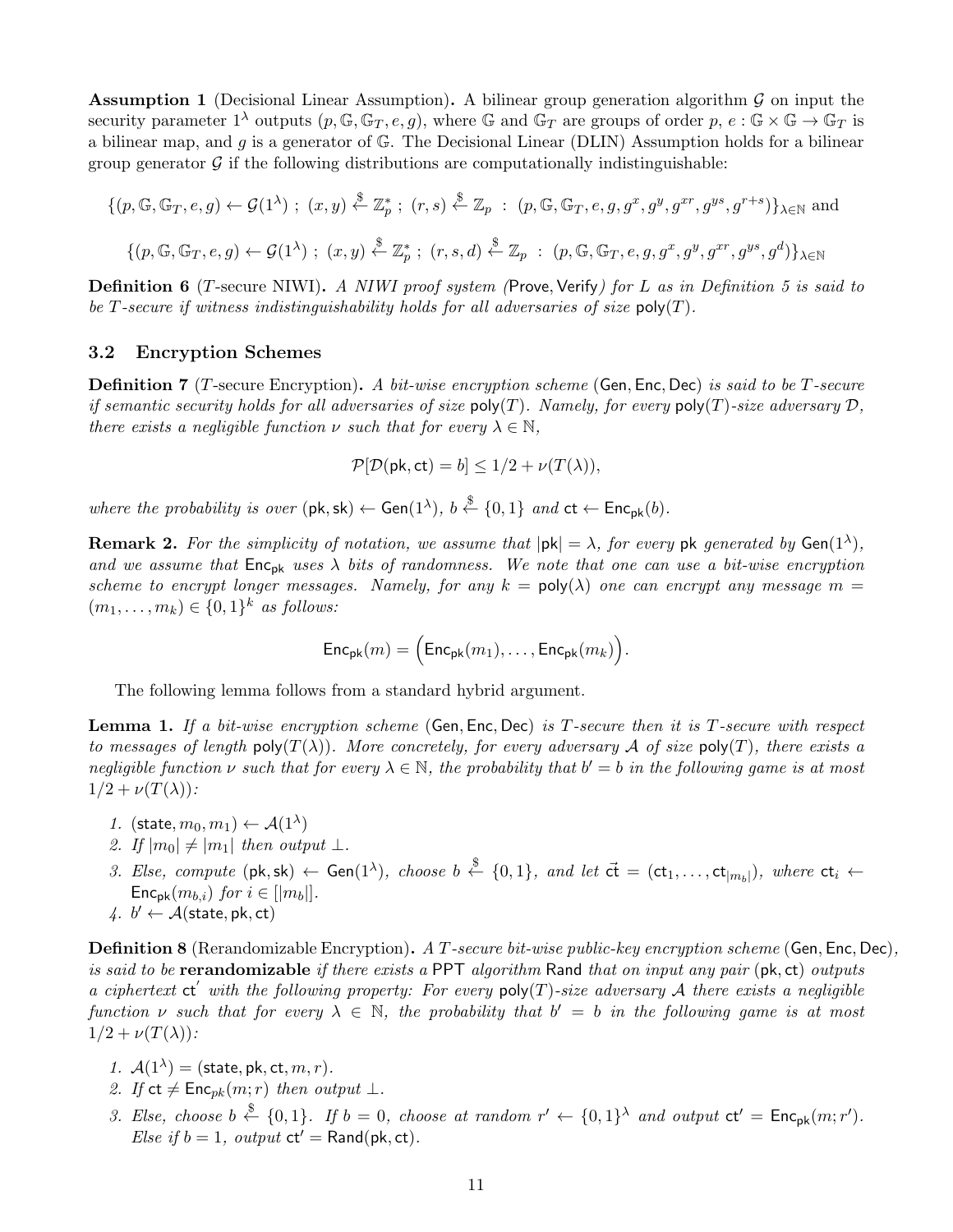**Assumption 1** (Decisional Linear Assumption)**.** A bilinear group generation algorithm $\mathcal{G}$ on input the security parameter $1^\lambda$ outputs $(p, \mathbb{G}, \mathbb{G}_T, e, g)$, where $\mathbb{G}$ and $\mathbb{G}_T$ are groups of order $p$, $e : \mathbb{G} \times \mathbb{G} \to \mathbb{G}_T$ is a bilinear map, and $g$ is a generator of $\mathbb{G}$. The Decisional Linear (DLIN) Assumption holds for a bilinear group generator $\mathcal{G}$ if the following distributions are computationally indistinguishable:

$$\{(p, \mathbb{G}, \mathbb{G}_T, e, g) \leftarrow \mathcal{G}(1^\lambda)\ ;\ (x, y) \xleftarrow{\$} \mathbb{Z}_p^*\ ;\ (r, s) \xleftarrow{\$} \mathbb{Z}_p\ :\ (p, \mathbb{G}, \mathbb{G}_T, e, g, g^x, g^y, g^{xr}, g^{ys}, g^{r+s})\}_{\lambda \in \mathbb{N}} \text{ and}$$

$$\{(p, \mathbb{G}, \mathbb{G}_T, e, g) \leftarrow \mathcal{G}(1^\lambda)\ ;\ (x, y) \xleftarrow{\$} \mathbb{Z}_p^*\ ;\ (r, s, d) \xleftarrow{\$} \mathbb{Z}_p\ :\ (p, \mathbb{G}, \mathbb{G}_T, e, g, g^x, g^y, g^{xr}, g^{ys}, g^{d})\}_{\lambda \in \mathbb{N}}$$

**Definition 6** ($T$-secure NIWI)**.** *A NIWI proof system (*$\mathsf{Prove}, \mathsf{Verify}$*) for $L$ as in Definition 5 is said to be $T$-secure if witness indistinguishability holds for all adversaries of size $\mathsf{poly}(T)$.*

### 3.2 Encryption Schemes

**Definition 7** ($T$-secure Encryption)**.** *A bit-wise encryption scheme* $(\mathsf{Gen}, \mathsf{Enc}, \mathsf{Dec})$ *is said to be $T$-secure if semantic security holds for all adversaries of size $\mathsf{poly}(T)$. Namely, for every $\mathsf{poly}(T)$-size adversary $\mathcal{D}$, there exists a negligible function $\nu$ such that for every $\lambda \in \mathbb{N}$,*

$$\mathcal{P}[\mathcal{D}(\mathsf{pk}, \mathsf{ct}) = b] \leq 1/2 + \nu(T(\lambda)),$$

*where the probability is over $(\mathsf{pk}, \mathsf{sk}) \leftarrow \mathsf{Gen}(1^\lambda)$, $b \xleftarrow{\$} \{0,1\}$ and $\mathsf{ct} \leftarrow \mathsf{Enc}_{\mathsf{pk}}(b)$.*

**Remark 2.** *For the simplicity of notation, we assume that $|\mathsf{pk}| = \lambda$, for every $\mathsf{pk}$ generated by $\mathsf{Gen}(1^\lambda)$, and we assume that $\mathsf{Enc}_{\mathsf{pk}}$ uses $\lambda$ bits of randomness. We note that one can use a bit-wise encryption scheme to encrypt longer messages. Namely, for any $k = \mathsf{poly}(\lambda)$ one can encrypt any message $m = (m_1, \ldots, m_k) \in \{0,1\}^k$ as follows:*

$$\mathsf{Enc}_{\mathsf{pk}}(m) = \Big(\mathsf{Enc}_{\mathsf{pk}}(m_1), \ldots, \mathsf{Enc}_{\mathsf{pk}}(m_k)\Big).$$

The following lemma follows from a standard hybrid argument.

**Lemma 1.** *If a bit-wise encryption scheme $(\mathsf{Gen}, \mathsf{Enc}, \mathsf{Dec})$ is $T$-secure then it is $T$-secure with respect to messages of length $\mathsf{poly}(T(\lambda))$. More concretely, for every adversary $\mathcal{A}$ of size $\mathsf{poly}(T)$, there exists a negligible function $\nu$ such that for every $\lambda \in \mathbb{N}$, the probability that $b' = b$ in the following game is at most $1/2 + \nu(T(\lambda))$:*

1. $(\mathsf{state}, m_0, m_1) \leftarrow \mathcal{A}(1^\lambda)$
2. *If $|m_0| \neq |m_1|$ then output $\perp$.*
3. *Else, compute $(\mathsf{pk}, \mathsf{sk}) \leftarrow \mathsf{Gen}(1^\lambda)$, choose $b \xleftarrow{\$} \{0,1\}$, and let $\vec{\mathsf{ct}} = (\mathsf{ct}_1, \ldots, \mathsf{ct}_{|m_b|})$, where $\mathsf{ct}_i \leftarrow \mathsf{Enc}_{\mathsf{pk}}(m_{b,i})$ for $i \in [|m_b|]$.*
4. $b' \leftarrow \mathcal{A}(\mathsf{state}, \mathsf{pk}, \mathsf{ct})$

**Definition 8** (Rerandomizable Encryption)**.** *A $T$-secure bit-wise public-key encryption scheme $(\mathsf{Gen}, \mathsf{Enc}, \mathsf{Dec})$, is said to be* **rerandomizable** *if there exists a $\mathsf{PPT}$ algorithm $\mathsf{Rand}$ that on input any pair $(\mathsf{pk}, \mathsf{ct})$ outputs a ciphertext $\mathsf{ct}'$ with the following property: For every $\mathsf{poly}(T)$-size adversary $\mathcal{A}$ there exists a negligible function $\nu$ such that for every $\lambda \in \mathbb{N}$, the probability that $b' = b$ in the following game is at most $1/2 + \nu(T(\lambda))$:*

1. $\mathcal{A}(1^\lambda) = (\mathsf{state}, \mathsf{pk}, \mathsf{ct}, m, r)$.
2. *If $\mathsf{ct} \neq \mathsf{Enc}_{pk}(m; r)$ then output $\perp$.*
3. *Else, choose $b \xleftarrow{\$} \{0,1\}$. If $b = 0$, choose at random $r' \leftarrow \{0,1\}^\lambda$ and output $\mathsf{ct}' = \mathsf{Enc}_{\mathsf{pk}}(m; r')$. Else if $b = 1$, output $\mathsf{ct}' = \mathsf{Rand}(\mathsf{pk}, \mathsf{ct})$.*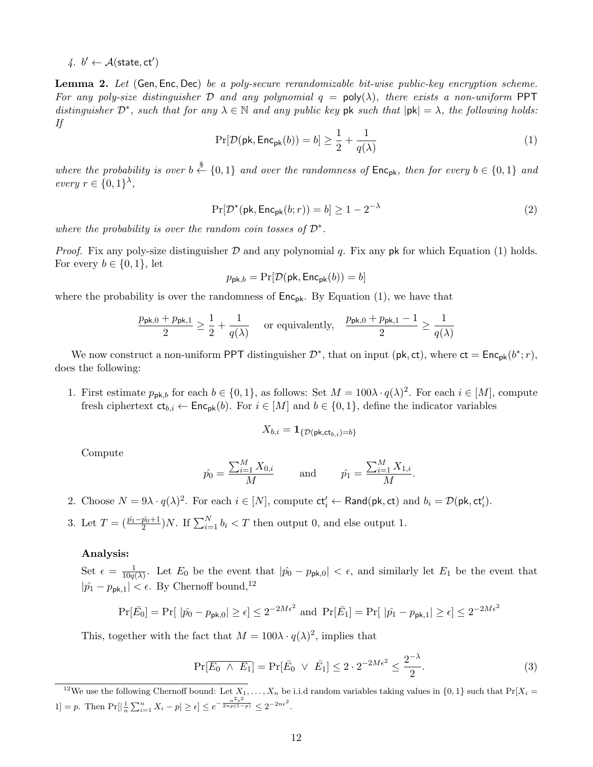4. $b' \leftarrow \mathcal{A}(\mathsf{state}, \mathsf{ct}')$

**Lemma 2.** *Let* (Gen, Enc, Dec) *be a poly-secure rerandomizable bit-wise public-key encryption scheme. For any poly-size distinguisher $\mathcal{D}$ and any polynomial $q = \mathsf{poly}(\lambda)$, there exists a non-uniform* PPT *distinguisher $\mathcal{D}^*$, such that for any $\lambda \in \mathbb{N}$ and any public key* pk *such that $|\mathsf{pk}| = \lambda$, the following holds: If*

$$\Pr[\mathcal{D}(\mathsf{pk}, \mathsf{Enc}_{\mathsf{pk}}(b)) = b] \geq \frac{1}{2} + \frac{1}{q(\lambda)} \tag{1}$$

*where the probability is over $b \xleftarrow{\$} \{0,1\}$ and over the randomness of $\mathsf{Enc}_{\mathsf{pk}}$, then for every $b \in \{0,1\}$ and every $r \in \{0,1\}^\lambda$,*

$$\Pr[\mathcal{D}^*(\mathsf{pk}, \mathsf{Enc}_{\mathsf{pk}}(b; r)) = b] \geq 1 - 2^{-\lambda} \tag{2}$$

*where the probability is over the random coin tosses of $\mathcal{D}^*$.*

*Proof.* Fix any poly-size distinguisher $\mathcal{D}$ and any polynomial $q$. Fix any pk for which Equation (1) holds. For every $b \in \{0,1\}$, let

$$p_{\mathsf{pk},b} = \Pr[\mathcal{D}(\mathsf{pk}, \mathsf{Enc}_{\mathsf{pk}}(b)) = b]$$

where the probability is over the randomness of $\mathsf{Enc}_{\mathsf{pk}}$. By Equation (1), we have that

$$\frac{p_{\mathsf{pk},0} + p_{\mathsf{pk},1}}{2} \geq \frac{1}{2} + \frac{1}{q(\lambda)} \quad \text{ or equivalently, } \quad \frac{p_{\mathsf{pk},0} + p_{\mathsf{pk},1} - 1}{2} \geq \frac{1}{q(\lambda)}$$

We now construct a non-uniform PPT distinguisher $\mathcal{D}^*$, that on input $(\mathsf{pk}, \mathsf{ct})$, where $\mathsf{ct} = \mathsf{Enc}_{\mathsf{pk}}(b^*; r)$, does the following:

1. First estimate $p_{\mathsf{pk},b}$ for each $b \in \{0,1\}$, as follows: Set $M = 100\lambda \cdot q(\lambda)^2$. For each $i \in [M]$, compute fresh ciphertext $\mathsf{ct}_{b,i} \leftarrow \mathsf{Enc}_{\mathsf{pk}}(b)$. For $i \in [M]$ and $b \in \{0,1\}$, define the indicator variables

$$X_{b,i} = \mathbf{1}_{\{\mathcal{D}(\mathsf{pk}, \mathsf{ct}_{b,i}) = b\}}$$

   Compute

$$\hat{p_0} = \frac{\sum_{i=1}^M X_{0,i}}{M} \qquad \text{and} \qquad \hat{p_1} = \frac{\sum_{i=1}^M X_{1,i}}{M}.$$

2. Choose $N = 9\lambda \cdot q(\lambda)^2$. For each $i \in [N]$, compute $\mathsf{ct}'_i \leftarrow \mathsf{Rand}(\mathsf{pk}, \mathsf{ct})$ and $b_i = \mathcal{D}(\mathsf{pk}, \mathsf{ct}'_i)$.

3. Let $T = (\frac{\hat{p_1} - \hat{p_0} + 1}{2})N$. If $\sum_{i=1}^N b_i < T$ then output 0, and else output 1.

**Analysis:**

Set $\epsilon = \frac{1}{10q(\lambda)}$. Let $E_0$ be the event that $|\hat{p_0} - p_{\mathsf{pk},0}| < \epsilon$, and similarly let $E_1$ be the event that $|\hat{p_1} - p_{\mathsf{pk},1}| < \epsilon$. By Chernoff bound,[12]

$$\Pr[\bar{E_0}] = \Pr[\ |\hat{p_0} - p_{\mathsf{pk},0}| \geq \epsilon] \leq 2^{-2M\epsilon^2} \text{ and } \Pr[\bar{E_1}] = \Pr[\ |\hat{p_1} - p_{\mathsf{pk},1}| \geq \epsilon] \leq 2^{-2M\epsilon^2}$$

This, together with the fact that $M = 100\lambda \cdot q(\lambda)^2$, implies that

$$\Pr[\overline{E_0 \ \wedge \ E_1}] = \Pr[\bar{E_0} \ \vee \ \bar{E_1}] \leq 2 \cdot 2^{-2M\epsilon^2} \leq \frac{2^{-\lambda}}{2}. \tag{3}$$

[12] We use the following Chernoff bound: Let $X_1, \ldots, X_n$ be i.i.d random variables taking values in $\{0,1\}$ such that $\Pr[X_i = 1] = p$. Then $\Pr[|\frac{1}{n}\sum_{i=1}^n X_i - p| \geq \epsilon] \leq e^{-\frac{n^2\epsilon^2}{2np(1-p)}} \leq 2^{-2n\epsilon^2}$.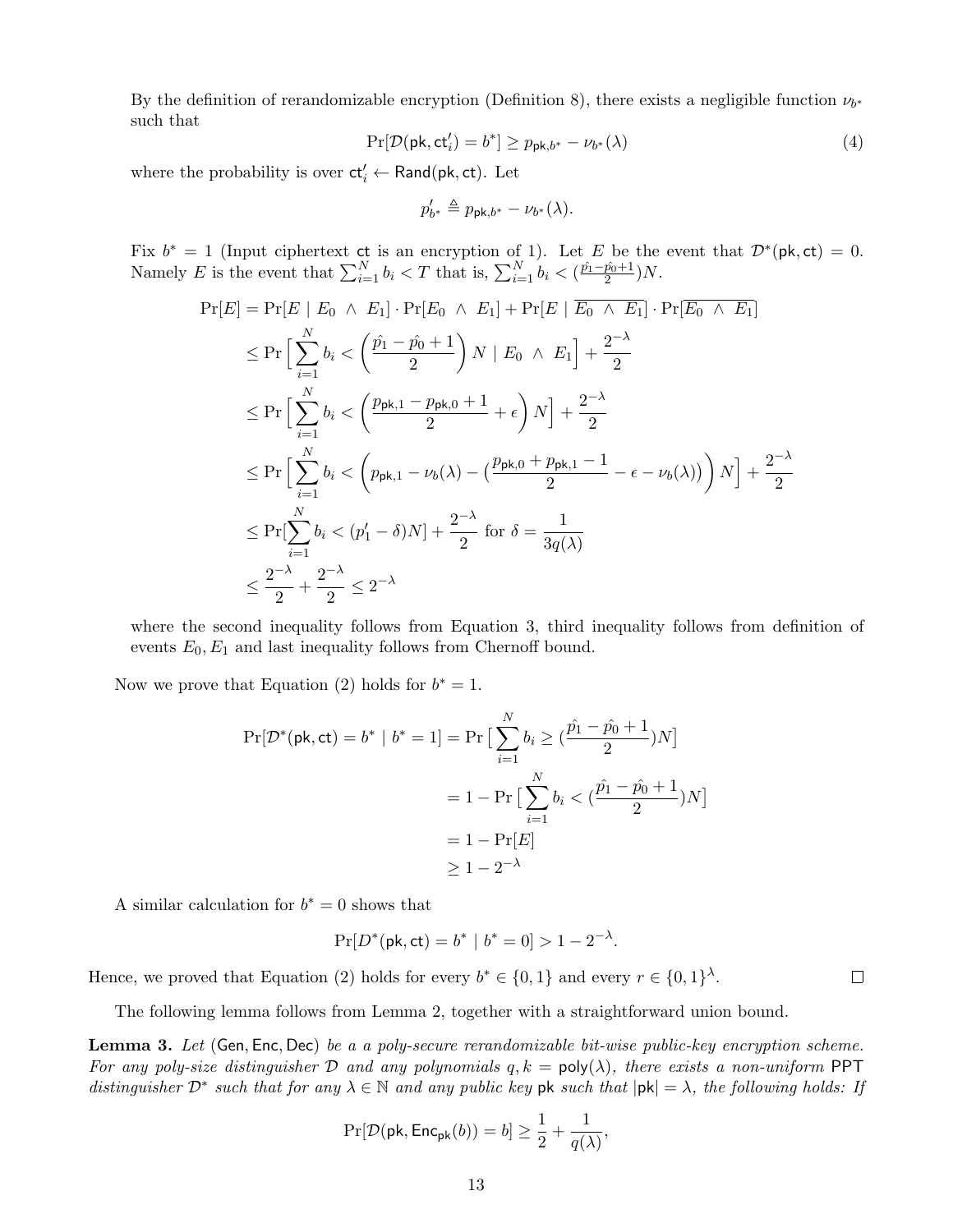By the definition of rerandomizable encryption (Definition 8), there exists a negligible function $\nu_{b^*}$ such that

$$\Pr[\mathcal{D}(\mathsf{pk}, \mathsf{ct}'_i) = b^*] \geq p_{\mathsf{pk},b^*} - \nu_{b^*}(\lambda) \tag{4}$$

where the probability is over $\mathsf{ct}'_i \leftarrow \mathsf{Rand}(\mathsf{pk}, \mathsf{ct})$. Let

$$p'_{b^*} \triangleq p_{\mathsf{pk},b^*} - \nu_{b^*}(\lambda).$$

Fix $b^* = 1$ (Input ciphertext $\mathsf{ct}$ is an encryption of 1). Let $E$ be the event that $\mathcal{D}^*(\mathsf{pk}, \mathsf{ct}) = 0$. Namely $E$ is the event that $\sum_{i=1}^{N} b_i < T$ that is, $\sum_{i=1}^{N} b_i < (\frac{\hat{p_1} - \hat{p_0} + 1}{2})N$.

$$\begin{aligned}
\Pr[E] &= \Pr[E \mid E_0 \ \wedge \ E_1] \cdot \Pr[E_0 \ \wedge \ E_1] + \Pr[E \mid \overline{E_0 \ \wedge \ E_1}] \cdot \Pr[\overline{E_0 \ \wedge \ E_1}] \\
&\leq \Pr\Big[\sum_{i=1}^{N} b_i < \Big(\frac{\hat{p_1} - \hat{p_0} + 1}{2}\Big) N \mid E_0 \ \wedge \ E_1\Big] + \frac{2^{-\lambda}}{2} \\
&\leq \Pr\Big[\sum_{i=1}^{N} b_i < \Big(\frac{p_{\mathsf{pk},1} - p_{\mathsf{pk},0} + 1}{2} + \epsilon\Big) N\Big] + \frac{2^{-\lambda}}{2} \\
&\leq \Pr\Big[\sum_{i=1}^{N} b_i < \Big(p_{\mathsf{pk},1} - \nu_b(\lambda) - \big(\frac{p_{\mathsf{pk},0} + p_{\mathsf{pk},1} - 1}{2} - \epsilon - \nu_b(\lambda)\big)\Big) N\Big] + \frac{2^{-\lambda}}{2} \\
&\leq \Pr[\sum_{i=1}^{N} b_i < (p'_1 - \delta)N] + \frac{2^{-\lambda}}{2} \text{ for } \delta = \frac{1}{3q(\lambda)} \\
&\leq \frac{2^{-\lambda}}{2} + \frac{2^{-\lambda}}{2} \leq 2^{-\lambda}
\end{aligned}$$

where the second inequality follows from Equation 3, third inequality follows from definition of events $E_0, E_1$ and last inequality follows from Chernoff bound.

Now we prove that Equation (2) holds for $b^* = 1$.

$$\begin{aligned}
\Pr[\mathcal{D}^*(\mathsf{pk}, \mathsf{ct}) = b^* \mid b^* = 1] &= \Pr\big[\sum_{i=1}^{N} b_i \geq (\frac{\hat{p_1} - \hat{p_0} + 1}{2})N\big] \\
&= 1 - \Pr\big[\sum_{i=1}^{N} b_i < (\frac{\hat{p_1} - \hat{p_0} + 1}{2})N\big] \\
&= 1 - \Pr[E] \\
&\geq 1 - 2^{-\lambda}
\end{aligned}$$

A similar calculation for $b^* = 0$ shows that

$$\Pr[D^*(\mathsf{pk}, \mathsf{ct}) = b^* \mid b^* = 0] > 1 - 2^{-\lambda}.$$

Hence, we proved that Equation (2) holds for every $b^* \in \{0, 1\}$ and every $r \in \{0, 1\}^{\lambda}$. □

The following lemma follows from Lemma 2, together with a straightforward union bound.

**Lemma 3.** *Let* $(\mathsf{Gen}, \mathsf{Enc}, \mathsf{Dec})$ *be a a poly-secure rerandomizable bit-wise public-key encryption scheme. For any poly-size distinguisher* $\mathcal{D}$ *and any polynomials* $q, k = \mathsf{poly}(\lambda)$*, there exists a non-uniform* PPT *distinguisher* $\mathcal{D}^*$ *such that for any* $\lambda \in \mathbb{N}$ *and any public key* $\mathsf{pk}$ *such that* $|\mathsf{pk}| = \lambda$*, the following holds: If*

$$\Pr[\mathcal{D}(\mathsf{pk}, \mathsf{Enc}_{\mathsf{pk}}(b)) = b] \geq \frac{1}{2} + \frac{1}{q(\lambda)},$$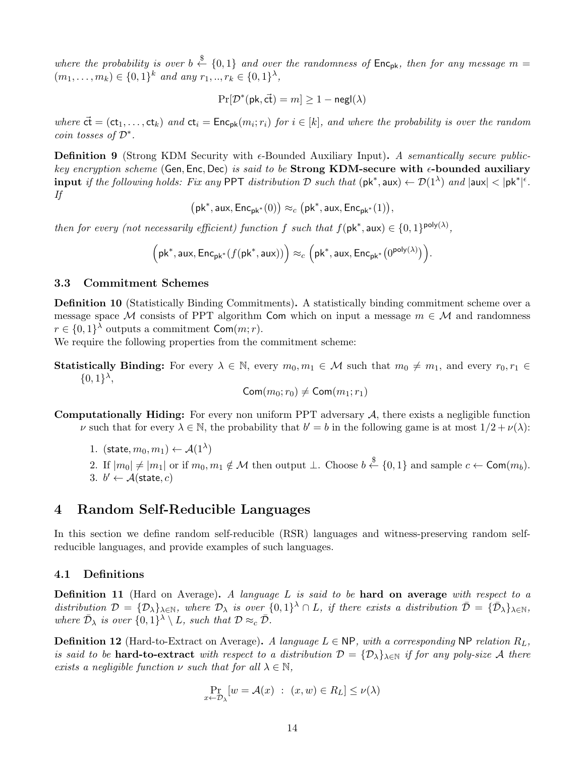*where the probability is over* $b \xleftarrow{\$} \{0,1\}$ *and over the randomness of* $\mathsf{Enc}_{\mathsf{pk}}$*, then for any message* $m = (m_1, \ldots, m_k) \in \{0,1\}^k$ *and any* $r_1, .., r_k \in \{0,1\}^\lambda$*,*

$$\Pr[\mathcal{D}^*(\mathsf{pk}, \vec{\mathsf{ct}}) = m] \geq 1 - \mathsf{negl}(\lambda)$$

*where* $\vec{\mathsf{ct}} = (\mathsf{ct}_1, \ldots, \mathsf{ct}_k)$ *and* $\mathsf{ct}_i = \mathsf{Enc}_{\mathsf{pk}}(m_i; r_i)$ *for* $i \in [k]$*, and where the probability is over the random coin tosses of* $\mathcal{D}^*$*.*

**Definition 9** (Strong KDM Security with $\epsilon$-Bounded Auxiliary Input)**.** *A semantically secure public-key encryption scheme* $(\mathsf{Gen}, \mathsf{Enc}, \mathsf{Dec})$ *is said to be* **Strong KDM-secure with $\epsilon$-bounded auxiliary input** *if the following holds: Fix any* PPT *distribution* $\mathcal{D}$ *such that* $(\mathsf{pk}^*, \mathsf{aux}) \leftarrow \mathcal{D}(1^\lambda)$ *and* $|\mathsf{aux}| < |\mathsf{pk}^*|^\epsilon$*. If*

$$\left(\mathsf{pk}^*, \mathsf{aux}, \mathsf{Enc}_{\mathsf{pk}^*}(0)\right) \approx_c \left(\mathsf{pk}^*, \mathsf{aux}, \mathsf{Enc}_{\mathsf{pk}^*}(1)\right),$$

*then for every (not necessarily efficient) function* $f$ *such that* $f(\mathsf{pk}^*, \mathsf{aux}) \in \{0,1\}^{\mathsf{poly}(\lambda)}$*,*

$$\Big(\mathsf{pk}^*, \mathsf{aux}, \mathsf{Enc}_{\mathsf{pk}^*}(f(\mathsf{pk}^*, \mathsf{aux}))\Big) \approx_c \Big(\mathsf{pk}^*, \mathsf{aux}, \mathsf{Enc}_{\mathsf{pk}^*}\big(0^{\mathsf{poly}(\lambda)}\big)\Big).$$

### 3.3 Commitment Schemes

**Definition 10** (Statistically Binding Commitments)**.** A statistically binding commitment scheme over a message space $\mathcal{M}$ consists of PPT algorithm $\mathsf{Com}$ which on input a message $m \in \mathcal{M}$ and randomness $r \in \{0,1\}^\lambda$ outputs a commitment $\mathsf{Com}(m; r)$.
We require the following properties from the commitment scheme:

**Statistically Binding:** For every $\lambda \in \mathbb{N}$, every $m_0, m_1 \in \mathcal{M}$ such that $m_0 \neq m_1$, and every $r_0, r_1 \in \{0,1\}^\lambda$,

$$\mathsf{Com}(m_0; r_0) \neq \mathsf{Com}(m_1; r_1)$$

**Computationally Hiding:** For every non uniform PPT adversary $\mathcal{A}$, there exists a negligible function $\nu$ such that for every $\lambda \in \mathbb{N}$, the probability that $b' = b$ in the following game is at most $1/2 + \nu(\lambda)$:

1. $(\mathsf{state}, m_0, m_1) \leftarrow \mathcal{A}(1^\lambda)$
2. If $|m_0| \neq |m_1|$ or if $m_0, m_1 \notin \mathcal{M}$ then output $\perp$. Choose $b \xleftarrow{\$} \{0,1\}$ and sample $c \leftarrow \mathsf{Com}(m_b)$.
3. $b' \leftarrow \mathcal{A}(\mathsf{state}, c)$

## 4 Random Self-Reducible Languages

In this section we define random self-reducible (RSR) languages and witness-preserving random self-reducible languages, and provide examples of such languages.

### 4.1 Definitions

**Definition 11** (Hard on Average)**.** *A language* $L$ *is said to be* **hard on average** *with respect to a distribution* $\mathcal{D} = \{\mathcal{D}_\lambda\}_{\lambda \in \mathbb{N}}$*, where* $\mathcal{D}_\lambda$ *is over* $\{0,1\}^\lambda \cap L$*, if there exists a distribution* $\bar{\mathcal{D}} = \{\bar{\mathcal{D}}_\lambda\}_{\lambda \in \mathbb{N}}$*, where* $\bar{\mathcal{D}}_\lambda$ *is over* $\{0,1\}^\lambda \setminus L$*, such that* $\mathcal{D} \approx_c \bar{\mathcal{D}}$*.*

**Definition 12** (Hard-to-Extract on Average)**.** *A language* $L \in \mathsf{NP}$*, with a corresponding* $\mathsf{NP}$ *relation* $R_L$*, is said to be* **hard-to-extract** *with respect to a distribution* $\mathcal{D} = \{\mathcal{D}_\lambda\}_{\lambda \in \mathbb{N}}$ *if for any poly-size* $\mathcal{A}$ *there exists a negligible function* $\nu$ *such that for all* $\lambda \in \mathbb{N}$*,*

$$\Pr_{x \leftarrow \mathcal{D}_\lambda}[w = \mathcal{A}(x) \ : \ (x, w) \in R_L] \leq \nu(\lambda)$$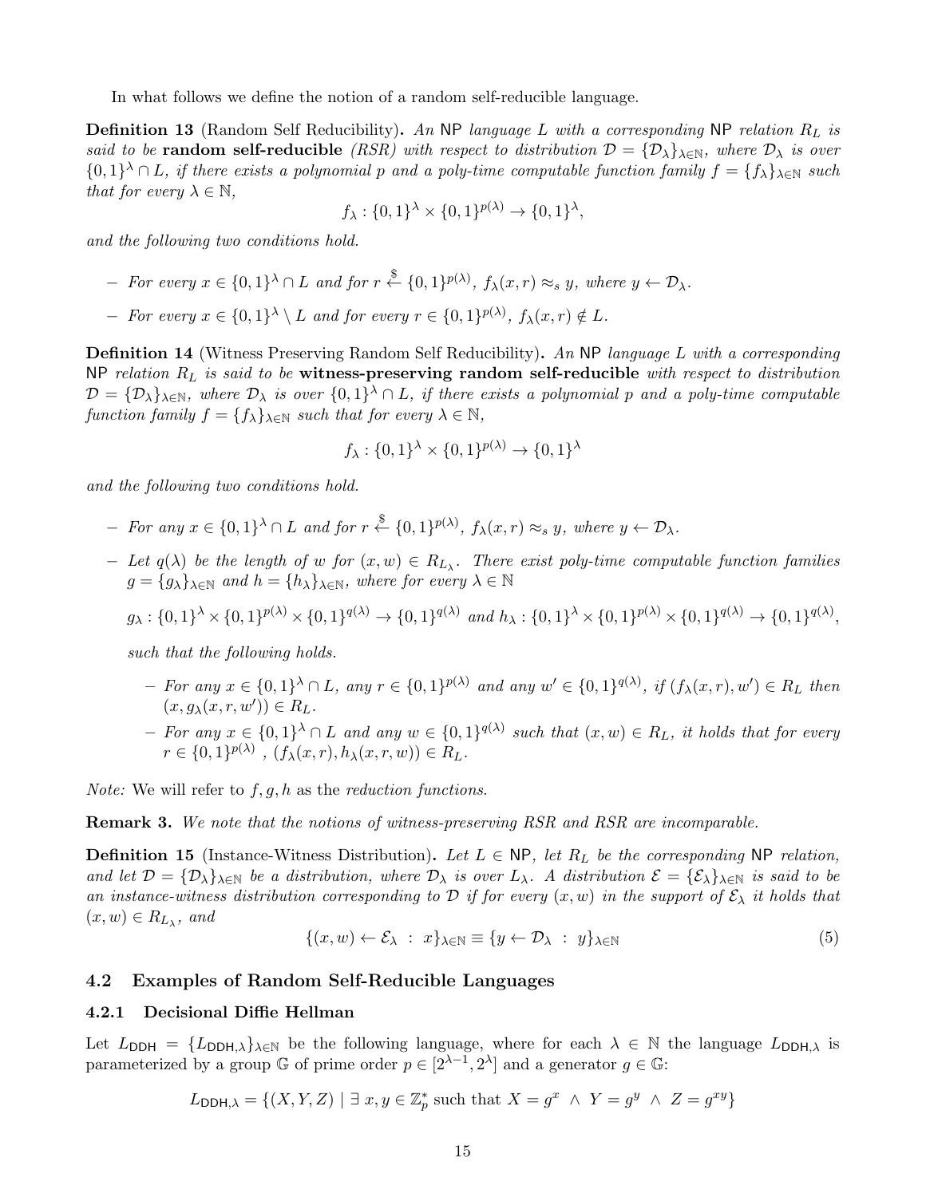In what follows we define the notion of a random self-reducible language.

**Definition 13** (Random Self Reducibility)**.** *An* NP *language $L$ with a corresponding* NP *relation $R_L$ is said to be* **random self-reducible** *(RSR) with respect to distribution $\mathcal{D} = \{\mathcal{D}_\lambda\}_{\lambda \in \mathbb{N}}$, where $\mathcal{D}_\lambda$ is over $\{0,1\}^\lambda \cap L$, if there exists a polynomial $p$ and a poly-time computable function family $f = \{f_\lambda\}_{\lambda\in\mathbb{N}}$ such that for every $\lambda \in \mathbb{N}$,*

$$f_\lambda : \{0,1\}^\lambda \times \{0,1\}^{p(\lambda)} \to \{0,1\}^\lambda,$$

*and the following two conditions hold.*

- *For every $x \in \{0,1\}^\lambda \cap L$ and for $r \xleftarrow{\$} \{0,1\}^{p(\lambda)}$, $f_\lambda(x,r) \approx_s y$, where $y \leftarrow \mathcal{D}_\lambda$.*
- *For every $x \in \{0,1\}^\lambda \setminus L$ and for every $r \in \{0,1\}^{p(\lambda)}$, $f_\lambda(x,r) \notin L$.*

**Definition 14** (Witness Preserving Random Self Reducibility)**.** *An* NP *language $L$ with a corresponding* NP *relation $R_L$ is said to be* **witness-preserving random self-reducible** *with respect to distribution $\mathcal{D} = \{\mathcal{D}_\lambda\}_{\lambda \in \mathbb{N}}$, where $\mathcal{D}_\lambda$ is over $\{0,1\}^\lambda \cap L$, if there exists a polynomial $p$ and a poly-time computable function family $f = \{f_\lambda\}_{\lambda\in\mathbb{N}}$ such that for every $\lambda \in \mathbb{N}$,*

$$f_\lambda : \{0,1\}^\lambda \times \{0,1\}^{p(\lambda)} \to \{0,1\}^\lambda$$

*and the following two conditions hold.*

- *For any $x \in \{0,1\}^\lambda \cap L$ and for $r \xleftarrow{\$} \{0,1\}^{p(\lambda)}$, $f_\lambda(x,r) \approx_s y$, where $y \leftarrow \mathcal{D}_\lambda$.*
- *Let $q(\lambda)$ be the length of $w$ for $(x,w) \in R_{L_\lambda}$. There exist poly-time computable function families $g = \{g_\lambda\}_{\lambda\in\mathbb{N}}$ and $h = \{h_\lambda\}_{\lambda\in\mathbb{N}}$, where for every $\lambda \in \mathbb{N}$*

  $g_\lambda : \{0,1\}^\lambda \times \{0,1\}^{p(\lambda)} \times \{0,1\}^{q(\lambda)} \to \{0,1\}^{q(\lambda)}$ *and* $h_\lambda : \{0,1\}^\lambda \times \{0,1\}^{p(\lambda)} \times \{0,1\}^{q(\lambda)} \to \{0,1\}^{q(\lambda)}$,

  *such that the following holds.*

  - *For any $x \in \{0,1\}^\lambda \cap L$, any $r \in \{0,1\}^{p(\lambda)}$ and any $w' \in \{0,1\}^{q(\lambda)}$, if $(f_\lambda(x,r), w') \in R_L$ then $(x, g_\lambda(x,r,w')) \in R_L$.*
  - *For any $x \in \{0,1\}^\lambda \cap L$ and any $w \in \{0,1\}^{q(\lambda)}$ such that $(x,w) \in R_L$, it holds that for every $r \in \{0,1\}^{p(\lambda)}$ , $(f_\lambda(x,r), h_\lambda(x,r,w)) \in R_L$.*

*Note:* We will refer to $f, g, h$ as the *reduction functions*.

**Remark 3.** *We note that the notions of witness-preserving RSR and RSR are incomparable.*

**Definition 15** (Instance-Witness Distribution)**.** *Let $L \in$ NP, let $R_L$ be the corresponding* NP *relation, and let $\mathcal{D} = \{\mathcal{D}_\lambda\}_{\lambda\in\mathbb{N}}$ be a distribution, where $\mathcal{D}_\lambda$ is over $L_\lambda$. A distribution $\mathcal{E} = \{\mathcal{E}_\lambda\}_{\lambda\in\mathbb{N}}$ is said to be an instance-witness distribution corresponding to $\mathcal{D}$ if for every $(x,w)$ in the support of $\mathcal{E}_\lambda$ it holds that $(x,w) \in R_{L_\lambda}$, and*

$$\{(x,w) \leftarrow \mathcal{E}_\lambda \ : \ x\}_{\lambda\in\mathbb{N}} \equiv \{y \leftarrow \mathcal{D}_\lambda \ : \ y\}_{\lambda\in\mathbb{N}} \tag{5}$$

### 4.2 Examples of Random Self-Reducible Languages

#### 4.2.1 Decisional Diffie Hellman

Let $L_{\mathsf{DDH}} = \{L_{\mathsf{DDH},\lambda}\}_{\lambda\in\mathbb{N}}$ be the following language, where for each $\lambda \in \mathbb{N}$ the language $L_{\mathsf{DDH},\lambda}$ is parameterized by a group $\mathbb{G}$ of prime order $p \in [2^{\lambda-1}, 2^\lambda]$ and a generator $g \in \mathbb{G}$:

$$L_{\mathsf{DDH},\lambda} = \{(X,Y,Z) \mid \exists\, x,y \in \mathbb{Z}_p^* \text{ such that } X = g^x \ \wedge\ Y = g^y \ \wedge\ Z = g^{xy}\}$$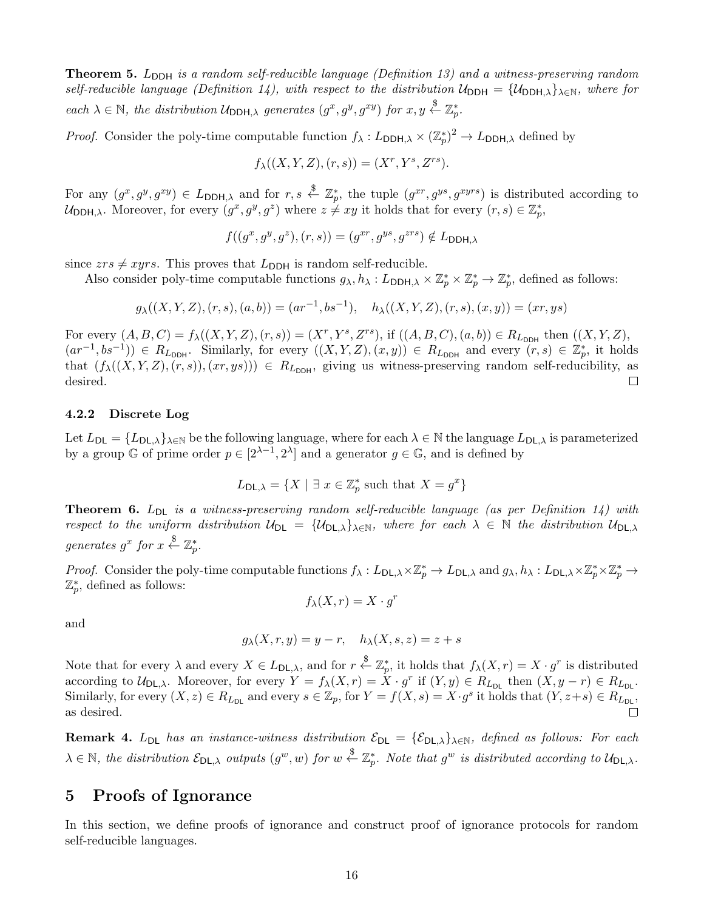**Theorem 5.** *$L_{\mathsf{DDH}}$ is a random self-reducible language (Definition 13) and a witness-preserving random self-reducible language (Definition 14), with respect to the distribution $\mathcal{U}_{\mathsf{DDH}} = \{\mathcal{U}_{\mathsf{DDH},\lambda}\}_{\lambda \in \mathbb{N}}$, where for each $\lambda \in \mathbb{N}$, the distribution $\mathcal{U}_{\mathsf{DDH},\lambda}$ generates $(g^x, g^y, g^{xy})$ for $x, y \xleftarrow{\$} \mathbb{Z}_p^*$.*

*Proof.* Consider the poly-time computable function $f_\lambda : L_{\mathsf{DDH},\lambda} \times (\mathbb{Z}_p^*)^2 \to L_{\mathsf{DDH},\lambda}$ defined by

$$f_\lambda((X, Y, Z), (r, s)) = (X^r, Y^s, Z^{rs}).$$

For any $(g^x, g^y, g^{xy}) \in L_{\mathsf{DDH},\lambda}$ and for $r, s \xleftarrow{\$} \mathbb{Z}_p^*$, the tuple $(g^{xr}, g^{ys}, g^{xyrs})$ is distributed according to $\mathcal{U}_{\mathsf{DDH},\lambda}$. Moreover, for every $(g^x, g^y, g^z)$ where $z \neq xy$ it holds that for every $(r, s) \in \mathbb{Z}_p^*$,

$$f((g^x, g^y, g^z), (r, s)) = (g^{xr}, g^{ys}, g^{zrs}) \notin L_{\mathsf{DDH},\lambda}$$

since $zrs \neq xyrs$. This proves that $L_{\mathsf{DDH}}$ is random self-reducible.

Also consider poly-time computable functions $g_\lambda, h_\lambda : L_{\mathsf{DDH},\lambda} \times \mathbb{Z}_p^* \times \mathbb{Z}_p^* \to \mathbb{Z}_p^*$, defined as follows:

$$g_\lambda((X, Y, Z), (r, s), (a, b)) = (ar^{-1}, bs^{-1}), \quad h_\lambda((X, Y, Z), (r, s), (x, y)) = (xr, ys)$$

For every $(A, B, C) = f_\lambda((X, Y, Z), (r, s)) = (X^r, Y^s, Z^{rs})$, if $((A, B, C), (a, b)) \in R_{L_{\mathsf{DDH}}}$ then $((X, Y, Z), (ar^{-1}, bs^{-1})) \in R_{L_{\mathsf{DDH}}}$. Similarly, for every $((X, Y, Z), (x, y)) \in R_{L_{\mathsf{DDH}}}$ and every $(r, s) \in \mathbb{Z}_p^*$, it holds that $(f_\lambda((X, Y, Z), (r, s)), (xr, ys))) \in R_{L_{\mathsf{DDH}}}$, giving us witness-preserving random self-reducibility, as desired. □

#### 4.2.2 Discrete Log

Let $L_{\mathsf{DL}} = \{L_{\mathsf{DL},\lambda}\}_{\lambda \in \mathbb{N}}$ be the following language, where for each $\lambda \in \mathbb{N}$ the language $L_{\mathsf{DL},\lambda}$ is parameterized by a group $\mathbb{G}$ of prime order $p \in [2^{\lambda-1}, 2^\lambda]$ and a generator $g \in \mathbb{G}$, and is defined by

$$L_{\mathsf{DL},\lambda} = \{X \mid \exists\, x \in \mathbb{Z}_p^* \text{ such that } X = g^x\}$$

**Theorem 6.** *$L_{\mathsf{DL}}$ is a witness-preserving random self-reducible language (as per Definition 14) with respect to the uniform distribution $\mathcal{U}_{\mathsf{DL}} = \{\mathcal{U}_{\mathsf{DL},\lambda}\}_{\lambda \in \mathbb{N}}$, where for each $\lambda \in \mathbb{N}$ the distribution $\mathcal{U}_{\mathsf{DL},\lambda}$ generates $g^x$ for $x \xleftarrow{\$} \mathbb{Z}_p^*$.*

*Proof.* Consider the poly-time computable functions $f_\lambda : L_{\mathsf{DL},\lambda} \times \mathbb{Z}_p^* \to L_{\mathsf{DL},\lambda}$ and $g_\lambda, h_\lambda : L_{\mathsf{DL},\lambda} \times \mathbb{Z}_p^* \times \mathbb{Z}_p^* \to \mathbb{Z}_p^*$, defined as follows:

$$f_\lambda(X, r) = X \cdot g^r$$

and

$$g_\lambda(X, r, y) = y - r, \quad h_\lambda(X, s, z) = z + s$$

Note that for every $\lambda$ and every $X \in L_{\mathsf{DL},\lambda}$, and for $r \xleftarrow{\$} \mathbb{Z}_p^*$, it holds that $f_\lambda(X, r) = X \cdot g^r$ is distributed according to $\mathcal{U}_{\mathsf{DL},\lambda}$. Moreover, for every $Y = f_\lambda(X, r) = X \cdot g^r$ if $(Y, y) \in R_{L_{\mathsf{DL}}}$ then $(X, y - r) \in R_{L_{\mathsf{DL}}}$. Similarly, for every $(X, z) \in R_{L_{\mathsf{DL}}}$ and every $s \in \mathbb{Z}_p$, for $Y = f(X, s) = X \cdot g^s$ it holds that $(Y, z + s) \in R_{L_{\mathsf{DL}}}$, as desired. □

**Remark 4.** *$L_{\mathsf{DL}}$ has an instance-witness distribution $\mathcal{E}_{\mathsf{DL}} = \{\mathcal{E}_{\mathsf{DL},\lambda}\}_{\lambda \in \mathbb{N}}$, defined as follows: For each $\lambda \in \mathbb{N}$, the distribution $\mathcal{E}_{\mathsf{DL},\lambda}$ outputs $(g^w, w)$ for $w \xleftarrow{\$} \mathbb{Z}_p^*$. Note that $g^w$ is distributed according to $\mathcal{U}_{\mathsf{DL},\lambda}$.*

## 5 Proofs of Ignorance

In this section, we define proofs of ignorance and construct proof of ignorance protocols for random self-reducible languages.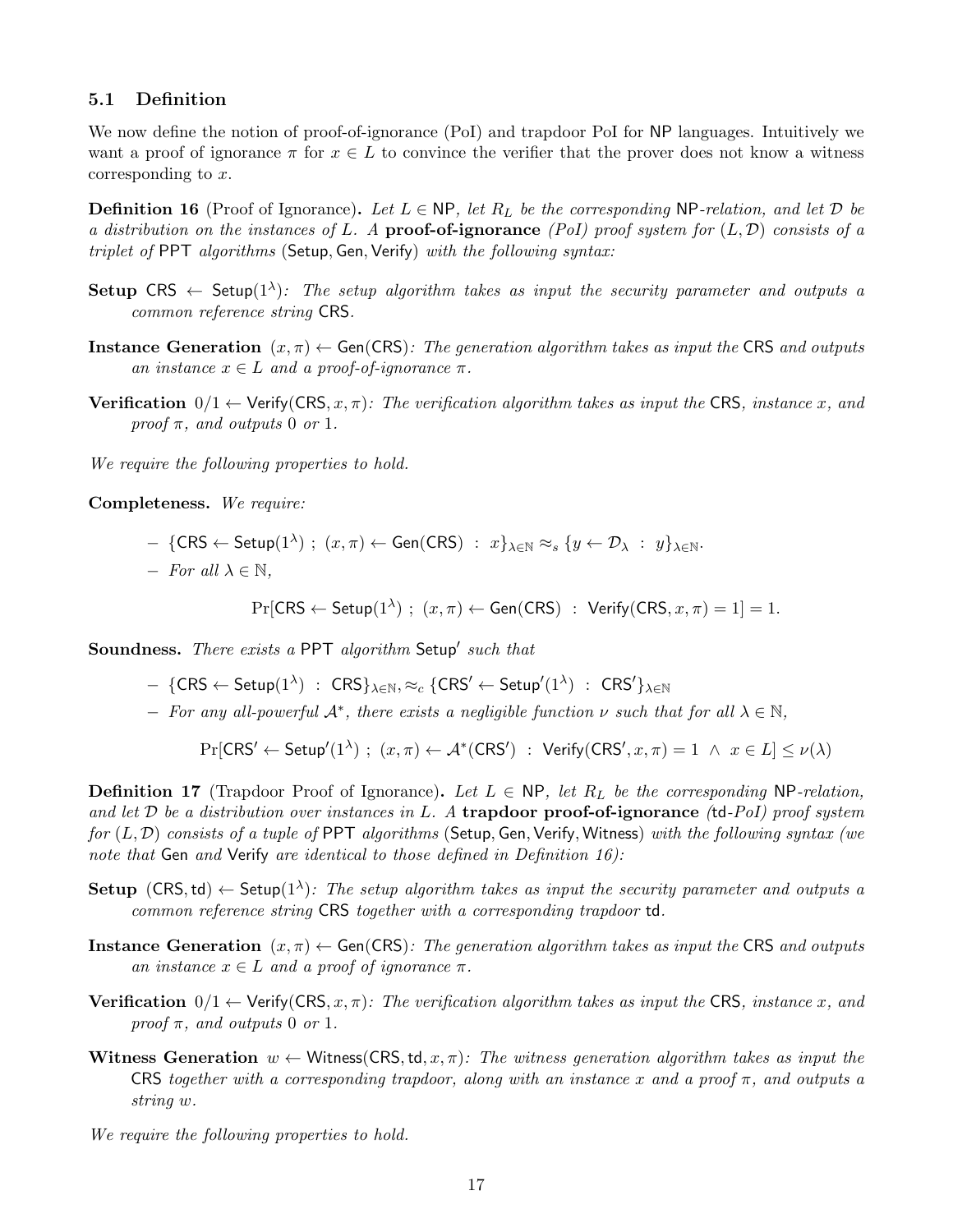### 5.1 Definition

We now define the notion of proof-of-ignorance (PoI) and trapdoor PoI for NP languages. Intuitively we want a proof of ignorance $\pi$ for $x \in L$ to convince the verifier that the prover does not know a witness corresponding to $x$.

**Definition 16** (Proof of Ignorance)**.** *Let $L \in \mathsf{NP}$, let $R_L$ be the corresponding $\mathsf{NP}$-relation, and let $\mathcal{D}$ be a distribution on the instances of $L$. A* **proof-of-ignorance** *(PoI) proof system for $(L, \mathcal{D})$ consists of a triplet of* PPT *algorithms* $(\mathsf{Setup}, \mathsf{Gen}, \mathsf{Verify})$ *with the following syntax:*

**Setup** $\mathsf{CRS} \leftarrow \mathsf{Setup}(1^\lambda)$*: The setup algorithm takes as input the security parameter and outputs a common reference string* $\mathsf{CRS}$*.*

**Instance Generation** $(x, \pi) \leftarrow \mathsf{Gen}(\mathsf{CRS})$*: The generation algorithm takes as input the* $\mathsf{CRS}$ *and outputs an instance $x \in L$ and a proof-of-ignorance $\pi$.*

**Verification** $0/1 \leftarrow \mathsf{Verify}(\mathsf{CRS}, x, \pi)$*: The verification algorithm takes as input the* $\mathsf{CRS}$*, instance $x$, and proof $\pi$, and outputs 0 or 1.*

*We require the following properties to hold.*

**Completeness.** *We require:*

- $\{\mathsf{CRS} \leftarrow \mathsf{Setup}(1^\lambda)\ ;\ (x, \pi) \leftarrow \mathsf{Gen}(\mathsf{CRS})\ :\ x\}_{\lambda \in \mathbb{N}} \approx_s \{y \leftarrow \mathcal{D}_\lambda\ :\ y\}_{\lambda \in \mathbb{N}}$.
- *For all $\lambda \in \mathbb{N}$,*

$$\Pr[\mathsf{CRS} \leftarrow \mathsf{Setup}(1^\lambda)\ ;\ (x, \pi) \leftarrow \mathsf{Gen}(\mathsf{CRS})\ :\ \mathsf{Verify}(\mathsf{CRS}, x, \pi) = 1] = 1.$$

**Soundness.** *There exists a* PPT *algorithm* $\mathsf{Setup}'$ *such that*

- $\{\mathsf{CRS} \leftarrow \mathsf{Setup}(1^\lambda)\ :\ \mathsf{CRS}\}_{\lambda \in \mathbb{N}}, \approx_c \{\mathsf{CRS}' \leftarrow \mathsf{Setup}'(1^\lambda)\ :\ \mathsf{CRS}'\}_{\lambda \in \mathbb{N}}$
- *For any all-powerful $\mathcal{A}^*$, there exists a negligible function $\nu$ such that for all $\lambda \in \mathbb{N}$,*

$$\Pr[\mathsf{CRS}' \leftarrow \mathsf{Setup}'(1^\lambda)\ ;\ (x, \pi) \leftarrow \mathcal{A}^*(\mathsf{CRS}')\ :\ \mathsf{Verify}(\mathsf{CRS}', x, \pi) = 1\ \wedge\ x \in L] \leq \nu(\lambda)$$

**Definition 17** (Trapdoor Proof of Ignorance)**.** *Let $L \in \mathsf{NP}$, let $R_L$ be the corresponding $\mathsf{NP}$-relation, and let $\mathcal{D}$ be a distribution over instances in $L$. A* **trapdoor proof-of-ignorance** *(td-PoI) proof system for $(L, \mathcal{D})$ consists of a tuple of* PPT *algorithms* $(\mathsf{Setup}, \mathsf{Gen}, \mathsf{Verify}, \mathsf{Witness})$ *with the following syntax (we note that* $\mathsf{Gen}$ *and* $\mathsf{Verify}$ *are identical to those defined in Definition 16):*

**Setup** $(\mathsf{CRS}, \mathsf{td}) \leftarrow \mathsf{Setup}(1^\lambda)$*: The setup algorithm takes as input the security parameter and outputs a common reference string* $\mathsf{CRS}$ *together with a corresponding trapdoor* $\mathsf{td}$*.*

**Instance Generation** $(x, \pi) \leftarrow \mathsf{Gen}(\mathsf{CRS})$*: The generation algorithm takes as input the* $\mathsf{CRS}$ *and outputs an instance $x \in L$ and a proof of ignorance $\pi$.*

**Verification** $0/1 \leftarrow \mathsf{Verify}(\mathsf{CRS}, x, \pi)$*: The verification algorithm takes as input the* $\mathsf{CRS}$*, instance $x$, and proof $\pi$, and outputs 0 or 1.*

**Witness Generation** $w \leftarrow \mathsf{Witness}(\mathsf{CRS}, \mathsf{td}, x, \pi)$*: The witness generation algorithm takes as input the* $\mathsf{CRS}$ *together with a corresponding trapdoor, along with an instance $x$ and a proof $\pi$, and outputs a string $w$.*

*We require the following properties to hold.*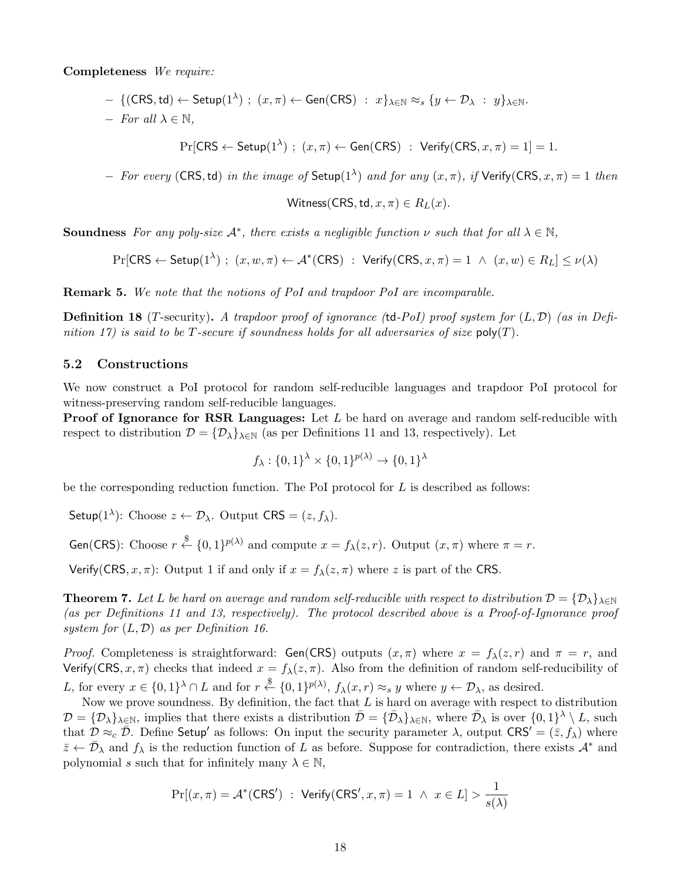**Completeness** *We require:*

- $\{(\mathsf{CRS}, \mathsf{td}) \leftarrow \mathsf{Setup}(1^\lambda)\ ;\ (x, \pi) \leftarrow \mathsf{Gen}(\mathsf{CRS})\ :\ x\}_{\lambda \in \mathbb{N}} \approx_s \{y \leftarrow \mathcal{D}_\lambda\ :\ y\}_{\lambda \in \mathbb{N}}$.
- *For all* $\lambda \in \mathbb{N}$,

$$\Pr[\mathsf{CRS} \leftarrow \mathsf{Setup}(1^\lambda)\ ;\ (x, \pi) \leftarrow \mathsf{Gen}(\mathsf{CRS})\ :\ \mathsf{Verify}(\mathsf{CRS}, x, \pi) = 1] = 1.$$

- *For every* $(\mathsf{CRS}, \mathsf{td})$ *in the image of* $\mathsf{Setup}(1^\lambda)$ *and for any* $(x, \pi)$*, if* $\mathsf{Verify}(\mathsf{CRS}, x, \pi) = 1$ *then*

$$\mathsf{Witness}(\mathsf{CRS}, \mathsf{td}, x, \pi) \in R_L(x).$$

**Soundness** *For any poly-size* $\mathcal{A}^*$*, there exists a negligible function* $\nu$ *such that for all* $\lambda \in \mathbb{N}$,

$$\Pr[\mathsf{CRS} \leftarrow \mathsf{Setup}(1^\lambda)\ ;\ (x, w, \pi) \leftarrow \mathcal{A}^*(\mathsf{CRS})\ :\ \mathsf{Verify}(\mathsf{CRS}, x, \pi) = 1\ \wedge\ (x, w) \in R_L] \leq \nu(\lambda)$$

**Remark 5.** *We note that the notions of PoI and trapdoor PoI are incomparable.*

**Definition 18** ($T$-security)**.** *A trapdoor proof of ignorance (*$\mathsf{td}$*-PoI) proof system for* $(L, \mathcal{D})$ *(as in Definition 17) is said to be* $T$*-secure if soundness holds for all adversaries of size* $\mathsf{poly}(T)$*.*

### 5.2 Constructions

We now construct a PoI protocol for random self-reducible languages and trapdoor PoI protocol for witness-preserving random self-reducible languages.

**Proof of Ignorance for RSR Languages:** Let $L$ be hard on average and random self-reducible with respect to distribution $\mathcal{D} = \{\mathcal{D}_\lambda\}_{\lambda \in \mathbb{N}}$ (as per Definitions 11 and 13, respectively). Let

$$f_\lambda : \{0,1\}^\lambda \times \{0,1\}^{p(\lambda)} \rightarrow \{0,1\}^\lambda$$

be the corresponding reduction function. The PoI protocol for $L$ is described as follows:

$\mathsf{Setup}(1^\lambda)$: Choose $z \leftarrow \mathcal{D}_\lambda$. Output $\mathsf{CRS} = (z, f_\lambda)$.

$\mathsf{Gen}(\mathsf{CRS})$: Choose $r \xleftarrow{\$} \{0,1\}^{p(\lambda)}$ and compute $x = f_\lambda(z, r)$. Output $(x, \pi)$ where $\pi = r$.

$\mathsf{Verify}(\mathsf{CRS}, x, \pi)$: Output 1 if and only if $x = f_\lambda(z, \pi)$ where $z$ is part of the $\mathsf{CRS}$.

**Theorem 7.** *Let* $L$ *be hard on average and random self-reducible with respect to distribution* $\mathcal{D} = \{\mathcal{D}_\lambda\}_{\lambda \in \mathbb{N}}$ *(as per Definitions 11 and 13, respectively). The protocol described above is a Proof-of-Ignorance proof system for* $(L, \mathcal{D})$ *as per Definition 16.*

*Proof.* Completeness is straightforward: $\mathsf{Gen}(\mathsf{CRS})$ outputs $(x, \pi)$ where $x = f_\lambda(z, r)$ and $\pi = r$, and $\mathsf{Verify}(\mathsf{CRS}, x, \pi)$ checks that indeed $x = f_\lambda(z, \pi)$. Also from the definition of random self-reducibility of $L$, for every $x \in \{0,1\}^\lambda \cap L$ and for $r \xleftarrow{\$} \{0,1\}^{p(\lambda)}$, $f_\lambda(x, r) \approx_s y$ where $y \leftarrow \mathcal{D}_\lambda$, as desired.

Now we prove soundness. By definition, the fact that $L$ is hard on average with respect to distribution $\mathcal{D} = \{\mathcal{D}_\lambda\}_{\lambda \in \mathbb{N}}$, implies that there exists a distribution $\bar{\mathcal{D}} = \{\bar{\mathcal{D}}_\lambda\}_{\lambda \in \mathbb{N}}$, where $\bar{\mathcal{D}}_\lambda$ is over $\{0,1\}^\lambda \setminus L$, such that $\mathcal{D} \approx_c \bar{\mathcal{D}}$. Define $\mathsf{Setup}'$ as follows: On input the security parameter $\lambda$, output $\mathsf{CRS}' = (\bar{z}, f_\lambda)$ where $\bar{z} \leftarrow \bar{\mathcal{D}}_\lambda$ and $f_\lambda$ is the reduction function of $L$ as before. Suppose for contradiction, there exists $\mathcal{A}^*$ and polynomial $s$ such that for infinitely many $\lambda \in \mathbb{N}$,

$$\Pr[(x, \pi) = \mathcal{A}^*(\mathsf{CRS}')\ :\ \mathsf{Verify}(\mathsf{CRS}', x, \pi) = 1\ \wedge\ x \in L] > \frac{1}{s(\lambda)}$$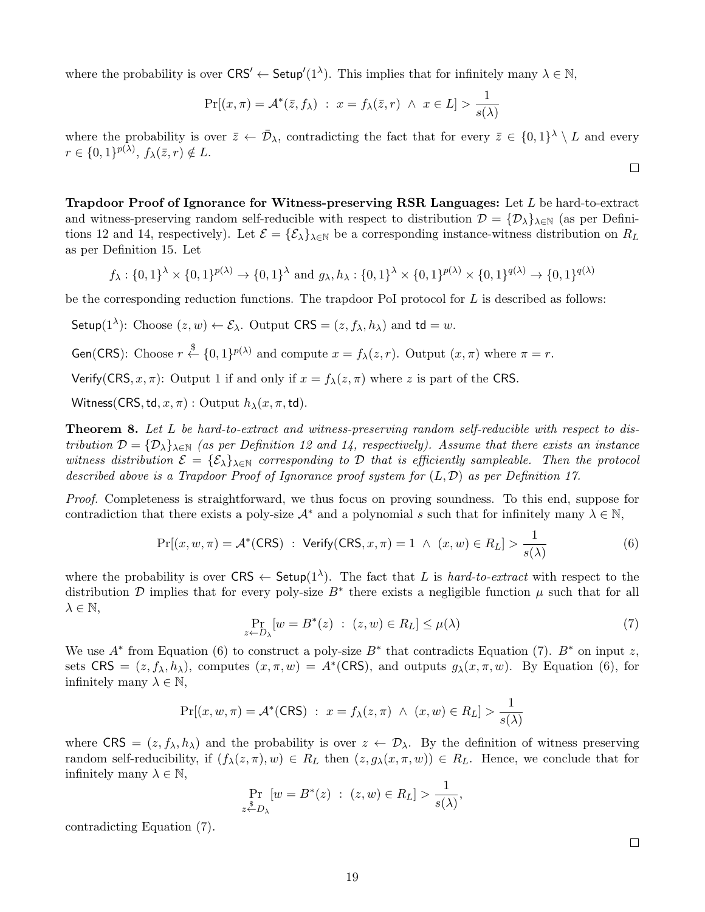where the probability is over $\mathsf{CRS}' \leftarrow \mathsf{Setup}'(1^\lambda)$. This implies that for infinitely many $\lambda \in \mathbb{N}$,

$$\Pr[(x, \pi) = \mathcal{A}^*(\bar{z}, f_\lambda) \ : \ x = f_\lambda(\bar{z}, r) \ \wedge \ x \in L] > \frac{1}{s(\lambda)}$$

where the probability is over $\bar{z} \leftarrow \bar{\mathcal{D}}_\lambda$, contradicting the fact that for every $\bar{z} \in \{0,1\}^\lambda \setminus L$ and every $r \in \{0,1\}^{p(\lambda)}$, $f_\lambda(\bar{z}, r) \notin L$.

□

**Trapdoor Proof of Ignorance for Witness-preserving RSR Languages:** Let $L$ be hard-to-extract and witness-preserving random self-reducible with respect to distribution $\mathcal{D} = \{\mathcal{D}_\lambda\}_{\lambda \in \mathbb{N}}$ (as per Definitions 12 and 14, respectively). Let $\mathcal{E} = \{\mathcal{E}_\lambda\}_{\lambda \in \mathbb{N}}$ be a corresponding instance-witness distribution on $R_L$ as per Definition 15. Let

$$f_\lambda : \{0,1\}^\lambda \times \{0,1\}^{p(\lambda)} \to \{0,1\}^\lambda \text{ and } g_\lambda, h_\lambda : \{0,1\}^\lambda \times \{0,1\}^{p(\lambda)} \times \{0,1\}^{q(\lambda)} \to \{0,1\}^{q(\lambda)}$$

be the corresponding reduction functions. The trapdoor PoI protocol for $L$ is described as follows:

$\mathsf{Setup}(1^\lambda)$: Choose $(z, w) \leftarrow \mathcal{E}_\lambda$. Output $\mathsf{CRS} = (z, f_\lambda, h_\lambda)$ and $\mathsf{td} = w$.

$\mathsf{Gen}(\mathsf{CRS})$: Choose $r \xleftarrow{\$} \{0,1\}^{p(\lambda)}$ and compute $x = f_\lambda(z, r)$. Output $(x, \pi)$ where $\pi = r$.

$\mathsf{Verify}(\mathsf{CRS}, x, \pi)$: Output 1 if and only if $x = f_\lambda(z, \pi)$ where $z$ is part of the $\mathsf{CRS}$.

$\mathsf{Witness}(\mathsf{CRS}, \mathsf{td}, x, \pi)$ : Output $h_\lambda(x, \pi, \mathsf{td})$.

**Theorem 8.** *Let $L$ be hard-to-extract and witness-preserving random self-reducible with respect to distribution $\mathcal{D} = \{\mathcal{D}_\lambda\}_{\lambda \in \mathbb{N}}$ (as per Definition 12 and 14, respectively). Assume that there exists an instance witness distribution $\mathcal{E} = \{\mathcal{E}_\lambda\}_{\lambda \in \mathbb{N}}$ corresponding to $\mathcal{D}$ that is efficiently sampleable. Then the protocol described above is a Trapdoor Proof of Ignorance proof system for $(L, \mathcal{D})$ as per Definition 17.*

*Proof.* Completeness is straightforward, we thus focus on proving soundness. To this end, suppose for contradiction that there exists a poly-size $\mathcal{A}^*$ and a polynomial $s$ such that for infinitely many $\lambda \in \mathbb{N}$,

$$\Pr[(x, w, \pi) = \mathcal{A}^*(\mathsf{CRS}) \ : \ \mathsf{Verify}(\mathsf{CRS}, x, \pi) = 1 \ \wedge \ (x, w) \in R_L] > \frac{1}{s(\lambda)} \tag{6}$$

where the probability is over $\mathsf{CRS} \leftarrow \mathsf{Setup}(1^\lambda)$. The fact that $L$ is *hard-to-extract* with respect to the distribution $\mathcal{D}$ implies that for every poly-size $B^*$ there exists a negligible function $\mu$ such that for all $\lambda \in \mathbb{N}$,

$$\Pr_{z \leftarrow D_\lambda}[w = B^*(z) \ : \ (z, w) \in R_L] \le \mu(\lambda) \tag{7}$$

We use $A^*$ from Equation (6) to construct a poly-size $B^*$ that contradicts Equation (7). $B^*$ on input $z$, sets $\mathsf{CRS} = (z, f_\lambda, h_\lambda)$, computes $(x, \pi, w) = A^*(\mathsf{CRS})$, and outputs $g_\lambda(x, \pi, w)$. By Equation (6), for infinitely many $\lambda \in \mathbb{N}$,

$$\Pr[(x, w, \pi) = \mathcal{A}^*(\mathsf{CRS}) \ : \ x = f_\lambda(z, \pi) \ \wedge \ (x, w) \in R_L] > \frac{1}{s(\lambda)}$$

where $\mathsf{CRS} = (z, f_\lambda, h_\lambda)$ and the probability is over $z \leftarrow \mathcal{D}_\lambda$. By the definition of witness preserving random self-reducibility, if $(f_\lambda(z, \pi), w) \in R_L$ then $(z, g_\lambda(x, \pi, w)) \in R_L$. Hence, we conclude that for infinitely many $\lambda \in \mathbb{N}$,

$$\Pr_{z \xleftarrow{\$} D_\lambda}[w = B^*(z) \ : \ (z, w) \in R_L] > \frac{1}{s(\lambda)},$$

contradicting Equation (7).

□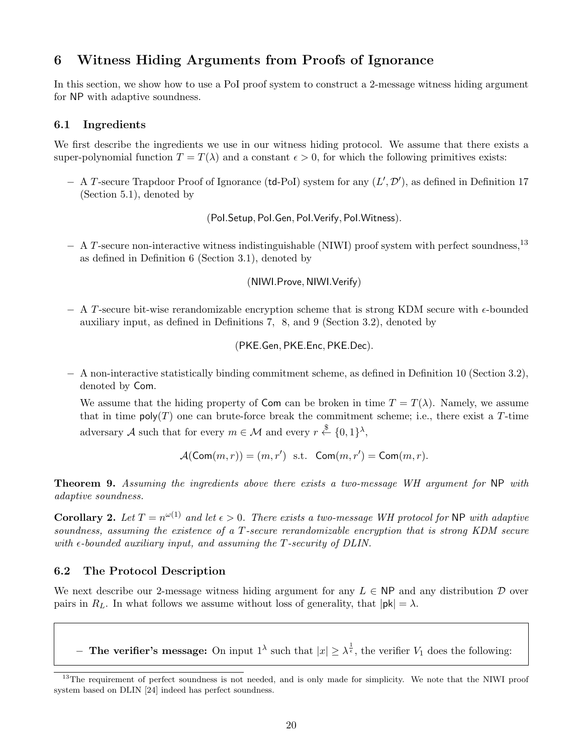## 6 Witness Hiding Arguments from Proofs of Ignorance

In this section, we show how to use a PoI proof system to construct a 2-message witness hiding argument for NP with adaptive soundness.

### 6.1 Ingredients

We first describe the ingredients we use in our witness hiding protocol. We assume that there exists a super-polynomial function $T = T(\lambda)$ and a constant $\epsilon > 0$, for which the following primitives exists:

- A $T$-secure Trapdoor Proof of Ignorance (td-PoI) system for any $(L', \mathcal{D}')$, as defined in Definition 17 (Section 5.1), denoted by

$$(\mathsf{PoI.Setup}, \mathsf{PoI.Gen}, \mathsf{PoI.Verify}, \mathsf{PoI.Witness}).$$

- A $T$-secure non-interactive witness indistinguishable (NIWI) proof system with perfect soundness,[13] as defined in Definition 6 (Section 3.1), denoted by

$$(\mathsf{NIWI.Prove}, \mathsf{NIWI.Verify})$$

- A $T$-secure bit-wise rerandomizable encryption scheme that is strong KDM secure with $\epsilon$-bounded auxiliary input, as defined in Definitions 7, 8, and 9 (Section 3.2), denoted by

$$(\mathsf{PKE.Gen}, \mathsf{PKE.Enc}, \mathsf{PKE.Dec}).$$

- A non-interactive statistically binding commitment scheme, as defined in Definition 10 (Section 3.2), denoted by $\mathsf{Com}$.

  We assume that the hiding property of $\mathsf{Com}$ can be broken in time $T = T(\lambda)$. Namely, we assume that in time $\mathsf{poly}(T)$ one can brute-force break the commitment scheme; i.e., there exist a $T$-time adversary $\mathcal{A}$ such that for every $m \in \mathcal{M}$ and every $r \xleftarrow{\$} \{0,1\}^\lambda$,

$$\mathcal{A}(\mathsf{Com}(m, r)) = (m, r') \text{ s.t. } \mathsf{Com}(m, r') = \mathsf{Com}(m, r).$$

**Theorem 9.** *Assuming the ingredients above there exists a two-message WH argument for* NP *with adaptive soundness.*

**Corollary 2.** *Let $T = n^{\omega(1)}$ and let $\epsilon > 0$. There exists a two-message WH protocol for* NP *with adaptive soundness, assuming the existence of a $T$-secure rerandomizable encryption that is strong KDM secure with $\epsilon$-bounded auxiliary input, and assuming the $T$-security of DLIN.*

### 6.2 The Protocol Description

We next describe our 2-message witness hiding argument for any $L \in \mathsf{NP}$ and any distribution $\mathcal{D}$ over pairs in $R_L$. In what follows we assume without loss of generality, that $|\mathsf{pk}| = \lambda$.

- **The verifier's message:** On input $1^\lambda$ such that $|x| \geq \lambda^{\frac{1}{\epsilon}}$, the verifier $V_1$ does the following:

[13] The requirement of perfect soundness is not needed, and is only made for simplicity. We note that the NIWI proof system based on DLIN [24] indeed has perfect soundness.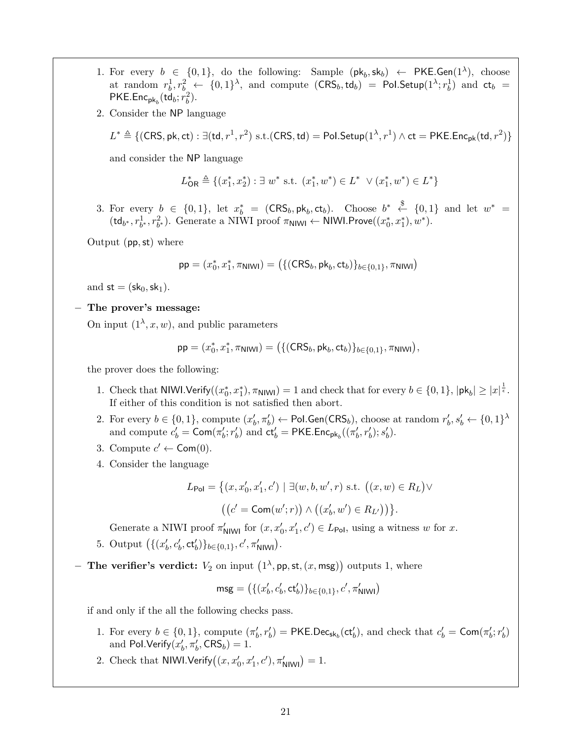1. For every $b \in \{0,1\}$, do the following: Sample $(\mathsf{pk}_b, \mathsf{sk}_b) \leftarrow \mathsf{PKE.Gen}(1^\lambda)$, choose at random $r_b^1, r_b^2 \leftarrow \{0,1\}^\lambda$, and compute $(\mathsf{CRS}_b, \mathsf{td}_b) = \mathsf{PoI.Setup}(1^\lambda; r_b^1)$ and $\mathsf{ct}_b = \mathsf{PKE.Enc}_{\mathsf{pk}_b}(\mathsf{td}_b; r_b^2)$.
2. Consider the NP language

   $$L^* \triangleq \{(\mathsf{CRS}, \mathsf{pk}, \mathsf{ct}) : \exists (\mathsf{td}, r^1, r^2) \text{ s.t.} (\mathsf{CRS}, \mathsf{td}) = \mathsf{PoI.Setup}(1^\lambda, r^1) \land \mathsf{ct} = \mathsf{PKE.Enc}_{\mathsf{pk}}(\mathsf{td}, r^2)\}$$

   and consider the NP language

   $$L^*_{\mathsf{OR}} \triangleq \{(x_1^*, x_2^*) : \exists\ w^* \text{ s.t. } (x_1^*, w^*) \in L^* \ \lor (x_1^*, w^*) \in L^*\}$$

3. For every $b \in \{0,1\}$, let $x_b^* = (\mathsf{CRS}_b, \mathsf{pk}_b, \mathsf{ct}_b)$. Choose $b^* \xleftarrow{\$} \{0,1\}$ and let $w^* = (\mathsf{td}_{b^*}, r_{b^*}^1, r_{b^*}^2)$. Generate a NIWI proof $\pi_{\mathsf{NIWI}} \leftarrow \mathsf{NIWI.Prove}((x_0^*, x_1^*), w^*)$.

Output $(\mathsf{pp}, \mathsf{st})$ where

$$\mathsf{pp} = (x_0^*, x_1^*, \pi_{\mathsf{NIWI}}) = \left(\{(\mathsf{CRS}_b, \mathsf{pk}_b, \mathsf{ct}_b)\}_{b \in \{0,1\}}, \pi_{\mathsf{NIWI}}\right)$$

and $\mathsf{st} = (\mathsf{sk}_0, \mathsf{sk}_1)$.

– **The prover's message:**

On input $(1^\lambda, x, w)$, and public parameters

$$\mathsf{pp} = (x_0^*, x_1^*, \pi_{\mathsf{NIWI}}) = \left(\{(\mathsf{CRS}_b, \mathsf{pk}_b, \mathsf{ct}_b)\}_{b \in \{0,1\}}, \pi_{\mathsf{NIWI}}\right),$$

the prover does the following:

1. Check that $\mathsf{NIWI.Verify}((x_0^*, x_1^*), \pi_{\mathsf{NIWI}}) = 1$ and check that for every $b \in \{0,1\}$, $|\mathsf{pk}_b| \geq |x|^{\frac{1}{\epsilon}}$. If either of this condition is not satisfied then abort.
2. For every $b \in \{0,1\}$, compute $(x_b', \pi_b') \leftarrow \mathsf{PoI.Gen}(\mathsf{CRS}_b)$, choose at random $r_b', s_b' \leftarrow \{0,1\}^\lambda$ and compute $c_b' = \mathsf{Com}(\pi_b'; r_b')$ and $\mathsf{ct}_b' = \mathsf{PKE.Enc}_{\mathsf{pk}_b}((\pi_b', r_b'); s_b')$.
3. Compute $c' \leftarrow \mathsf{Com}(0)$.
4. Consider the language

   $$L_{\mathsf{PoI}} = \big\{(x, x_0', x_1', c') \mid \exists (w, b, w', r) \text{ s.t. } \big((x, w) \in R_L\big) \lor$$
   $$\big(\big(c' = \mathsf{Com}(w'; r)\big) \land \big((x_b', w') \in R_{L'}\big)\big)\big\}.$$

   Generate a NIWI proof $\pi'_{\mathsf{NIWI}}$ for $(x, x_0', x_1', c') \in L_{\mathsf{PoI}}$, using a witness $w$ for $x$.
5. Output $\left(\{(x_b', c_b', \mathsf{ct}_b')\}_{b \in \{0,1\}}, c', \pi'_{\mathsf{NIWI}}\right)$.

– **The verifier's verdict:** $V_2$ on input $\left(1^\lambda, \mathsf{pp}, \mathsf{st}, (x, \mathsf{msg})\right)$ outputs 1, where

$$\mathsf{msg} = \left(\{(x_b', c_b', \mathsf{ct}_b')\}_{b \in \{0,1\}}, c', \pi'_{\mathsf{NIWI}}\right)$$

if and only if the all the following checks pass.

1. For every $b \in \{0,1\}$, compute $(\pi_b', r_b') = \mathsf{PKE.Dec}_{\mathsf{sk}_b}(\mathsf{ct}_b')$, and check that $c_b' = \mathsf{Com}(\pi_b'; r_b')$ and $\mathsf{PoI.Verify}(x_b', \pi_b', \mathsf{CRS}_b) = 1$.
2. Check that $\mathsf{NIWI.Verify}\big((x, x_0', x_1', c'), \pi'_{\mathsf{NIWI}}\big) = 1$.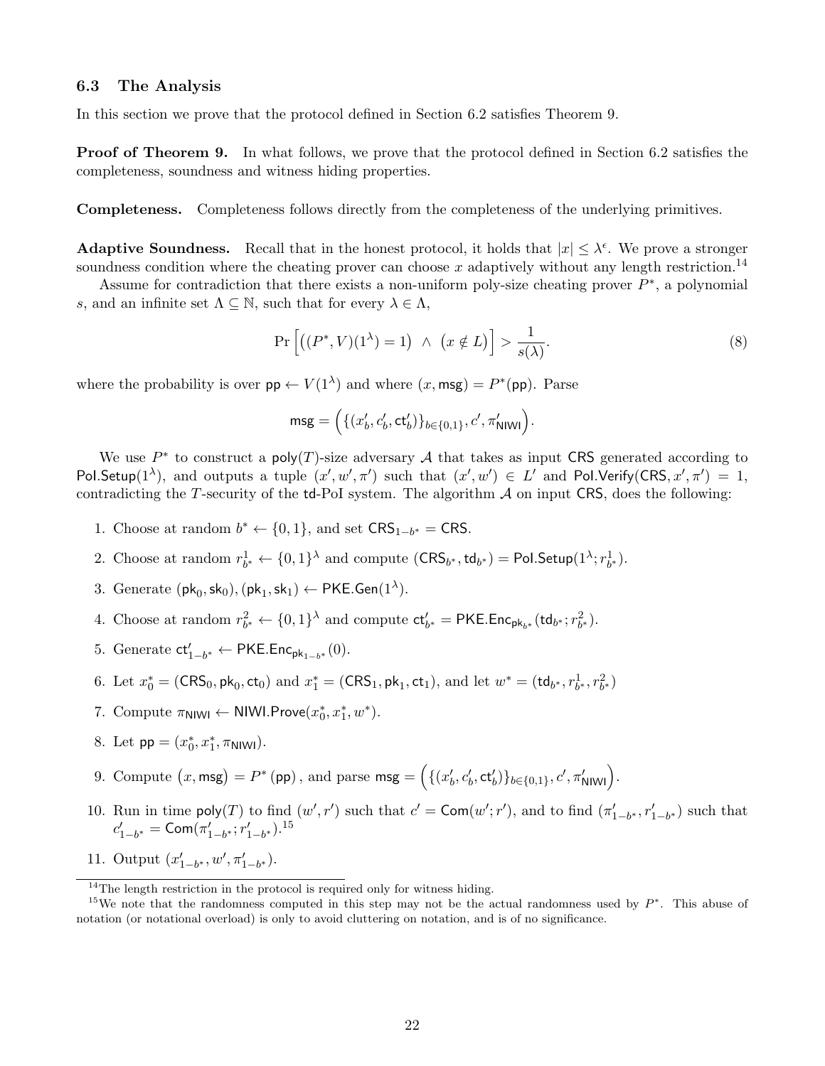### 6.3 The Analysis

In this section we prove that the protocol defined in Section 6.2 satisfies Theorem 9.

**Proof of Theorem 9.** In what follows, we prove that the protocol defined in Section 6.2 satisfies the completeness, soundness and witness hiding properties.

**Completeness.** Completeness follows directly from the completeness of the underlying primitives.

**Adaptive Soundness.** Recall that in the honest protocol, it holds that $|x| \leq \lambda^{\epsilon}$. We prove a stronger soundness condition where the cheating prover can choose $x$ adaptively without any length restriction.[14]

Assume for contradiction that there exists a non-uniform poly-size cheating prover $P^*$, a polynomial $s$, and an infinite set $\Lambda \subseteq \mathbb{N}$, such that for every $\lambda \in \Lambda$,

$$\Pr\Big[\big((P^*, V)(1^\lambda) = 1\big) \;\wedge\; \big(x \notin L\big)\Big] > \frac{1}{s(\lambda)}. \tag{8}$$

where the probability is over $\mathsf{pp} \leftarrow V(1^\lambda)$ and where $(x, \mathsf{msg}) = P^*(\mathsf{pp})$. Parse

$$\mathsf{msg} = \Big(\{(x'_b, c'_b, \mathsf{ct}'_b)\}_{b \in \{0,1\}}, c', \pi'_{\mathsf{NIWI}}\Big).$$

We use $P^*$ to construct a $\mathsf{poly}(T)$-size adversary $\mathcal{A}$ that takes as input $\mathsf{CRS}$ generated according to $\mathsf{PoI.Setup}(1^\lambda)$, and outputs a tuple $(x', w', \pi')$ such that $(x', w') \in L'$ and $\mathsf{PoI.Verify}(\mathsf{CRS}, x', \pi') = 1$, contradicting the $T$-security of the $\mathsf{td}$-$\mathsf{PoI}$ system. The algorithm $\mathcal{A}$ on input $\mathsf{CRS}$, does the following:

1. Choose at random $b^* \leftarrow \{0,1\}$, and set $\mathsf{CRS}_{1-b^*} = \mathsf{CRS}$.
2. Choose at random $r^1_{b^*} \leftarrow \{0,1\}^\lambda$ and compute $(\mathsf{CRS}_{b^*}, \mathsf{td}_{b^*}) = \mathsf{PoI.Setup}(1^\lambda; r^1_{b^*})$.
3. Generate $(\mathsf{pk}_0, \mathsf{sk}_0), (\mathsf{pk}_1, \mathsf{sk}_1) \leftarrow \mathsf{PKE.Gen}(1^\lambda)$.
4. Choose at random $r^2_{b^*} \leftarrow \{0,1\}^\lambda$ and compute $\mathsf{ct}'_{b^*} = \mathsf{PKE.Enc}_{\mathsf{pk}_{b^*}}(\mathsf{td}_{b^*}; r^2_{b^*})$.
5. Generate $\mathsf{ct}'_{1-b^*} \leftarrow \mathsf{PKE.Enc}_{\mathsf{pk}_{1-b^*}}(0)$.
6. Let $x^*_0 = (\mathsf{CRS}_0, \mathsf{pk}_0, \mathsf{ct}_0)$ and $x^*_1 = (\mathsf{CRS}_1, \mathsf{pk}_1, \mathsf{ct}_1)$, and let $w^* = (\mathsf{td}_{b^*}, r^1_{b^*}, r^2_{b^*})$
7. Compute $\pi_{\mathsf{NIWI}} \leftarrow \mathsf{NIWI.Prove}(x^*_0, x^*_1, w^*)$.
8. Let $\mathsf{pp} = (x^*_0, x^*_1, \pi_{\mathsf{NIWI}})$.
9. Compute $\big(x, \mathsf{msg}\big) = P^*(\mathsf{pp})$, and parse $\mathsf{msg} = \Big(\{(x'_b, c'_b, \mathsf{ct}'_b)\}_{b \in \{0,1\}}, c', \pi'_{\mathsf{NIWI}}\Big)$.
10. Run in time $\mathsf{poly}(T)$ to find $(w', r')$ such that $c' = \mathsf{Com}(w'; r')$, and to find $(\pi'_{1-b^*}, r'_{1-b^*})$ such that $c'_{1-b^*} = \mathsf{Com}(\pi'_{1-b^*}; r'_{1-b^*})$.[15]
11. Output $(x'_{1-b^*}, w', \pi'_{1-b^*})$.

---

[14] The length restriction in the protocol is required only for witness hiding.

[15] We note that the randomness computed in this step may not be the actual randomness used by $P^*$. This abuse of notation (or notational overload) is only to avoid cluttering on notation, and is of no significance.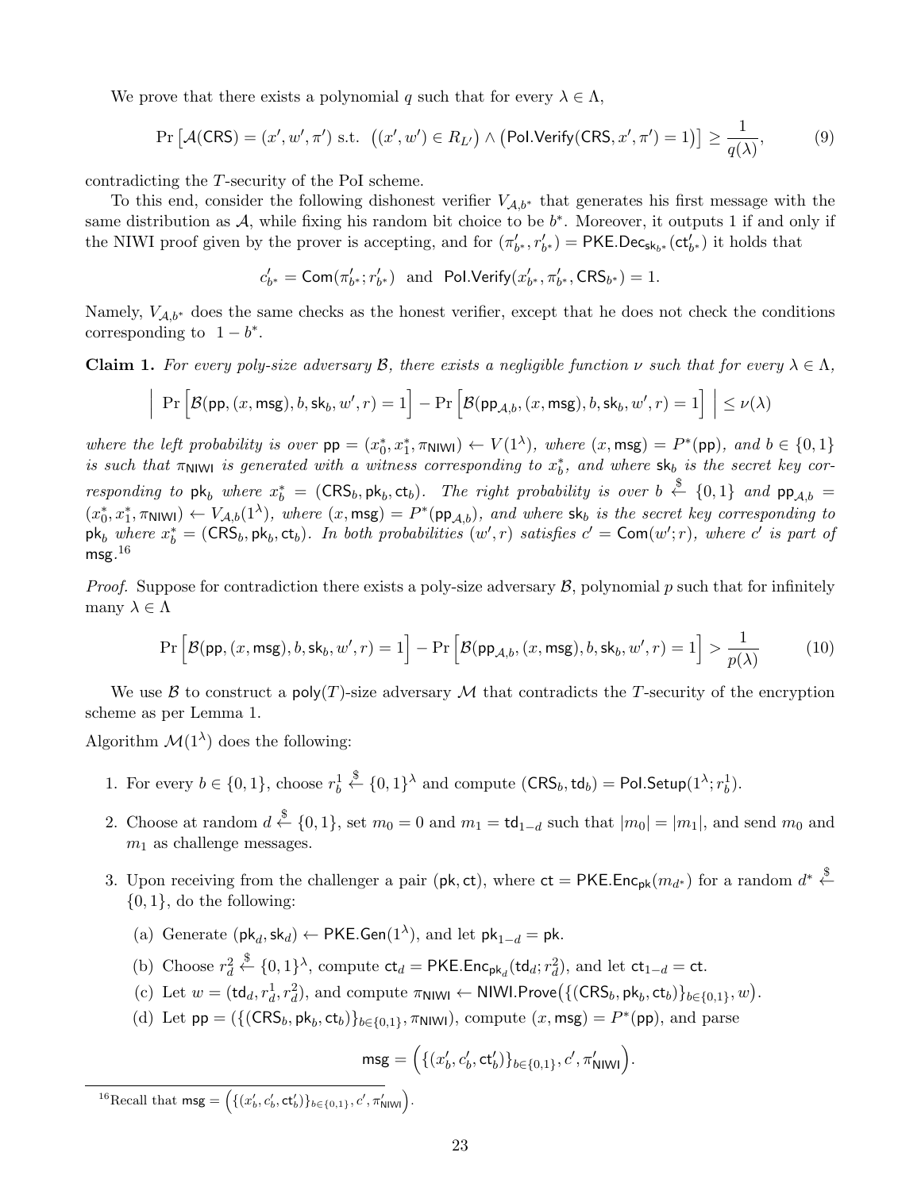We prove that there exists a polynomial $q$ such that for every $\lambda \in \Lambda$,

$$\Pr\left[\mathcal{A}(\mathsf{CRS}) = (x', w', \pi') \text{ s.t. } \left((x', w') \in R_{L'}\right) \wedge \left(\mathsf{PoI.Verify}(\mathsf{CRS}, x', \pi') = 1\right)\right] \geq \frac{1}{q(\lambda)}, \tag{9}$$

contradicting the $T$-security of the PoI scheme.

To this end, consider the following dishonest verifier $V_{\mathcal{A},b^*}$ that generates his first message with the same distribution as $\mathcal{A}$, while fixing his random bit choice to be $b^*$. Moreover, it outputs 1 if and only if the NIWI proof given by the prover is accepting, and for $(\pi'_{b^*}, r'_{b^*}) = \mathsf{PKE.Dec}_{\mathsf{sk}_{b^*}}(\mathsf{ct}'_{b^*})$ it holds that

$$c'_{b^*} = \mathsf{Com}(\pi'_{b^*}; r'_{b^*}) \text{ and } \mathsf{PoI.Verify}(x'_{b^*}, \pi'_{b^*}, \mathsf{CRS}_{b^*}) = 1.$$

Namely, $V_{\mathcal{A},b^*}$ does the same checks as the honest verifier, except that he does not check the conditions corresponding to $1 - b^*$.

**Claim 1.** *For every poly-size adversary $\mathcal{B}$, there exists a negligible function $\nu$ such that for every $\lambda \in \Lambda$,*

$$\left| \Pr\left[\mathcal{B}(\mathsf{pp}, (x, \mathsf{msg}), b, \mathsf{sk}_b, w', r) = 1\right] - \Pr\left[\mathcal{B}(\mathsf{pp}_{\mathcal{A},b}, (x, \mathsf{msg}), b, \mathsf{sk}_b, w', r) = 1\right] \right| \leq \nu(\lambda)$$

*where the left probability is over $\mathsf{pp} = (x_0^*, x_1^*, \pi_{\mathsf{NIWI}}) \leftarrow V(1^\lambda)$, where $(x, \mathsf{msg}) = P^*(\mathsf{pp})$, and $b \in \{0,1\}$ is such that $\pi_{\mathsf{NIWI}}$ is generated with a witness corresponding to $x_b^*$, and where $\mathsf{sk}_b$ is the secret key corresponding to $\mathsf{pk}_b$ where $x_b^* = (\mathsf{CRS}_b, \mathsf{pk}_b, \mathsf{ct}_b)$. The right probability is over $b \xleftarrow{\$} \{0,1\}$ and $\mathsf{pp}_{\mathcal{A},b} = (x_0^*, x_1^*, \pi_{\mathsf{NIWI}}) \leftarrow V_{\mathcal{A},b}(1^\lambda)$, where $(x, \mathsf{msg}) = P^*(\mathsf{pp}_{\mathcal{A},b})$, and where $\mathsf{sk}_b$ is the secret key corresponding to $\mathsf{pk}_b$ where $x_b^* = (\mathsf{CRS}_b, \mathsf{pk}_b, \mathsf{ct}_b)$. In both probabilities $(w', r)$ satisfies $c' = \mathsf{Com}(w'; r)$, where $c'$ is part of $\mathsf{msg}$.*[16]

*Proof.* Suppose for contradiction there exists a poly-size adversary $\mathcal{B}$, polynomial $p$ such that for infinitely many $\lambda \in \Lambda$

$$\Pr\left[\mathcal{B}(\mathsf{pp}, (x, \mathsf{msg}), b, \mathsf{sk}_b, w', r) = 1\right] - \Pr\left[\mathcal{B}(\mathsf{pp}_{\mathcal{A},b}, (x, \mathsf{msg}), b, \mathsf{sk}_b, w', r) = 1\right] > \frac{1}{p(\lambda)} \tag{10}$$

We use $\mathcal{B}$ to construct a $\mathsf{poly}(T)$-size adversary $\mathcal{M}$ that contradicts the $T$-security of the encryption scheme as per Lemma 1.

Algorithm $\mathcal{M}(1^\lambda)$ does the following:

1. For every $b \in \{0,1\}$, choose $r_b^1 \xleftarrow{\$} \{0,1\}^\lambda$ and compute $(\mathsf{CRS}_b, \mathsf{td}_b) = \mathsf{PoI.Setup}(1^\lambda; r_b^1)$.
2. Choose at random $d \xleftarrow{\$} \{0,1\}$, set $m_0 = 0$ and $m_1 = \mathsf{td}_{1-d}$ such that $|m_0| = |m_1|$, and send $m_0$ and $m_1$ as challenge messages.
3. Upon receiving from the challenger a pair $(\mathsf{pk}, \mathsf{ct})$, where $\mathsf{ct} = \mathsf{PKE.Enc}_{\mathsf{pk}}(m_{d^*})$ for a random $d^* \xleftarrow{\$} \{0,1\}$, do the following:
   (a) Generate $(\mathsf{pk}_d, \mathsf{sk}_d) \leftarrow \mathsf{PKE.Gen}(1^\lambda)$, and let $\mathsf{pk}_{1-d} = \mathsf{pk}$.
   (b) Choose $r_d^2 \xleftarrow{\$} \{0,1\}^\lambda$, compute $\mathsf{ct}_d = \mathsf{PKE.Enc}_{\mathsf{pk}_d}(\mathsf{td}_d; r_d^2)$, and let $\mathsf{ct}_{1-d} = \mathsf{ct}$.
   (c) Let $w = (\mathsf{td}_d, r_d^1, r_d^2)$, and compute $\pi_{\mathsf{NIWI}} \leftarrow \mathsf{NIWI.Prove}\big(\{(\mathsf{CRS}_b, \mathsf{pk}_b, \mathsf{ct}_b)\}_{b \in \{0,1\}}, w\big)$.
   (d) Let $\mathsf{pp} = (\{(\mathsf{CRS}_b, \mathsf{pk}_b, \mathsf{ct}_b)\}_{b \in \{0,1\}}, \pi_{\mathsf{NIWI}})$, compute $(x, \mathsf{msg}) = P^*(\mathsf{pp})$, and parse

$$\mathsf{msg} = \Big(\{(x'_b, c'_b, \mathsf{ct}'_b)\}_{b \in \{0,1\}}, c', \pi'_{\mathsf{NIWI}}\Big).$$

[16] Recall that $\mathsf{msg} = \Big(\{(x'_b, c'_b, \mathsf{ct}'_b)\}_{b \in \{0,1\}}, c', \pi'_{\mathsf{NIWI}}\Big)$.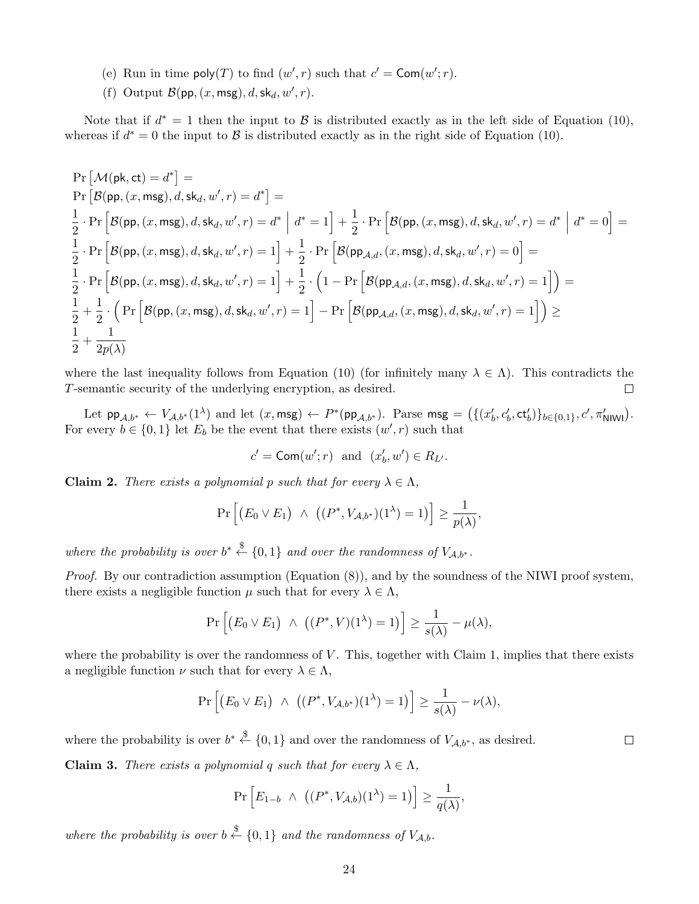(e) Run in time $\mathsf{poly}(T)$ to find $(w', r)$ such that $c' = \mathsf{Com}(w'; r)$.

(f) Output $\mathcal{B}(\mathsf{pp}, (x, \mathsf{msg}), d, \mathsf{sk}_d, w', r)$.

Note that if $d^* = 1$ then the input to $\mathcal{B}$ is distributed exactly as in the left side of Equation (10), whereas if $d^* = 0$ the input to $\mathcal{B}$ is distributed exactly as in the right side of Equation (10).

$$
\begin{aligned}
&\Pr\left[\mathcal{M}(\mathsf{pk}, \mathsf{ct}) = d^*\right] = \\
&\Pr\left[\mathcal{B}(\mathsf{pp}, (x, \mathsf{msg}), d, \mathsf{sk}_d, w', r) = d^*\right] = \\
&\frac{1}{2} \cdot \Pr\Big[\mathcal{B}(\mathsf{pp}, (x, \mathsf{msg}), d, \mathsf{sk}_d, w', r) = d^* \;\Big|\; d^* = 1\Big] + \frac{1}{2} \cdot \Pr\Big[\mathcal{B}(\mathsf{pp}, (x, \mathsf{msg}), d, \mathsf{sk}_d, w', r) = d^* \;\Big|\; d^* = 0\Big] = \\
&\frac{1}{2} \cdot \Pr\Big[\mathcal{B}(\mathsf{pp}, (x, \mathsf{msg}), d, \mathsf{sk}_d, w', r) = 1\Big] + \frac{1}{2} \cdot \Pr\Big[\mathcal{B}(\mathsf{pp}_{\mathcal{A},d}, (x, \mathsf{msg}), d, \mathsf{sk}_d, w', r) = 0\Big] = \\
&\frac{1}{2} \cdot \Pr\Big[\mathcal{B}(\mathsf{pp}, (x, \mathsf{msg}), d, \mathsf{sk}_d, w', r) = 1\Big] + \frac{1}{2} \cdot \Big(1 - \Pr\Big[\mathcal{B}(\mathsf{pp}_{\mathcal{A},d}, (x, \mathsf{msg}), d, \mathsf{sk}_d, w', r) = 1\Big]\Big) = \\
&\frac{1}{2} + \frac{1}{2} \cdot \Big(\Pr\Big[\mathcal{B}(\mathsf{pp}, (x, \mathsf{msg}), d, \mathsf{sk}_d, w', r) = 1\Big] - \Pr\Big[\mathcal{B}(\mathsf{pp}_{\mathcal{A},d}, (x, \mathsf{msg}), d, \mathsf{sk}_d, w', r) = 1\Big]\Big) \geq \\
&\frac{1}{2} + \frac{1}{2p(\lambda)}
\end{aligned}
$$

where the last inequality follows from Equation (10) (for infinitely many $\lambda \in \Lambda$). This contradicts the $T$-semantic security of the underlying encryption, as desired. □

Let $\mathsf{pp}_{\mathcal{A},b^*} \leftarrow V_{\mathcal{A},b^*}(1^\lambda)$ and let $(x, \mathsf{msg}) \leftarrow P^*(\mathsf{pp}_{\mathcal{A},b^*})$. Parse $\mathsf{msg} = \big(\{(x'_b, c'_b, \mathsf{ct}'_b)\}_{b \in \{0,1\}}, c', \pi'_{\mathsf{NIWI}}\big)$. For every $b \in \{0,1\}$ let $E_b$ be the event that there exists $(w', r)$ such that

$$c' = \mathsf{Com}(w'; r) \;\text{ and }\; (x'_b, w') \in R_{L'}.$$

**Claim 2.** *There exists a polynomial $p$ such that for every $\lambda \in \Lambda$,*

$$\Pr\Big[\big(E_0 \vee E_1\big) \;\wedge\; \big((P^*, V_{\mathcal{A},b^*})(1^\lambda) = 1\big)\Big] \geq \frac{1}{p(\lambda)},$$

*where the probability is over $b^* \xleftarrow{\$} \{0,1\}$ and over the randomness of $V_{\mathcal{A},b^*}$.*

*Proof.* By our contradiction assumption (Equation (8)), and by the soundness of the NIWI proof system, there exists a negligible function $\mu$ such that for every $\lambda \in \Lambda$,

$$\Pr\Big[\big(E_0 \vee E_1\big) \;\wedge\; \big((P^*, V)(1^\lambda) = 1\big)\Big] \geq \frac{1}{s(\lambda)} - \mu(\lambda),$$

where the probability is over the randomness of $V$. This, together with Claim 1, implies that there exists a negligible function $\nu$ such that for every $\lambda \in \Lambda$,

$$\Pr\Big[\big(E_0 \vee E_1\big) \;\wedge\; \big((P^*, V_{\mathcal{A},b^*})(1^\lambda) = 1\big)\Big] \geq \frac{1}{s(\lambda)} - \nu(\lambda),$$

where the probability is over $b^* \xleftarrow{\$} \{0,1\}$ and over the randomness of $V_{\mathcal{A},b^*}$, as desired. □

**Claim 3.** *There exists a polynomial $q$ such that for every $\lambda \in \Lambda$,*

$$\Pr\Big[E_{1-b} \;\wedge\; \big((P^*, V_{\mathcal{A},b})(1^\lambda) = 1\big)\Big] \geq \frac{1}{q(\lambda)},$$

*where the probability is over $b \xleftarrow{\$} \{0,1\}$ and the randomness of $V_{\mathcal{A},b}$.*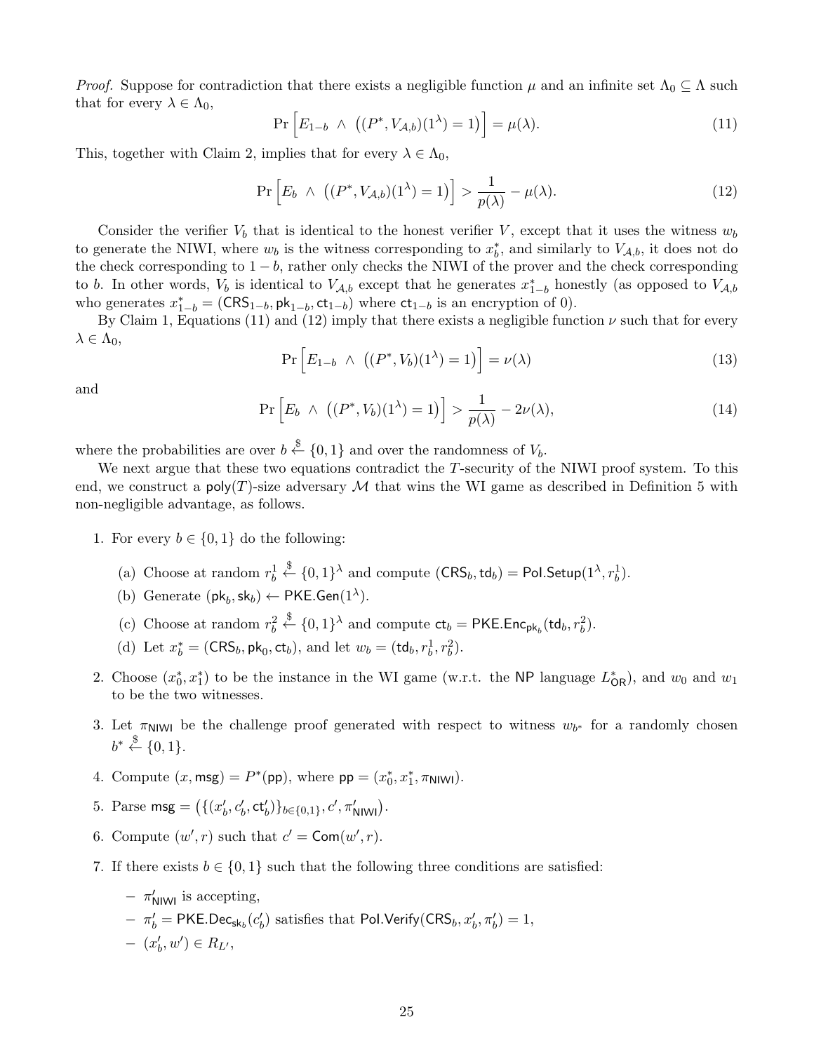*Proof.* Suppose for contradiction that there exists a negligible function $\mu$ and an infinite set $\Lambda_0 \subseteq \Lambda$ such that for every $\lambda \in \Lambda_0$,

$$\Pr\Big[E_{1-b} \ \wedge \ \big((P^*, V_{\mathcal{A},b})(1^\lambda) = 1\big)\Big] = \mu(\lambda). \tag{11}$$

This, together with Claim 2, implies that for every $\lambda \in \Lambda_0$,

$$\Pr\Big[E_{b} \ \wedge \ \big((P^*, V_{\mathcal{A},b})(1^\lambda) = 1\big)\Big] > \frac{1}{p(\lambda)} - \mu(\lambda). \tag{12}$$

Consider the verifier $V_b$ that is identical to the honest verifier $V$, except that it uses the witness $w_b$ to generate the NIWI, where $w_b$ is the witness corresponding to $x_b^*$, and similarly to $V_{\mathcal{A},b}$, it does not do the check corresponding to $1-b$, rather only checks the NIWI of the prover and the check corresponding to $b$. In other words, $V_b$ is identical to $V_{\mathcal{A},b}$ except that he generates $x_{1-b}^*$ honestly (as opposed to $V_{\mathcal{A},b}$ who generates $x_{1-b}^* = (\mathsf{CRS}_{1-b}, \mathsf{pk}_{1-b}, \mathsf{ct}_{1-b})$ where $\mathsf{ct}_{1-b}$ is an encryption of 0).

By Claim 1, Equations (11) and (12) imply that there exists a negligible function $\nu$ such that for every $\lambda \in \Lambda_0$,

$$\Pr\Big[E_{1-b} \ \wedge \ \big((P^*, V_{b})(1^\lambda) = 1\big)\Big] = \nu(\lambda) \tag{13}$$

and

$$\Pr\Big[E_{b} \ \wedge \ \big((P^*, V_{b})(1^\lambda) = 1\big)\Big] > \frac{1}{p(\lambda)} - 2\nu(\lambda), \tag{14}$$

where the probabilities are over $b \xleftarrow{\$} \{0,1\}$ and over the randomness of $V_b$.

We next argue that these two equations contradict the $T$-security of the NIWI proof system. To this end, we construct a $\mathsf{poly}(T)$-size adversary $\mathcal{M}$ that wins the WI game as described in Definition 5 with non-negligible advantage, as follows.

1. For every $b \in \{0,1\}$ do the following:
   (a) Choose at random $r_b^1 \xleftarrow{\$} \{0,1\}^\lambda$ and compute $(\mathsf{CRS}_b, \mathsf{td}_b) = \mathsf{Pol.Setup}(1^\lambda, r_b^1)$.
   (b) Generate $(\mathsf{pk}_b, \mathsf{sk}_b) \leftarrow \mathsf{PKE.Gen}(1^\lambda)$.
   (c) Choose at random $r_b^2 \xleftarrow{\$} \{0,1\}^\lambda$ and compute $\mathsf{ct}_b = \mathsf{PKE.Enc}_{\mathsf{pk}_b}(\mathsf{td}_b, r_b^2)$.
   (d) Let $x_b^* = (\mathsf{CRS}_b, \mathsf{pk}_0, \mathsf{ct}_b)$, and let $w_b = (\mathsf{td}_b, r_b^1, r_b^2)$.
2. Choose $(x_0^*, x_1^*)$ to be the instance in the WI game (w.r.t. the NP language $L_{\mathsf{OR}}^*$), and $w_0$ and $w_1$ to be the two witnesses.
3. Let $\pi_{\mathsf{NIWI}}$ be the challenge proof generated with respect to witness $w_{b^*}$ for a randomly chosen $b^* \xleftarrow{\$} \{0,1\}$.
4. Compute $(x, \mathsf{msg}) = P^*(\mathsf{pp})$, where $\mathsf{pp} = (x_0^*, x_1^*, \pi_{\mathsf{NIWI}})$.
5. Parse $\mathsf{msg} = \big(\{(x_b', c_b', \mathsf{ct}_b')\}_{b\in\{0,1\}}, c', \pi_{\mathsf{NIWI}}'\big)$.
6. Compute $(w', r)$ such that $c' = \mathsf{Com}(w', r)$.
7. If there exists $b \in \{0,1\}$ such that the following three conditions are satisfied:
   - $\pi_{\mathsf{NIWI}}'$ is accepting,
   - $\pi_b' = \mathsf{PKE.Dec}_{\mathsf{sk}_b}(c_b')$ satisfies that $\mathsf{Pol.Verify}(\mathsf{CRS}_b, x_b', \pi_b') = 1$,
   - $(x_b', w') \in R_{L'}$,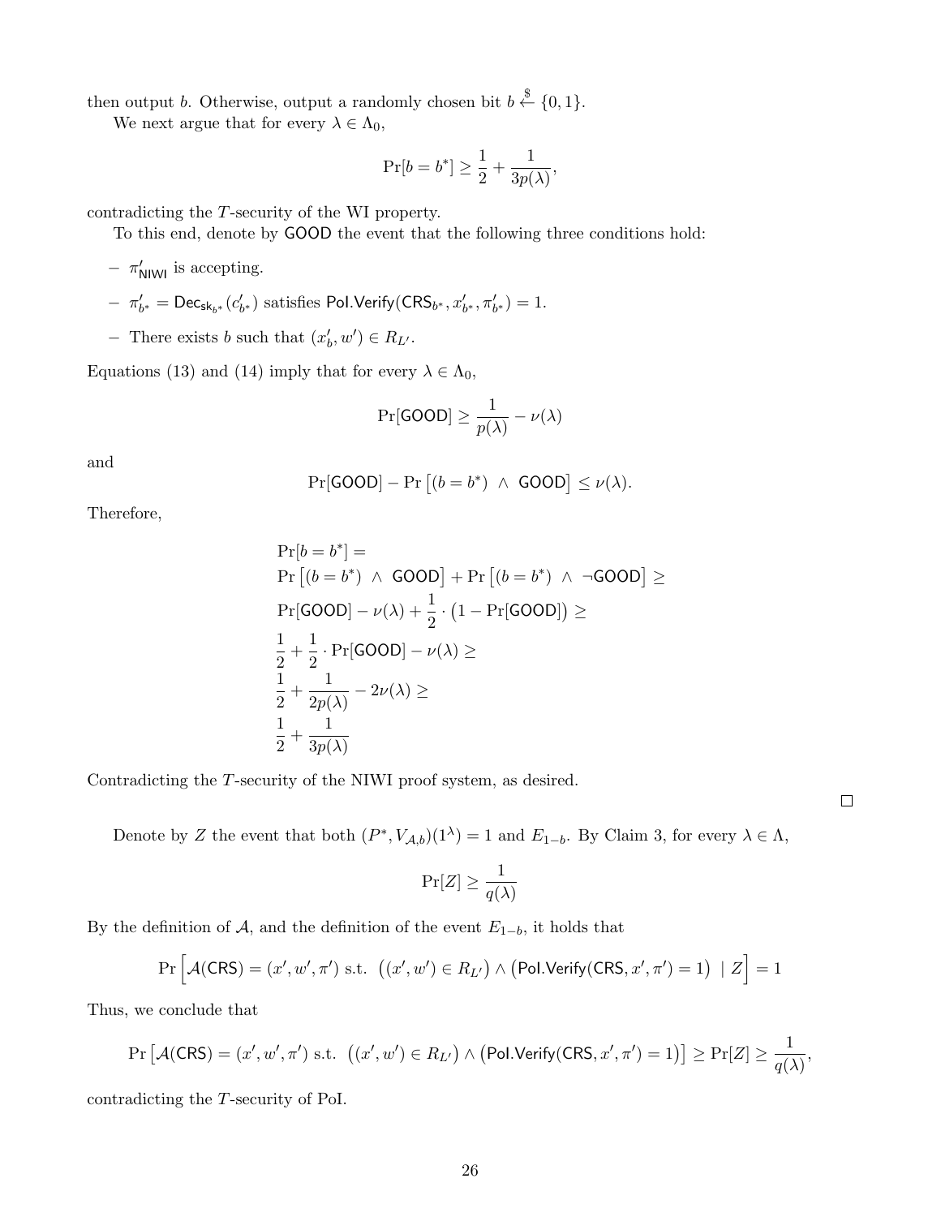then output $b$. Otherwise, output a randomly chosen bit $b \xleftarrow{\$} \{0,1\}$.

We next argue that for every $\lambda \in \Lambda_0$,

$$\Pr[b = b^*] \geq \frac{1}{2} + \frac{1}{3p(\lambda)},$$

contradicting the $T$-security of the WI property.

To this end, denote by $\mathsf{GOOD}$ the event that the following three conditions hold:

- $\pi'_{\mathsf{NIWI}}$ is accepting.
- $\pi'_{b^*} = \mathsf{Dec}_{\mathsf{sk}_{b^*}}(c'_{b^*})$ satisfies $\mathsf{PoI.Verify}(\mathsf{CRS}_{b^*}, x'_{b^*}, \pi'_{b^*}) = 1$.
- There exists $b$ such that $(x'_b, w') \in R_{L'}$.

Equations (13) and (14) imply that for every $\lambda \in \Lambda_0$,

$$\Pr[\mathsf{GOOD}] \geq \frac{1}{p(\lambda)} - \nu(\lambda)$$

and

$$\Pr[\mathsf{GOOD}] - \Pr\left[(b = b^*) \ \wedge \ \mathsf{GOOD}\right] \leq \nu(\lambda).$$

Therefore,

$$\begin{aligned}
&\Pr[b = b^*] = \\
&\Pr\left[(b = b^*) \ \wedge \ \mathsf{GOOD}\right] + \Pr\left[(b = b^*) \ \wedge \ \neg\mathsf{GOOD}\right] \geq \\
&\Pr[\mathsf{GOOD}] - \nu(\lambda) + \frac{1}{2} \cdot \left(1 - \Pr[\mathsf{GOOD}]\right) \geq \\
&\frac{1}{2} + \frac{1}{2} \cdot \Pr[\mathsf{GOOD}] - \nu(\lambda) \geq \\
&\frac{1}{2} + \frac{1}{2p(\lambda)} - 2\nu(\lambda) \geq \\
&\frac{1}{2} + \frac{1}{3p(\lambda)}
\end{aligned}$$

Contradicting the $T$-security of the NIWI proof system, as desired.

□

Denote by $Z$ the event that both $(P^*, V_{\mathcal{A},b})(1^\lambda) = 1$ and $E_{1-b}$. By Claim 3, for every $\lambda \in \Lambda$,

$$\Pr[Z] \geq \frac{1}{q(\lambda)}$$

By the definition of $\mathcal{A}$, and the definition of the event $E_{1-b}$, it holds that

$$\Pr\Big[\mathcal{A}(\mathsf{CRS}) = (x', w', \pi') \text{ s.t. } \big((x', w') \in R_{L'}\big) \wedge \big(\mathsf{PoI.Verify}(\mathsf{CRS}, x', \pi') = 1\big) \ | \ Z\Big] = 1$$

Thus, we conclude that

$$\Pr\left[\mathcal{A}(\mathsf{CRS}) = (x', w', \pi') \text{ s.t. } \big((x', w') \in R_{L'}\big) \wedge \big(\mathsf{PoI.Verify}(\mathsf{CRS}, x', \pi') = 1\big)\right] \geq \Pr[Z] \geq \frac{1}{q(\lambda)},$$

contradicting the $T$-security of PoI.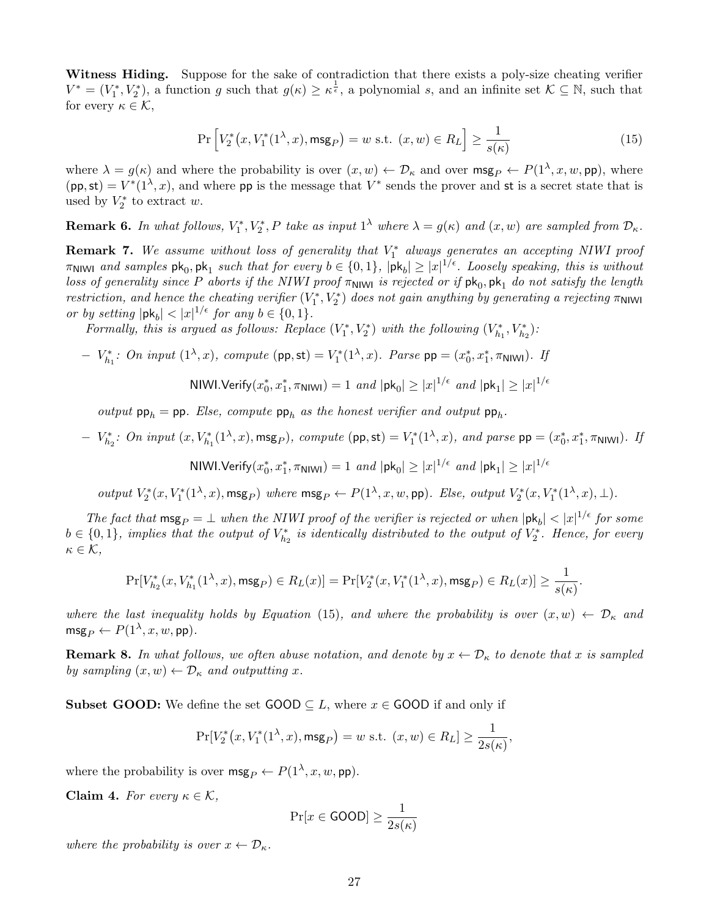**Witness Hiding.** Suppose for the sake of contradiction that there exists a poly-size cheating verifier $V^* = (V_1^*, V_2^*)$, a function $g$ such that $g(\kappa) \geq \kappa^{\frac{1}{\epsilon}}$, a polynomial $s$, and an infinite set $\mathcal{K} \subseteq \mathbb{N}$, such that for every $\kappa \in \mathcal{K}$,

$$\Pr\left[V_2^*\big(x, V_1^*(1^\lambda, x), \mathsf{msg}_P\big) = w \text{ s.t. } (x, w) \in R_L\right] \geq \frac{1}{s(\kappa)} \tag{15}$$

where $\lambda = g(\kappa)$ and where the probability is over $(x, w) \leftarrow \mathcal{D}_\kappa$ and over $\mathsf{msg}_P \leftarrow P(1^\lambda, x, w, \mathsf{pp})$, where $(\mathsf{pp}, \mathsf{st}) = V^*(1^\lambda, x)$, and where $\mathsf{pp}$ is the message that $V^*$ sends the prover and $\mathsf{st}$ is a secret state that is used by $V_2^*$ to extract $w$.

**Remark 6.** *In what follows, $V_1^*, V_2^*, P$ take as input $1^\lambda$ where $\lambda = g(\kappa)$ and $(x, w)$ are sampled from $\mathcal{D}_\kappa$.*

**Remark 7.** *We assume without loss of generality that $V_1^*$ always generates an accepting NIWI proof $\pi_{\mathsf{NIWI}}$ and samples $\mathsf{pk}_0, \mathsf{pk}_1$ such that for every $b \in \{0,1\}$, $|\mathsf{pk}_b| \geq |x|^{1/\epsilon}$. Loosely speaking, this is without loss of generality since $P$ aborts if the NIWI proof $\pi_{\mathsf{NIWI}}$ is rejected or if $\mathsf{pk}_0, \mathsf{pk}_1$ do not satisfy the length restriction, and hence the cheating verifier $(V_1^*, V_2^*)$ does not gain anything by generating a rejecting $\pi_{\mathsf{NIWI}}$ or by setting $|\mathsf{pk}_b| < |x|^{1/\epsilon}$ for any $b \in \{0,1\}$.*

*Formally, this is argued as follows: Replace $(V_1^*, V_2^*)$ with the following $(V_{h_1}^*, V_{h_2}^*)$:*

– $V_{h_1}^*$*: On input $(1^\lambda, x)$, compute $(\mathsf{pp}, \mathsf{st}) = V_1^*(1^\lambda, x)$. Parse $\mathsf{pp} = (x_0^*, x_1^*, \pi_{\mathsf{NIWI}})$. If*

$$\mathsf{NIWI.Verify}(x_0^*, x_1^*, \pi_{\mathsf{NIWI}}) = 1 \text{ and } |\mathsf{pk}_0| \geq |x|^{1/\epsilon} \text{ and } |\mathsf{pk}_1| \geq |x|^{1/\epsilon}$$

*output $\mathsf{pp}_h = \mathsf{pp}$. Else, compute $\mathsf{pp}_h$ as the honest verifier and output $\mathsf{pp}_h$.*

– $V_{h_2}^*$*: On input $(x, V_{h_1}^*(1^\lambda, x), \mathsf{msg}_P)$, compute $(\mathsf{pp}, \mathsf{st}) = V_1^*(1^\lambda, x)$, and parse $\mathsf{pp} = (x_0^*, x_1^*, \pi_{\mathsf{NIWI}})$. If*

$$\mathsf{NIWI.Verify}(x_0^*, x_1^*, \pi_{\mathsf{NIWI}}) = 1 \text{ and } |\mathsf{pk}_0| \geq |x|^{1/\epsilon} \text{ and } |\mathsf{pk}_1| \geq |x|^{1/\epsilon}$$

*output $V_2^*(x, V_1^*(1^\lambda, x), \mathsf{msg}_P)$ where $\mathsf{msg}_P \leftarrow P(1^\lambda, x, w, \mathsf{pp})$. Else, output $V_2^*(x, V_1^*(1^\lambda, x), \perp)$.*

*The fact that $\mathsf{msg}_P = \perp$ when the NIWI proof of the verifier is rejected or when $|\mathsf{pk}_b| < |x|^{1/\epsilon}$ for some $b \in \{0,1\}$, implies that the output of $V_{h_2}^*$ is identically distributed to the output of $V_2^*$. Hence, for every $\kappa \in \mathcal{K}$,*

$$\Pr[V_{h_2}^*(x, V_{h_1}^*(1^\lambda, x), \mathsf{msg}_P) \in R_L(x)] = \Pr[V_2^*(x, V_1^*(1^\lambda, x), \mathsf{msg}_P) \in R_L(x)] \geq \frac{1}{s(\kappa)}.$$

*where the last inequality holds by Equation (15), and where the probability is over $(x, w) \leftarrow \mathcal{D}_\kappa$ and $\mathsf{msg}_P \leftarrow P(1^\lambda, x, w, \mathsf{pp})$.*

**Remark 8.** *In what follows, we often abuse notation, and denote by $x \leftarrow \mathcal{D}_\kappa$ to denote that $x$ is sampled by sampling $(x, w) \leftarrow \mathcal{D}_\kappa$ and outputting $x$.*

**Subset GOOD:** We define the set $\mathsf{GOOD} \subseteq L$, where $x \in \mathsf{GOOD}$ if and only if

$$\Pr[V_2^*\big(x, V_1^*(1^\lambda, x), \mathsf{msg}_P\big) = w \text{ s.t. } (x, w) \in R_L] \geq \frac{1}{2s(\kappa)},$$

where the probability is over $\mathsf{msg}_P \leftarrow P(1^\lambda, x, w, \mathsf{pp})$.

**Claim 4.** *For every $\kappa \in \mathcal{K}$,*

$$\Pr[x \in \mathsf{GOOD}] \geq \frac{1}{2s(\kappa)}$$

*where the probability is over $x \leftarrow \mathcal{D}_\kappa$.*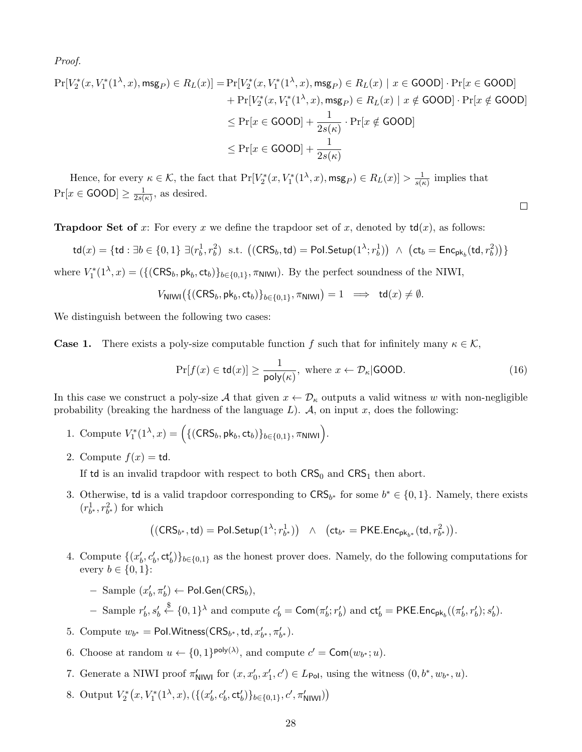*Proof.*

$$
\begin{aligned}
\Pr[V_2^*(x, V_1^*(1^\lambda, x), \mathsf{msg}_P) \in R_L(x)] = &\Pr[V_2^*(x, V_1^*(1^\lambda, x), \mathsf{msg}_P) \in R_L(x) \mid x \in \mathsf{GOOD}] \cdot \Pr[x \in \mathsf{GOOD}] \\
&+ \Pr[V_2^*(x, V_1^*(1^\lambda, x), \mathsf{msg}_P) \in R_L(x) \mid x \notin \mathsf{GOOD}] \cdot \Pr[x \notin \mathsf{GOOD}] \\
&\leq \Pr[x \in \mathsf{GOOD}] + \frac{1}{2s(\kappa)} \cdot \Pr[x \notin \mathsf{GOOD}] \\
&\leq \Pr[x \in \mathsf{GOOD}] + \frac{1}{2s(\kappa)}
\end{aligned}
$$

Hence, for every $\kappa \in \mathcal{K}$, the fact that $\Pr[V_2^*(x, V_1^*(1^\lambda, x), \mathsf{msg}_P) \in R_L(x)] > \frac{1}{s(\kappa)}$ implies that $\Pr[x \in \mathsf{GOOD}] \geq \frac{1}{2s(\kappa)}$, as desired. □

**Trapdoor Set of** $x$: For every $x$ we define the trapdoor set of $x$, denoted by $\mathsf{td}(x)$, as follows:

$$
\mathsf{td}(x) = \{\mathsf{td} : \exists b \in \{0,1\} \ \exists (r_b^1, r_b^2) \ \text{ s.t. } \big((\mathsf{CRS}_b, \mathsf{td}) = \mathsf{Pol.Setup}(1^\lambda; r_b^1)\big) \ \wedge \ \big(\mathsf{ct}_b = \mathsf{Enc}_{\mathsf{pk}_b}(\mathsf{td}, r_b^2)\big)\}
$$

where $V_1^*(1^\lambda, x) = (\{(\mathsf{CRS}_b, \mathsf{pk}_b, \mathsf{ct}_b)\}_{b \in \{0,1\}}, \pi_{\mathsf{NIWI}})$. By the perfect soundness of the NIWI,

$$
V_{\mathsf{NIWI}}\big(\{(\mathsf{CRS}_b, \mathsf{pk}_b, \mathsf{ct}_b)\}_{b \in \{0,1\}}, \pi_{\mathsf{NIWI}}\big) = 1 \implies \mathsf{td}(x) \neq \emptyset.
$$

We distinguish between the following two cases:

**Case 1.** There exists a poly-size computable function $f$ such that for infinitely many $\kappa \in \mathcal{K}$,

$$
\Pr[f(x) \in \mathsf{td}(x)] \geq \frac{1}{\mathsf{poly}(\kappa)}, \text{ where } x \leftarrow \mathcal{D}_\kappa | \mathsf{GOOD}. \tag{16}
$$

In this case we construct a poly-size $\mathcal{A}$ that given $x \leftarrow \mathcal{D}_\kappa$ outputs a valid witness $w$ with non-negligible probability (breaking the hardness of the language $L$). $\mathcal{A}$, on input $x$, does the following:

1. Compute $V_1^*(1^\lambda, x) = \Big(\{(\mathsf{CRS}_b, \mathsf{pk}_b, \mathsf{ct}_b)\}_{b \in \{0,1\}}, \pi_{\mathsf{NIWI}}\Big)$.
2. Compute $f(x) = \mathsf{td}$.
   If $\mathsf{td}$ is an invalid trapdoor with respect to both $\mathsf{CRS}_0$ and $\mathsf{CRS}_1$ then abort.
3. Otherwise, $\mathsf{td}$ is a valid trapdoor corresponding to $\mathsf{CRS}_{b^*}$ for some $b^* \in \{0,1\}$. Namely, there exists $(r_{b^*}^1, r_{b^*}^2)$ for which
   $$
   \big((\mathsf{CRS}_{b^*}, \mathsf{td}) = \mathsf{Pol.Setup}(1^\lambda; r_{b^*}^1)\big) \quad \wedge \quad \big(\mathsf{ct}_{b^*} = \mathsf{PKE.Enc}_{\mathsf{pk}_{b^*}}(\mathsf{td}, r_{b^*}^2)\big).
   $$
4. Compute $\{(x_b', c_b', \mathsf{ct}_b')\}_{b \in \{0,1\}}$ as the honest prover does. Namely, do the following computations for every $b \in \{0,1\}$:
   - Sample $(x_b', \pi_b') \leftarrow \mathsf{Pol.Gen}(\mathsf{CRS}_b)$,
   - Sample $r_b', s_b' \xleftarrow{\$} \{0,1\}^\lambda$ and compute $c_b' = \mathsf{Com}(\pi_b'; r_b')$ and $\mathsf{ct}_b' = \mathsf{PKE.Enc}_{\mathsf{pk}_b}((\pi_b', r_b'); s_b')$.
5. Compute $w_{b^*} = \mathsf{Pol.Witness}(\mathsf{CRS}_{b^*}, \mathsf{td}, x_{b^*}', \pi_{b^*}')$.
6. Choose at random $u \leftarrow \{0,1\}^{\mathsf{poly}(\lambda)}$, and compute $c' = \mathsf{Com}(w_{b^*}; u)$.
7. Generate a NIWI proof $\pi_{\mathsf{NIWI}}'$ for $(x, x_0', x_1', c') \in L_{\mathsf{Pol}}$, using the witness $(0, b^*, w_{b^*}, u)$.
8. Output $V_2^*\big(x, V_1^*(1^\lambda, x), (\{(x_b', c_b', \mathsf{ct}_b')\}_{b \in \{0,1\}}, c', \pi_{\mathsf{NIWI}}')\big)$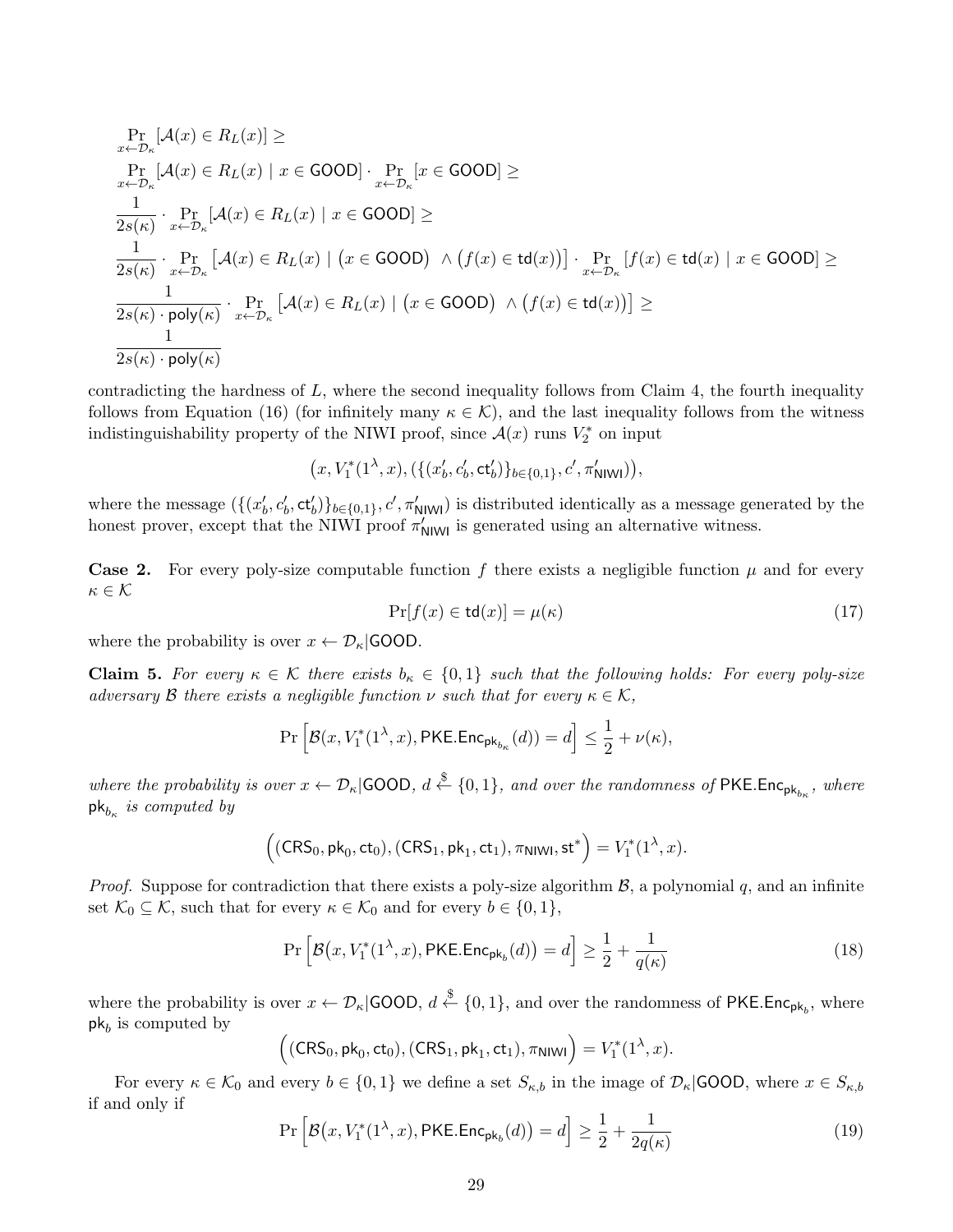$$
\begin{aligned}
&\Pr_{x \leftarrow \mathcal{D}_\kappa}[\mathcal{A}(x) \in R_L(x)] \geq \\
&\Pr_{x \leftarrow \mathcal{D}_\kappa}[\mathcal{A}(x) \in R_L(x) \mid x \in \mathsf{GOOD}] \cdot \Pr_{x \leftarrow \mathcal{D}_\kappa}[x \in \mathsf{GOOD}] \geq \\
&\frac{1}{2s(\kappa)} \cdot \Pr_{x \leftarrow \mathcal{D}_\kappa}[\mathcal{A}(x) \in R_L(x) \mid x \in \mathsf{GOOD}] \geq \\
&\frac{1}{2s(\kappa)} \cdot \Pr_{x \leftarrow \mathcal{D}_\kappa}\left[\mathcal{A}(x) \in R_L(x) \mid \big(x \in \mathsf{GOOD}\big) \wedge \big(f(x) \in \mathsf{td}(x)\big)\right] \cdot \Pr_{x \leftarrow \mathcal{D}_\kappa}[f(x) \in \mathsf{td}(x) \mid x \in \mathsf{GOOD}] \geq \\
&\frac{1}{2s(\kappa) \cdot \mathsf{poly}(\kappa)} \cdot \Pr_{x \leftarrow \mathcal{D}_\kappa}\left[\mathcal{A}(x) \in R_L(x) \mid \big(x \in \mathsf{GOOD}\big) \wedge \big(f(x) \in \mathsf{td}(x)\big)\right] \geq \\
&\frac{1}{2s(\kappa) \cdot \mathsf{poly}(\kappa)}
\end{aligned}
$$

contradicting the hardness of $L$, where the second inequality follows from Claim 4, the fourth inequality follows from Equation (16) (for infinitely many $\kappa \in \mathcal{K}$), and the last inequality follows from the witness indistinguishability property of the NIWI proof, since $\mathcal{A}(x)$ runs $V_2^*$ on input

$$
\big(x, V_1^*(1^\lambda, x), (\{(x'_b, c'_b, \mathsf{ct}'_b)\}_{b \in \{0,1\}}, c', \pi'_{\mathsf{NIWI}})\big),
$$

where the message $(\{(x'_b, c'_b, \mathsf{ct}'_b)\}_{b \in \{0,1\}}, c', \pi'_{\mathsf{NIWI}})$ is distributed identically as a message generated by the honest prover, except that the NIWI proof $\pi'_{\mathsf{NIWI}}$ is generated using an alternative witness.

**Case 2.** For every poly-size computable function $f$ there exists a negligible function $\mu$ and for every $\kappa \in \mathcal{K}$

$$
\Pr[f(x) \in \mathsf{td}(x)] = \mu(\kappa) \tag{17}
$$

where the probability is over $x \leftarrow \mathcal{D}_\kappa | \mathsf{GOOD}$.

**Claim 5.** *For every $\kappa \in \mathcal{K}$ there exists $b_\kappa \in \{0,1\}$ such that the following holds: For every poly-size adversary $\mathcal{B}$ there exists a negligible function $\nu$ such that for every $\kappa \in \mathcal{K}$,*

$$
\Pr\left[\mathcal{B}(x, V_1^*(1^\lambda, x), \mathsf{PKE.Enc}_{\mathsf{pk}_{b_\kappa}}(d)) = d\right] \leq \frac{1}{2} + \nu(\kappa),
$$

*where the probability is over $x \leftarrow \mathcal{D}_\kappa | \mathsf{GOOD}$, $d \xleftarrow{\$} \{0,1\}$, and over the randomness of $\mathsf{PKE.Enc}_{\mathsf{pk}_{b_\kappa}}$, where $\mathsf{pk}_{b_\kappa}$ is computed by*

$$
\Big((\mathsf{CRS}_0, \mathsf{pk}_0, \mathsf{ct}_0), (\mathsf{CRS}_1, \mathsf{pk}_1, \mathsf{ct}_1), \pi_{\mathsf{NIWI}}, \mathsf{st}^*\Big) = V_1^*(1^\lambda, x).
$$

*Proof.* Suppose for contradiction that there exists a poly-size algorithm $\mathcal{B}$, a polynomial $q$, and an infinite set $\mathcal{K}_0 \subseteq \mathcal{K}$, such that for every $\kappa \in \mathcal{K}_0$ and for every $b \in \{0,1\}$,

$$
\Pr\left[\mathcal{B}\big(x, V_1^*(1^\lambda, x), \mathsf{PKE.Enc}_{\mathsf{pk}_b}(d)\big) = d\right] \geq \frac{1}{2} + \frac{1}{q(\kappa)} \tag{18}
$$

where the probability is over $x \leftarrow \mathcal{D}_\kappa | \mathsf{GOOD}$, $d \xleftarrow{\$} \{0,1\}$, and over the randomness of $\mathsf{PKE.Enc}_{\mathsf{pk}_b}$, where $\mathsf{pk}_b$ is computed by

$$
\Big((\mathsf{CRS}_0, \mathsf{pk}_0, \mathsf{ct}_0), (\mathsf{CRS}_1, \mathsf{pk}_1, \mathsf{ct}_1), \pi_{\mathsf{NIWI}}\Big) = V_1^*(1^\lambda, x).
$$

For every $\kappa \in \mathcal{K}_0$ and every $b \in \{0,1\}$ we define a set $S_{\kappa,b}$ in the image of $\mathcal{D}_\kappa | \mathsf{GOOD}$, where $x \in S_{\kappa,b}$ if and only if

$$
\Pr\left[\mathcal{B}\big(x, V_1^*(1^\lambda, x), \mathsf{PKE.Enc}_{\mathsf{pk}_b}(d)\big) = d\right] \geq \frac{1}{2} + \frac{1}{2q(\kappa)} \tag{19}
$$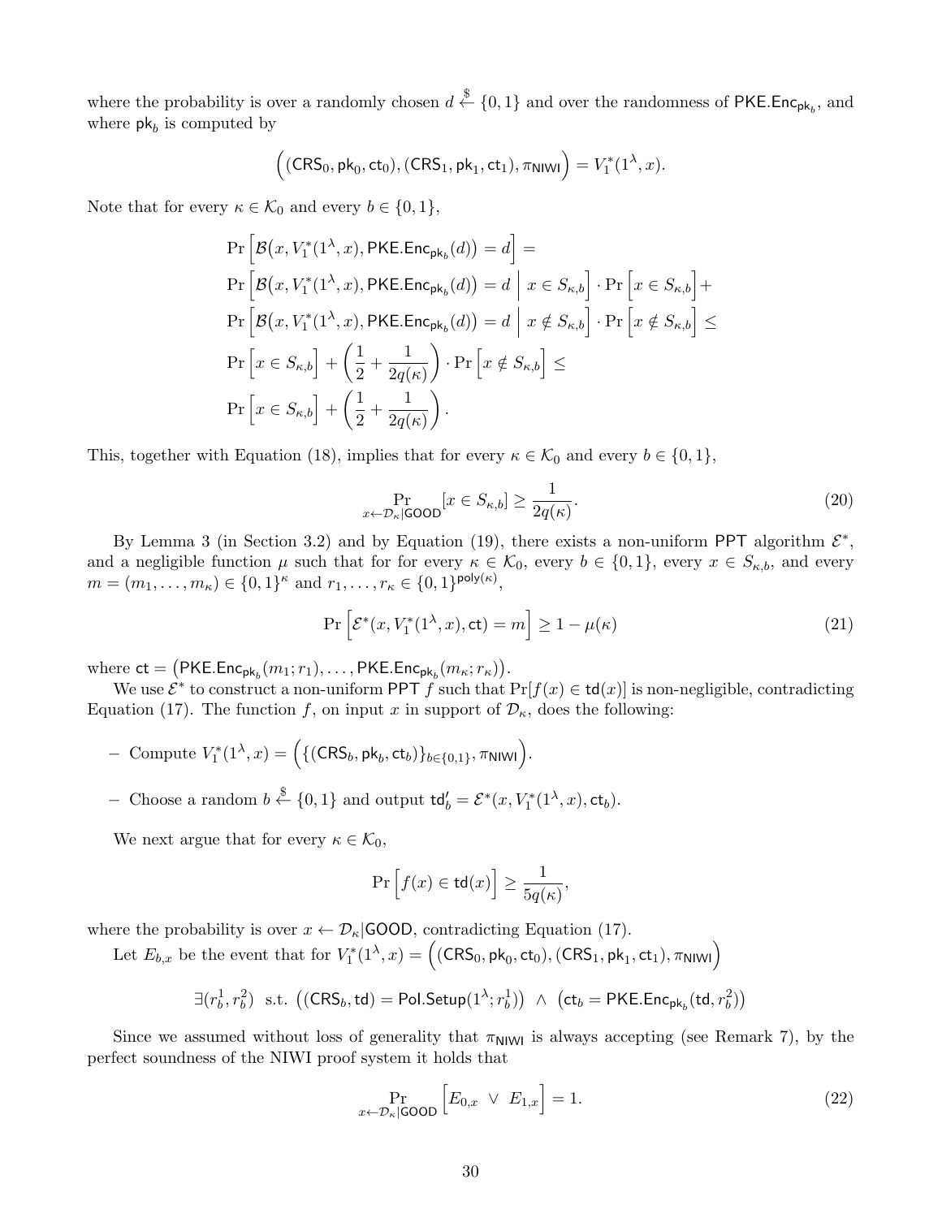where the probability is over a randomly chosen $d \xleftarrow{\$} \{0,1\}$ and over the randomness of $\mathsf{PKE.Enc}_{\mathsf{pk}_b}$, and where $\mathsf{pk}_b$ is computed by

$$\Big((\mathsf{CRS}_0, \mathsf{pk}_0, \mathsf{ct}_0), (\mathsf{CRS}_1, \mathsf{pk}_1, \mathsf{ct}_1), \pi_{\mathsf{NIWI}}\Big) = V_1^*(1^\lambda, x).$$

Note that for every $\kappa \in \mathcal{K}_0$ and every $b \in \{0,1\}$,

$$\begin{aligned}
&\Pr\Big[\mathcal{B}\big(x, V_1^*(1^\lambda, x), \mathsf{PKE.Enc}_{\mathsf{pk}_b}(d)\big) = d\Big] = \\
&\Pr\Big[\mathcal{B}\big(x, V_1^*(1^\lambda, x), \mathsf{PKE.Enc}_{\mathsf{pk}_b}(d)\big) = d \;\Big|\; x \in S_{\kappa,b}\Big] \cdot \Pr\Big[x \in S_{\kappa,b}\Big] + \\
&\Pr\Big[\mathcal{B}\big(x, V_1^*(1^\lambda, x), \mathsf{PKE.Enc}_{\mathsf{pk}_b}(d)\big) = d \;\Big|\; x \notin S_{\kappa,b}\Big] \cdot \Pr\Big[x \notin S_{\kappa,b}\Big] \leq \\
&\Pr\Big[x \in S_{\kappa,b}\Big] + \left(\frac{1}{2} + \frac{1}{2q(\kappa)}\right) \cdot \Pr\Big[x \notin S_{\kappa,b}\Big] \leq \\
&\Pr\Big[x \in S_{\kappa,b}\Big] + \left(\frac{1}{2} + \frac{1}{2q(\kappa)}\right).
\end{aligned}$$

This, together with Equation (18), implies that for every $\kappa \in \mathcal{K}_0$ and every $b \in \{0,1\}$,

$$\Pr_{x \leftarrow \mathcal{D}_\kappa | \mathsf{GOOD}}[x \in S_{\kappa,b}] \geq \frac{1}{2q(\kappa)}. \tag{20}$$

By Lemma 3 (in Section 3.2) and by Equation (19), there exists a non-uniform PPT algorithm $\mathcal{E}^*$, and a negligible function $\mu$ such that for for every $\kappa \in \mathcal{K}_0$, every $b \in \{0,1\}$, every $x \in S_{\kappa,b}$, and every $m = (m_1, \ldots, m_\kappa) \in \{0,1\}^\kappa$ and $r_1, \ldots, r_\kappa \in \{0,1\}^{\mathsf{poly}(\kappa)}$,

$$\Pr\Big[\mathcal{E}^*(x, V_1^*(1^\lambda, x), \mathsf{ct}) = m\Big] \geq 1 - \mu(\kappa) \tag{21}$$

where $\mathsf{ct} = \big(\mathsf{PKE.Enc}_{\mathsf{pk}_b}(m_1; r_1), \ldots, \mathsf{PKE.Enc}_{\mathsf{pk}_b}(m_\kappa; r_\kappa)\big)$.

We use $\mathcal{E}^*$ to construct a non-uniform PPT $f$ such that $\Pr[f(x) \in \mathsf{td}(x)]$ is non-negligible, contradicting Equation (17). The function $f$, on input $x$ in support of $\mathcal{D}_\kappa$, does the following:

- Compute $V_1^*(1^\lambda, x) = \Big(\{(\mathsf{CRS}_b, \mathsf{pk}_b, \mathsf{ct}_b)\}_{b \in \{0,1\}}, \pi_{\mathsf{NIWI}}\Big)$.
- Choose a random $b \xleftarrow{\$} \{0,1\}$ and output $\mathsf{td}'_b = \mathcal{E}^*(x, V_1^*(1^\lambda, x), \mathsf{ct}_b)$.

We next argue that for every $\kappa \in \mathcal{K}_0$,

$$\Pr\Big[f(x) \in \mathsf{td}(x)\Big] \geq \frac{1}{5q(\kappa)},$$

where the probability is over $x \leftarrow \mathcal{D}_\kappa | \mathsf{GOOD}$, contradicting Equation (17).

Let $E_{b,x}$ be the event that for $V_1^*(1^\lambda, x) = \Big((\mathsf{CRS}_0, \mathsf{pk}_0, \mathsf{ct}_0), (\mathsf{CRS}_1, \mathsf{pk}_1, \mathsf{ct}_1), \pi_{\mathsf{NIWI}}\Big)$

$$\exists (r_b^1, r_b^2) \;\text{ s.t. }\; \big((\mathsf{CRS}_b, \mathsf{td}) = \mathsf{Pol.Setup}(1^\lambda; r_b^1)\big) \;\wedge\; \big(\mathsf{ct}_b = \mathsf{PKE.Enc}_{\mathsf{pk}_b}(\mathsf{td}, r_b^2)\big)$$

Since we assumed without loss of generality that $\pi_{\mathsf{NIWI}}$ is always accepting (see Remark 7), by the perfect soundness of the NIWI proof system it holds that

$$\Pr_{x \leftarrow \mathcal{D}_\kappa | \mathsf{GOOD}}\Big[E_{0,x} \;\vee\; E_{1,x}\Big] = 1. \tag{22}$$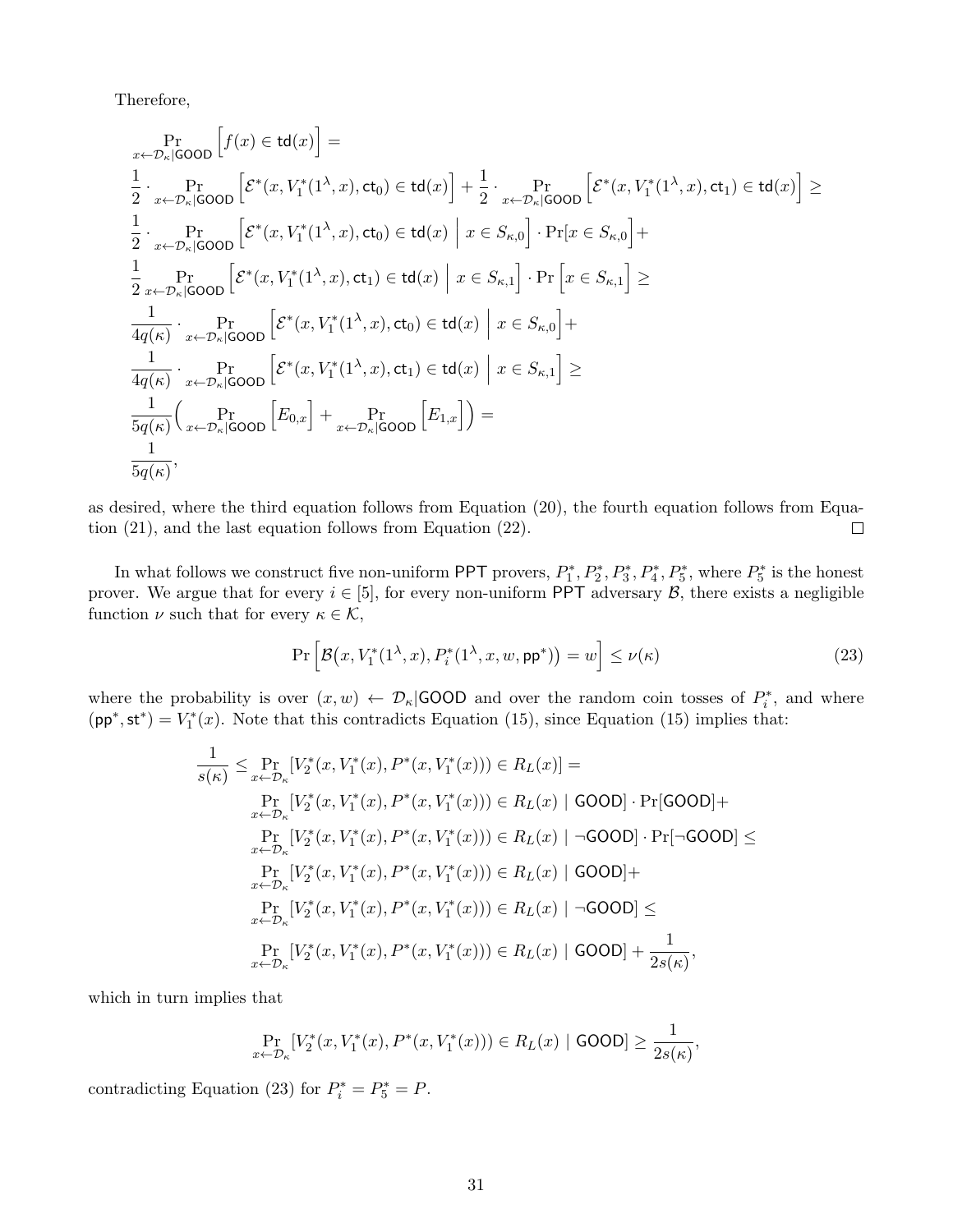Therefore,

$$
\begin{aligned}
&\Pr_{x \leftarrow \mathcal{D}_\kappa | \mathsf{GOOD}} \Big[ f(x) \in \mathsf{td}(x) \Big] = \\
&\frac{1}{2} \cdot \Pr_{x \leftarrow \mathcal{D}_\kappa | \mathsf{GOOD}} \Big[ \mathcal{E}^*(x, V_1^*(1^\lambda, x), \mathsf{ct}_0) \in \mathsf{td}(x) \Big] + \frac{1}{2} \cdot \Pr_{x \leftarrow \mathcal{D}_\kappa | \mathsf{GOOD}} \Big[ \mathcal{E}^*(x, V_1^*(1^\lambda, x), \mathsf{ct}_1) \in \mathsf{td}(x) \Big] \geq \\
&\frac{1}{2} \cdot \Pr_{x \leftarrow \mathcal{D}_\kappa | \mathsf{GOOD}} \Big[ \mathcal{E}^*(x, V_1^*(1^\lambda, x), \mathsf{ct}_0) \in \mathsf{td}(x) \;\Big|\; x \in S_{\kappa,0} \Big] \cdot \Pr[x \in S_{\kappa,0}] + \\
&\frac{1}{2} \Pr_{x \leftarrow \mathcal{D}_\kappa | \mathsf{GOOD}} \Big[ \mathcal{E}^*(x, V_1^*(1^\lambda, x), \mathsf{ct}_1) \in \mathsf{td}(x) \;\Big|\; x \in S_{\kappa,1} \Big] \cdot \Pr\Big[ x \in S_{\kappa,1} \Big] \geq \\
&\frac{1}{4q(\kappa)} \cdot \Pr_{x \leftarrow \mathcal{D}_\kappa | \mathsf{GOOD}} \Big[ \mathcal{E}^*(x, V_1^*(1^\lambda, x), \mathsf{ct}_0) \in \mathsf{td}(x) \;\Big|\; x \in S_{\kappa,0} \Big] + \\
&\frac{1}{4q(\kappa)} \cdot \Pr_{x \leftarrow \mathcal{D}_\kappa | \mathsf{GOOD}} \Big[ \mathcal{E}^*(x, V_1^*(1^\lambda, x), \mathsf{ct}_1) \in \mathsf{td}(x) \;\Big|\; x \in S_{\kappa,1} \Big] \geq \\
&\frac{1}{5q(\kappa)} \Big( \Pr_{x \leftarrow \mathcal{D}_\kappa | \mathsf{GOOD}} \Big[ E_{0,x} \Big] + \Pr_{x \leftarrow \mathcal{D}_\kappa | \mathsf{GOOD}} \Big[ E_{1,x} \Big] \Big) = \\
&\frac{1}{5q(\kappa)},
\end{aligned}
$$

as desired, where the third equation follows from Equation (20), the fourth equation follows from Equation (21), and the last equation follows from Equation (22). ◻

In what follows we construct five non-uniform PPT provers, $P_1^*, P_2^*, P_3^*, P_4^*, P_5^*$, where $P_5^*$ is the honest prover. We argue that for every $i \in [5]$, for every non-uniform PPT adversary $\mathcal{B}$, there exists a negligible function $\nu$ such that for every $\kappa \in \mathcal{K}$,

$$
\Pr\Big[ \mathcal{B}\big(x, V_1^*(1^\lambda, x), P_i^*(1^\lambda, x, w, \mathsf{pp}^*)\big) = w \Big] \leq \nu(\kappa) \tag{23}
$$

where the probability is over $(x, w) \leftarrow \mathcal{D}_\kappa | \mathsf{GOOD}$ and over the random coin tosses of $P_i^*$, and where $(\mathsf{pp}^*, \mathsf{st}^*) = V_1^*(x)$. Note that this contradicts Equation (15), since Equation (15) implies that:

$$
\begin{aligned}
\frac{1}{s(\kappa)} \leq &\Pr_{x \leftarrow \mathcal{D}_\kappa} [V_2^*(x, V_1^*(x), P^*(x, V_1^*(x))) \in R_L(x)] = \\
&\Pr_{x \leftarrow \mathcal{D}_\kappa} [V_2^*(x, V_1^*(x), P^*(x, V_1^*(x))) \in R_L(x) \mid \mathsf{GOOD}] \cdot \Pr[\mathsf{GOOD}] + \\
&\Pr_{x \leftarrow \mathcal{D}_\kappa} [V_2^*(x, V_1^*(x), P^*(x, V_1^*(x))) \in R_L(x) \mid \neg\mathsf{GOOD}] \cdot \Pr[\neg\mathsf{GOOD}] \leq \\
&\Pr_{x \leftarrow \mathcal{D}_\kappa} [V_2^*(x, V_1^*(x), P^*(x, V_1^*(x))) \in R_L(x) \mid \mathsf{GOOD}] + \\
&\Pr_{x \leftarrow \mathcal{D}_\kappa} [V_2^*(x, V_1^*(x), P^*(x, V_1^*(x))) \in R_L(x) \mid \neg\mathsf{GOOD}] \leq \\
&\Pr_{x \leftarrow \mathcal{D}_\kappa} [V_2^*(x, V_1^*(x), P^*(x, V_1^*(x))) \in R_L(x) \mid \mathsf{GOOD}] + \frac{1}{2s(\kappa)},
\end{aligned}
$$

which in turn implies that

$$
\Pr_{x \leftarrow \mathcal{D}_\kappa} [V_2^*(x, V_1^*(x), P^*(x, V_1^*(x))) \in R_L(x) \mid \mathsf{GOOD}] \geq \frac{1}{2s(\kappa)},
$$

contradicting Equation (23) for $P_i^* = P_5^* = P$.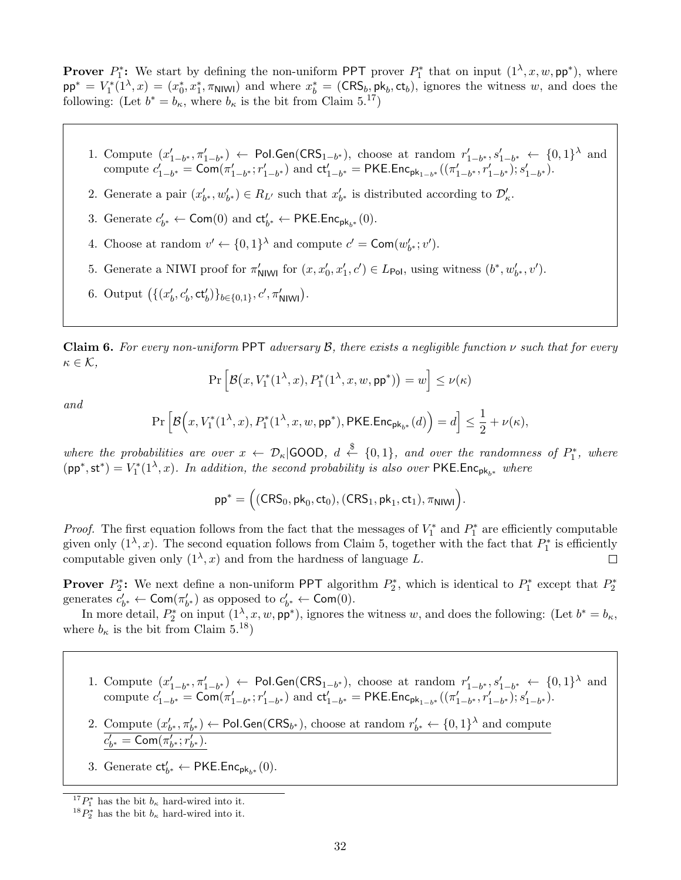**Prover $P_1^*$:** We start by defining the non-uniform PPT prover $P_1^*$ that on input $(1^\lambda, x, w, \mathsf{pp}^*)$, where $\mathsf{pp}^* = V_1^*(1^\lambda, x) = (x_0^*, x_1^*, \pi_{\mathsf{NIWI}})$ and where $x_b^* = (\mathsf{CRS}_b, \mathsf{pk}_b, \mathsf{ct}_b)$, ignores the witness $w$, and does the following: (Let $b^* = b_\kappa$, where $b_\kappa$ is the bit from Claim 5.[17])

1. Compute $(x'_{1-b^*}, \pi'_{1-b^*}) \leftarrow \mathsf{Pol.Gen}(\mathsf{CRS}_{1-b^*})$, choose at random $r'_{1-b^*}, s'_{1-b^*} \leftarrow \{0,1\}^\lambda$ and compute $c'_{1-b^*} = \mathsf{Com}(\pi'_{1-b^*}; r'_{1-b^*})$ and $\mathsf{ct}'_{1-b^*} = \mathsf{PKE.Enc}_{\mathsf{pk}_{1-b^*}}((\pi'_{1-b^*}, r'_{1-b^*}); s'_{1-b^*})$.
2. Generate a pair $(x'_{b^*}, w'_{b^*}) \in R_{L'}$ such that $x'_{b^*}$ is distributed according to $\mathcal{D}'_\kappa$.
3. Generate $c'_{b^*} \leftarrow \mathsf{Com}(0)$ and $\mathsf{ct}'_{b^*} \leftarrow \mathsf{PKE.Enc}_{\mathsf{pk}_{b^*}}(0)$.
4. Choose at random $v' \leftarrow \{0,1\}^\lambda$ and compute $c' = \mathsf{Com}(w'_{b^*}; v')$.
5. Generate a NIWI proof for $\pi'_{\mathsf{NIWI}}$ for $(x, x'_0, x'_1, c') \in L_{\mathsf{Pol}}$, using witness $(b^*, w'_{b^*}, v')$.
6. Output $\left(\{(x'_b, c'_b, \mathsf{ct}'_b)\}_{b\in\{0,1\}}, c', \pi'_{\mathsf{NIWI}}\right)$.

**Claim 6.** *For every non-uniform* PPT *adversary* $\mathcal{B}$*, there exists a negligible function* $\nu$ *such that for every* $\kappa \in \mathcal{K}$*,*

$$\Pr\left[\mathcal{B}\big(x, V_1^*(1^\lambda, x), P_1^*(1^\lambda, x, w, \mathsf{pp}^*)\big) = w\right] \leq \nu(\kappa)$$

*and*

$$\Pr\left[\mathcal{B}\Big(x, V_1^*(1^\lambda, x), P_1^*(1^\lambda, x, w, \mathsf{pp}^*), \mathsf{PKE.Enc}_{\mathsf{pk}_{b^*}}(d)\Big) = d\right] \leq \frac{1}{2} + \nu(\kappa),$$

*where the probabilities are over* $x \leftarrow \mathcal{D}_\kappa|\mathsf{GOOD}$*,* $d \xleftarrow{\$} \{0,1\}$*, and over the randomness of* $P_1^*$*, where* $(\mathsf{pp}^*, \mathsf{st}^*) = V_1^*(1^\lambda, x)$*. In addition, the second probability is also over* $\mathsf{PKE.Enc}_{\mathsf{pk}_{b^*}}$ *where*

$$\mathsf{pp}^* = \Big((\mathsf{CRS}_0, \mathsf{pk}_0, \mathsf{ct}_0), (\mathsf{CRS}_1, \mathsf{pk}_1, \mathsf{ct}_1), \pi_{\mathsf{NIWI}}\Big).$$

*Proof.* The first equation follows from the fact that the messages of $V_1^*$ and $P_1^*$ are efficiently computable given only $(1^\lambda, x)$. The second equation follows from Claim 5, together with the fact that $P_1^*$ is efficiently computable given only $(1^\lambda, x)$ and from the hardness of language $L$. $\square$

**Prover $P_2^*$:** We next define a non-uniform PPT algorithm $P_2^*$, which is identical to $P_1^*$ except that $P_2^*$ generates $c'_{b^*} \leftarrow \mathsf{Com}(\pi'_{b^*})$ as opposed to $c'_{b^*} \leftarrow \mathsf{Com}(0)$.

In more detail, $P_2^*$ on input $(1^\lambda, x, w, \mathsf{pp}^*)$, ignores the witness $w$, and does the following: (Let $b^* = b_\kappa$, where $b_\kappa$ is the bit from Claim 5.[18])

1. Compute $(x'_{1-b^*}, \pi'_{1-b^*}) \leftarrow \mathsf{Pol.Gen}(\mathsf{CRS}_{1-b^*})$, choose at random $r'_{1-b^*}, s'_{1-b^*} \leftarrow \{0,1\}^\lambda$ and compute $c'_{1-b^*} = \mathsf{Com}(\pi'_{1-b^*}; r'_{1-b^*})$ and $\mathsf{ct}'_{1-b^*} = \mathsf{PKE.Enc}_{\mathsf{pk}_{1-b^*}}((\pi'_{1-b^*}, r'_{1-b^*}); s'_{1-b^*})$.
2. <u>Compute $(x'_{b^*}, \pi'_{b^*}) \leftarrow \mathsf{Pol.Gen}(\mathsf{CRS}_{b^*})$, choose at random $r'_{b^*} \leftarrow \{0,1\}^\lambda$ and compute $c'_{b^*} = \mathsf{Com}(\pi'_{b^*}; r'_{b^*})$.</u>
3. Generate $\mathsf{ct}'_{b^*} \leftarrow \mathsf{PKE.Enc}_{\mathsf{pk}_{b^*}}(0)$.

[17] $P_1^*$ has the bit $b_\kappa$ hard-wired into it.

[18] $P_2^*$ has the bit $b_\kappa$ hard-wired into it.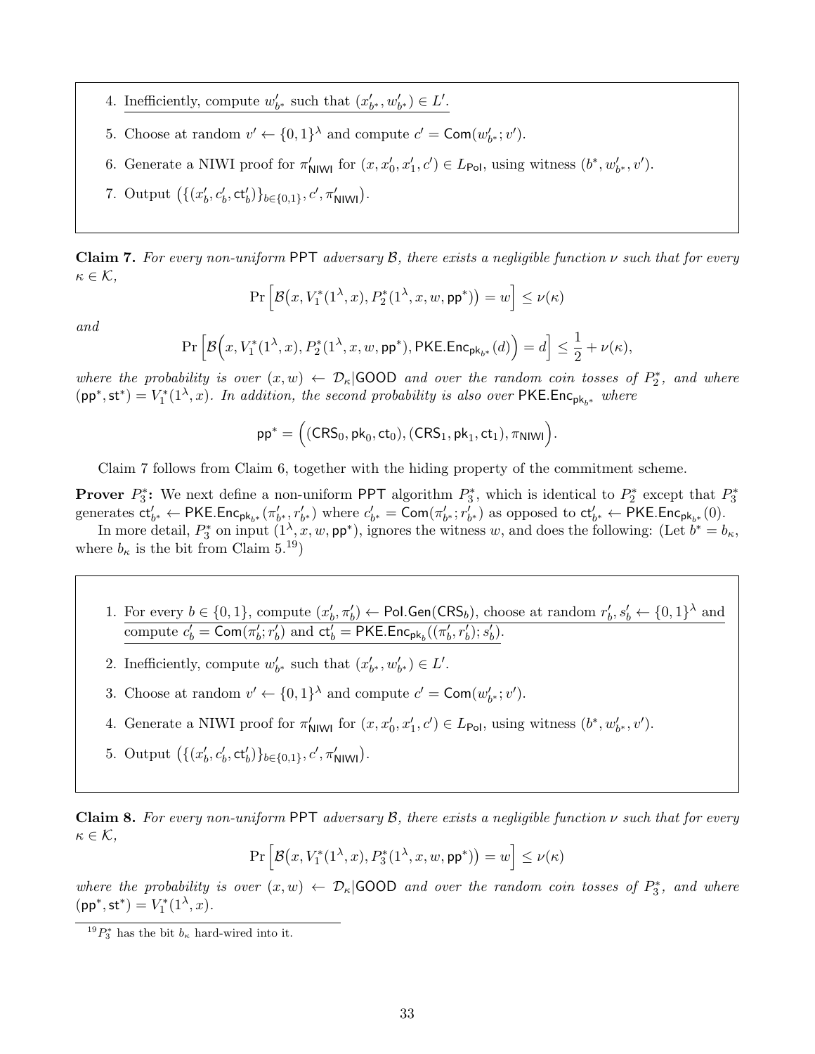4. <u>Inefficiently, compute $w'_{b^*}$ such that $(x'_{b^*}, w'_{b^*}) \in L'$.</u>
5. Choose at random $v' \leftarrow \{0,1\}^\lambda$ and compute $c' = \mathsf{Com}(w'_{b^*}; v')$.
6. Generate a NIWI proof for $\pi'_{\mathsf{NIWI}}$ for $(x, x'_0, x'_1, c') \in L_{\mathsf{Pol}}$, using witness $(b^*, w'_{b^*}, v')$.
7. Output $\big(\{(x'_b, c'_b, \mathsf{ct}'_b)\}_{b \in \{0,1\}}, c', \pi'_{\mathsf{NIWI}}\big)$.

**Claim 7.** *For every non-uniform* PPT *adversary* $\mathcal{B}$*, there exists a negligible function* $\nu$ *such that for every* $\kappa \in \mathcal{K}$,

$$\Pr\Big[\mathcal{B}\big(x, V_1^*(1^\lambda, x), P_2^*(1^\lambda, x, w, \mathsf{pp}^*)\big) = w\Big] \leq \nu(\kappa)$$

*and*

$$\Pr\Big[\mathcal{B}\Big(x, V_1^*(1^\lambda, x), P_2^*(1^\lambda, x, w, \mathsf{pp}^*), \mathsf{PKE.Enc}_{\mathsf{pk}_{b^*}}(d)\Big) = d\Big] \leq \frac{1}{2} + \nu(\kappa),$$

*where the probability is over* $(x, w) \leftarrow \mathcal{D}_\kappa | \mathsf{GOOD}$ *and over the random coin tosses of* $P_2^*$*, and where* $(\mathsf{pp}^*, \mathsf{st}^*) = V_1^*(1^\lambda, x)$*. In addition, the second probability is also over* $\mathsf{PKE.Enc}_{\mathsf{pk}_{b^*}}$ *where*

$$\mathsf{pp}^* = \Big((\mathsf{CRS}_0, \mathsf{pk}_0, \mathsf{ct}_0), (\mathsf{CRS}_1, \mathsf{pk}_1, \mathsf{ct}_1), \pi_{\mathsf{NIWI}}\Big).$$

Claim 7 follows from Claim 6, together with the hiding property of the commitment scheme.

**Prover $P_3^*$:** We next define a non-uniform PPT algorithm $P_3^*$, which is identical to $P_2^*$ except that $P_3^*$ generates $\mathsf{ct}'_{b^*} \leftarrow \mathsf{PKE.Enc}_{\mathsf{pk}_{b^*}}(\pi'_{b^*}, r'_{b^*})$ where $c'_{b^*} = \mathsf{Com}(\pi'_{b^*}; r'_{b^*})$ as opposed to $\mathsf{ct}'_{b^*} \leftarrow \mathsf{PKE.Enc}_{\mathsf{pk}_{b^*}}(0)$.

In more detail, $P_3^*$ on input $(1^\lambda, x, w, \mathsf{pp}^*)$, ignores the witness $w$, and does the following: (Let $b^* = b_\kappa$, where $b_\kappa$ is the bit from Claim 5.[19])

1. <u>For every $b \in \{0,1\}$, compute $(x'_b, \pi'_b) \leftarrow \mathsf{Pol.Gen}(\mathsf{CRS}_b)$, choose at random $r'_b, s'_b \leftarrow \{0,1\}^\lambda$ and compute $c'_b = \mathsf{Com}(\pi'_b; r'_b)$ and $\mathsf{ct}'_b = \mathsf{PKE.Enc}_{\mathsf{pk}_b}((\pi'_b, r'_b); s'_b)$.</u>
2. Inefficiently, compute $w'_{b^*}$ such that $(x'_{b^*}, w'_{b^*}) \in L'$.
3. Choose at random $v' \leftarrow \{0,1\}^\lambda$ and compute $c' = \mathsf{Com}(w'_{b^*}; v')$.
4. Generate a NIWI proof for $\pi'_{\mathsf{NIWI}}$ for $(x, x'_0, x'_1, c') \in L_{\mathsf{Pol}}$, using witness $(b^*, w'_{b^*}, v')$.
5. Output $\big(\{(x'_b, c'_b, \mathsf{ct}'_b)\}_{b \in \{0,1\}}, c', \pi'_{\mathsf{NIWI}}\big)$.

**Claim 8.** *For every non-uniform* PPT *adversary* $\mathcal{B}$*, there exists a negligible function* $\nu$ *such that for every* $\kappa \in \mathcal{K}$,

$$\Pr\Big[\mathcal{B}\big(x, V_1^*(1^\lambda, x), P_3^*(1^\lambda, x, w, \mathsf{pp}^*)\big) = w\Big] \leq \nu(\kappa)$$

*where the probability is over* $(x, w) \leftarrow \mathcal{D}_\kappa | \mathsf{GOOD}$ *and over the random coin tosses of* $P_3^*$*, and where* $(\mathsf{pp}^*, \mathsf{st}^*) = V_1^*(1^\lambda, x)$.

[19] $P_3^*$ has the bit $b_\kappa$ hard-wired into it.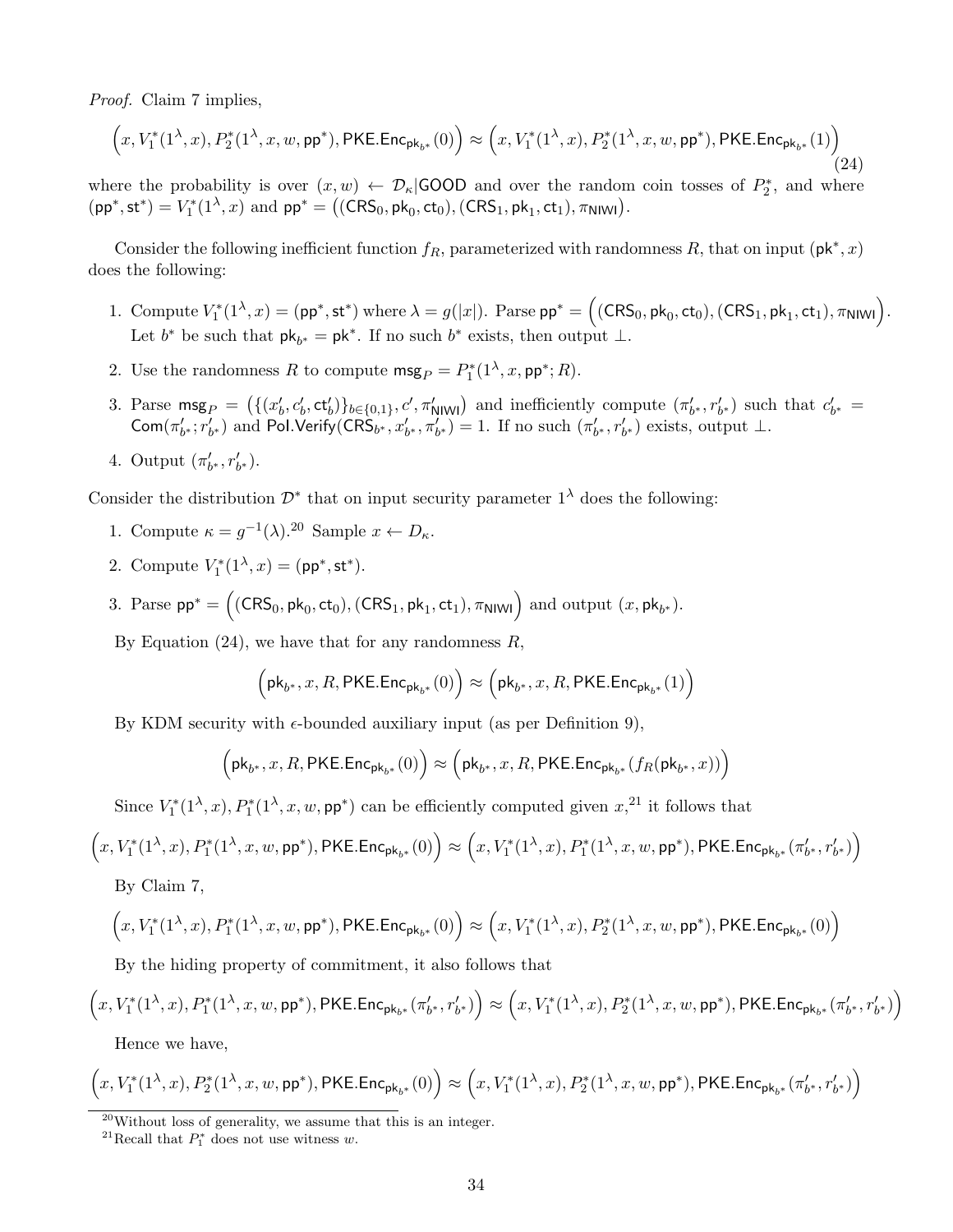*Proof.* Claim 7 implies,

$$\left(x, V_1^*(1^\lambda, x), P_2^*(1^\lambda, x, w, \mathsf{pp}^*), \mathsf{PKE.Enc}_{\mathsf{pk}_{b^*}}(0)\right) \approx \left(x, V_1^*(1^\lambda, x), P_2^*(1^\lambda, x, w, \mathsf{pp}^*), \mathsf{PKE.Enc}_{\mathsf{pk}_{b^*}}(1)\right) \tag{24}$$

where the probability is over $(x, w) \leftarrow \mathcal{D}_\kappa|\mathsf{GOOD}$ and over the random coin tosses of $P_2^*$, and where $(\mathsf{pp}^*, \mathsf{st}^*) = V_1^*(1^\lambda, x)$ and $\mathsf{pp}^* = \left((\mathsf{CRS}_0, \mathsf{pk}_0, \mathsf{ct}_0), (\mathsf{CRS}_1, \mathsf{pk}_1, \mathsf{ct}_1), \pi_{\mathsf{NIWI}}\right)$.

Consider the following inefficient function $f_R$, parameterized with randomness $R$, that on input $(\mathsf{pk}^*, x)$ does the following:

1. Compute $V_1^*(1^\lambda, x) = (\mathsf{pp}^*, \mathsf{st}^*)$ where $\lambda = g(|x|)$. Parse $\mathsf{pp}^* = \left((\mathsf{CRS}_0, \mathsf{pk}_0, \mathsf{ct}_0), (\mathsf{CRS}_1, \mathsf{pk}_1, \mathsf{ct}_1), \pi_{\mathsf{NIWI}}\right)$. Let $b^*$ be such that $\mathsf{pk}_{b^*} = \mathsf{pk}^*$. If no such $b^*$ exists, then output $\perp$.
2. Use the randomness $R$ to compute $\mathsf{msg}_P = P_1^*(1^\lambda, x, \mathsf{pp}^*; R)$.
3. Parse $\mathsf{msg}_P = \left(\{(x'_b, c'_b, \mathsf{ct}'_b)\}_{b\in\{0,1\}}, c', \pi'_{\mathsf{NIWI}}\right)$ and inefficiently compute $(\pi'_{b^*}, r'_{b^*})$ such that $c'_{b^*} = \mathsf{Com}(\pi'_{b^*}; r'_{b^*})$ and $\mathsf{Pol.Verify}(\mathsf{CRS}_{b^*}, x'_{b^*}, \pi'_{b^*}) = 1$. If no such $(\pi'_{b^*}, r'_{b^*})$ exists, output $\perp$.
4. Output $(\pi'_{b^*}, r'_{b^*})$.

Consider the distribution $\mathcal{D}^*$ that on input security parameter $1^\lambda$ does the following:

1. Compute $\kappa = g^{-1}(\lambda)$.[20] Sample $x \leftarrow D_\kappa$.
2. Compute $V_1^*(1^\lambda, x) = (\mathsf{pp}^*, \mathsf{st}^*)$.
3. Parse $\mathsf{pp}^* = \left((\mathsf{CRS}_0, \mathsf{pk}_0, \mathsf{ct}_0), (\mathsf{CRS}_1, \mathsf{pk}_1, \mathsf{ct}_1), \pi_{\mathsf{NIWI}}\right)$ and output $(x, \mathsf{pk}_{b^*})$.

By Equation (24), we have that for any randomness $R$,

$$\left(\mathsf{pk}_{b^*}, x, R, \mathsf{PKE.Enc}_{\mathsf{pk}_{b^*}}(0)\right) \approx \left(\mathsf{pk}_{b^*}, x, R, \mathsf{PKE.Enc}_{\mathsf{pk}_{b^*}}(1)\right)$$

By KDM security with $\epsilon$-bounded auxiliary input (as per Definition 9),

$$\left(\mathsf{pk}_{b^*}, x, R, \mathsf{PKE.Enc}_{\mathsf{pk}_{b^*}}(0)\right) \approx \left(\mathsf{pk}_{b^*}, x, R, \mathsf{PKE.Enc}_{\mathsf{pk}_{b^*}}(f_R(\mathsf{pk}_{b^*}, x))\right)$$

Since $V_1^*(1^\lambda, x), P_1^*(1^\lambda, x, w, \mathsf{pp}^*)$ can be efficiently computed given $x$,[21] it follows that

$$\left(x, V_1^*(1^\lambda, x), P_1^*(1^\lambda, x, w, \mathsf{pp}^*), \mathsf{PKE.Enc}_{\mathsf{pk}_{b^*}}(0)\right) \approx \left(x, V_1^*(1^\lambda, x), P_1^*(1^\lambda, x, w, \mathsf{pp}^*), \mathsf{PKE.Enc}_{\mathsf{pk}_{b^*}}(\pi'_{b^*}, r'_{b^*})\right)$$

By Claim 7,

$$\left(x, V_1^*(1^\lambda, x), P_1^*(1^\lambda, x, w, \mathsf{pp}^*), \mathsf{PKE.Enc}_{\mathsf{pk}_{b^*}}(0)\right) \approx \left(x, V_1^*(1^\lambda, x), P_2^*(1^\lambda, x, w, \mathsf{pp}^*), \mathsf{PKE.Enc}_{\mathsf{pk}_{b^*}}(0)\right)$$

By the hiding property of commitment, it also follows that

$$\left(x, V_1^*(1^\lambda, x), P_1^*(1^\lambda, x, w, \mathsf{pp}^*), \mathsf{PKE.Enc}_{\mathsf{pk}_{b^*}}(\pi'_{b^*}, r'_{b^*})\right) \approx \left(x, V_1^*(1^\lambda, x), P_2^*(1^\lambda, x, w, \mathsf{pp}^*), \mathsf{PKE.Enc}_{\mathsf{pk}_{b^*}}(\pi'_{b^*}, r'_{b^*})\right)$$

Hence we have,

$$\left(x, V_1^*(1^\lambda, x), P_2^*(1^\lambda, x, w, \mathsf{pp}^*), \mathsf{PKE.Enc}_{\mathsf{pk}_{b^*}}(0)\right) \approx \left(x, V_1^*(1^\lambda, x), P_2^*(1^\lambda, x, w, \mathsf{pp}^*), \mathsf{PKE.Enc}_{\mathsf{pk}_{b^*}}(\pi'_{b^*}, r'_{b^*})\right)$$

[20] Without loss of generality, we assume that this is an integer.

[21] Recall that $P_1^*$ does not use witness $w$.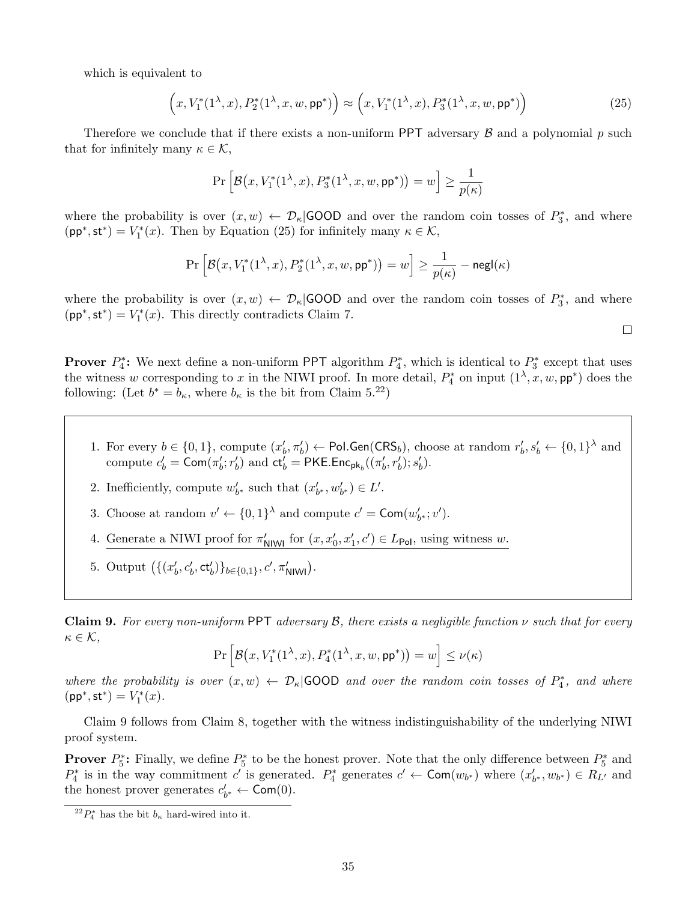which is equivalent to

$$\Big(x, V_1^*(1^\lambda, x), P_2^*(1^\lambda, x, w, \mathsf{pp}^*)\Big) \approx \Big(x, V_1^*(1^\lambda, x), P_3^*(1^\lambda, x, w, \mathsf{pp}^*)\Big) \tag{25}$$

Therefore we conclude that if there exists a non-uniform PPT adversary $\mathcal{B}$ and a polynomial $p$ such that for infinitely many $\kappa \in \mathcal{K}$,

$$\Pr\Big[\mathcal{B}\big(x, V_1^*(1^\lambda, x), P_3^*(1^\lambda, x, w, \mathsf{pp}^*)\big) = w\Big] \geq \frac{1}{p(\kappa)}$$

where the probability is over $(x, w) \leftarrow \mathcal{D}_\kappa|\mathsf{GOOD}$ and over the random coin tosses of $P_3^*$, and where $(\mathsf{pp}^*, \mathsf{st}^*) = V_1^*(x)$. Then by Equation (25) for infinitely many $\kappa \in \mathcal{K}$,

$$\Pr\Big[\mathcal{B}\big(x, V_1^*(1^\lambda, x), P_2^*(1^\lambda, x, w, \mathsf{pp}^*)\big) = w\Big] \geq \frac{1}{p(\kappa)} - \mathsf{negl}(\kappa)$$

where the probability is over $(x, w) \leftarrow \mathcal{D}_\kappa|\mathsf{GOOD}$ and over the random coin tosses of $P_3^*$, and where $(\mathsf{pp}^*, \mathsf{st}^*) = V_1^*(x)$. This directly contradicts Claim 7.

□

**Prover $P_4^*$:** We next define a non-uniform PPT algorithm $P_4^*$, which is identical to $P_3^*$ except that uses the witness $w$ corresponding to $x$ in the NIWI proof. In more detail, $P_4^*$ on input $(1^\lambda, x, w, \mathsf{pp}^*)$ does the following: (Let $b^* = b_\kappa$, where $b_\kappa$ is the bit from Claim 5.[22])

1. For every $b \in \{0,1\}$, compute $(x'_b, \pi'_b) \leftarrow \mathsf{Pol.Gen}(\mathsf{CRS}_b)$, choose at random $r'_b, s'_b \leftarrow \{0,1\}^\lambda$ and compute $c'_b = \mathsf{Com}(\pi'_b; r'_b)$ and $\mathsf{ct}'_b = \mathsf{PKE.Enc}_{\mathsf{pk}_b}((\pi'_b, r'_b); s'_b)$.
2. Inefficiently, compute $w'_{b^*}$ such that $(x'_{b^*}, w'_{b^*}) \in L'$.
3. Choose at random $v' \leftarrow \{0,1\}^\lambda$ and compute $c' = \mathsf{Com}(w'_{b^*}; v')$.
4. Generate a NIWI proof for $\pi'_{\mathsf{NIWI}}$ for $(x, x'_0, x'_1, c') \in L_{\mathsf{Pol}}$, using witness $w$.
5. Output $\big(\{(x'_b, c'_b, \mathsf{ct}'_b)\}_{b\in\{0,1\}}, c', \pi'_{\mathsf{NIWI}}\big)$.

**Claim 9.** *For every non-uniform* PPT *adversary* $\mathcal{B}$*, there exists a negligible function* $\nu$ *such that for every* $\kappa \in \mathcal{K}$,

$$\Pr\Big[\mathcal{B}\big(x, V_1^*(1^\lambda, x), P_4^*(1^\lambda, x, w, \mathsf{pp}^*)\big) = w\Big] \leq \nu(\kappa)$$

*where the probability is over* $(x, w) \leftarrow \mathcal{D}_\kappa|\mathsf{GOOD}$ *and over the random coin tosses of* $P_4^*$*, and where* $(\mathsf{pp}^*, \mathsf{st}^*) = V_1^*(x)$.

Claim 9 follows from Claim 8, together with the witness indistinguishability of the underlying NIWI proof system.

**Prover $P_5^*$:** Finally, we define $P_5^*$ to be the honest prover. Note that the only difference between $P_5^*$ and $P_4^*$ is in the way commitment $c'$ is generated. $P_4^*$ generates $c' \leftarrow \mathsf{Com}(w_{b^*})$ where $(x'_{b^*}, w_{b^*}) \in R_{L'}$ and the honest prover generates $c'_{b^*} \leftarrow \mathsf{Com}(0)$.

[22] $P_4^*$ has the bit $b_\kappa$ hard-wired into it.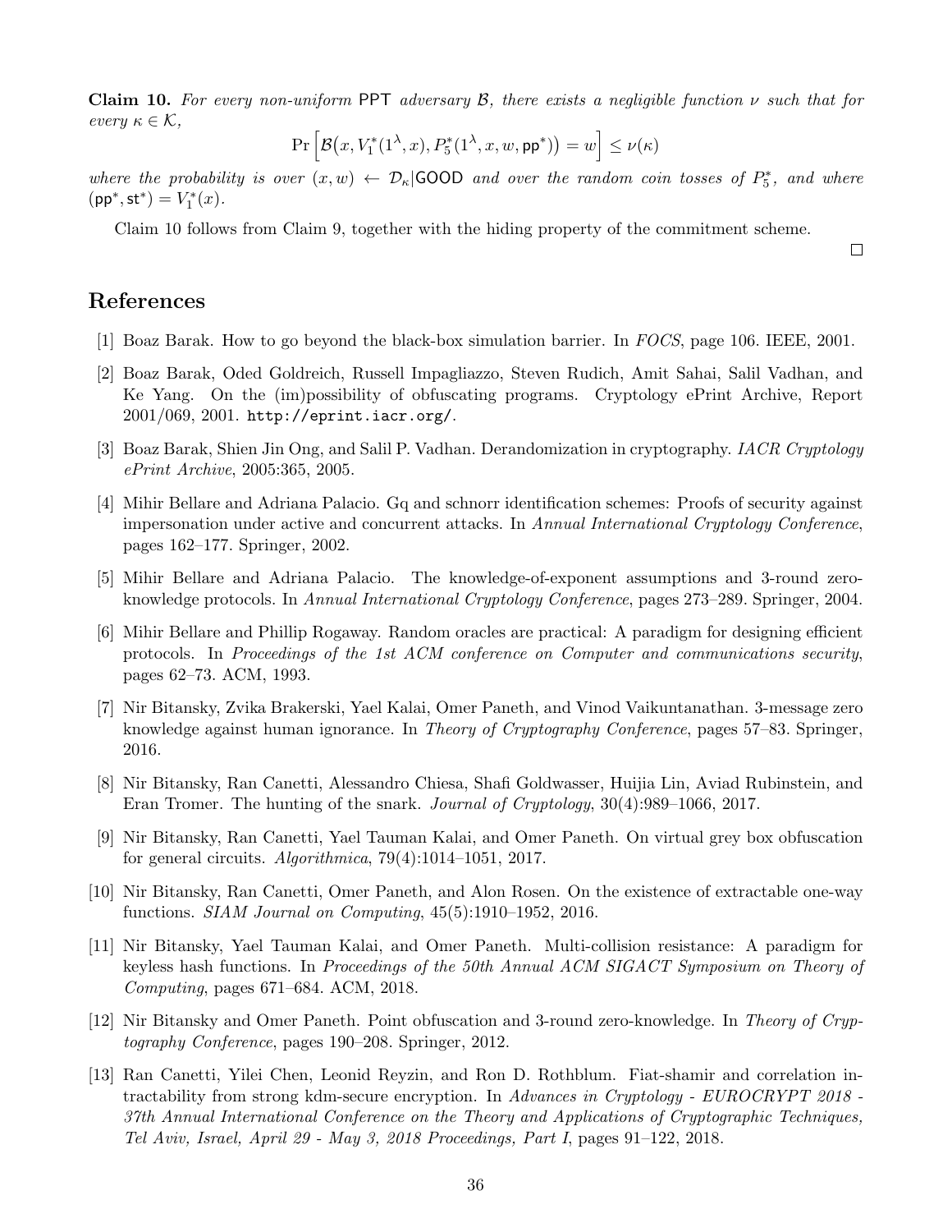**Claim 10.** *For every non-uniform* PPT *adversary* $\mathcal{B}$*, there exists a negligible function* $\nu$ *such that for every* $\kappa \in \mathcal{K}$*,*

$$\Pr\left[\mathcal{B}\big(x, V_1^*(1^\lambda, x), P_5^*(1^\lambda, x, w, \mathsf{pp}^*)\big) = w\right] \leq \nu(\kappa)$$

*where the probability is over* $(x, w) \leftarrow \mathcal{D}_\kappa|\mathsf{GOOD}$ *and over the random coin tosses of* $P_5^*$*, and where* $(\mathsf{pp}^*, \mathsf{st}^*) = V_1^*(x)$*.*

Claim 10 follows from Claim 9, together with the hiding property of the commitment scheme.

□

# References

[1] Boaz Barak. How to go beyond the black-box simulation barrier. In *FOCS*, page 106. IEEE, 2001.

[2] Boaz Barak, Oded Goldreich, Russell Impagliazzo, Steven Rudich, Amit Sahai, Salil Vadhan, and Ke Yang. On the (im)possibility of obfuscating programs. Cryptology ePrint Archive, Report 2001/069, 2001. http://eprint.iacr.org/.

[3] Boaz Barak, Shien Jin Ong, and Salil P. Vadhan. Derandomization in cryptography. *IACR Cryptology ePrint Archive*, 2005:365, 2005.

[4] Mihir Bellare and Adriana Palacio. Gq and schnorr identification schemes: Proofs of security against impersonation under active and concurrent attacks. In *Annual International Cryptology Conference*, pages 162–177. Springer, 2002.

[5] Mihir Bellare and Adriana Palacio. The knowledge-of-exponent assumptions and 3-round zero-knowledge protocols. In *Annual International Cryptology Conference*, pages 273–289. Springer, 2004.

[6] Mihir Bellare and Phillip Rogaway. Random oracles are practical: A paradigm for designing efficient protocols. In *Proceedings of the 1st ACM conference on Computer and communications security*, pages 62–73. ACM, 1993.

[7] Nir Bitansky, Zvika Brakerski, Yael Kalai, Omer Paneth, and Vinod Vaikuntanathan. 3-message zero knowledge against human ignorance. In *Theory of Cryptography Conference*, pages 57–83. Springer, 2016.

[8] Nir Bitansky, Ran Canetti, Alessandro Chiesa, Shafi Goldwasser, Huijia Lin, Aviad Rubinstein, and Eran Tromer. The hunting of the snark. *Journal of Cryptology*, 30(4):989–1066, 2017.

[9] Nir Bitansky, Ran Canetti, Yael Tauman Kalai, and Omer Paneth. On virtual grey box obfuscation for general circuits. *Algorithmica*, 79(4):1014–1051, 2017.

[10] Nir Bitansky, Ran Canetti, Omer Paneth, and Alon Rosen. On the existence of extractable one-way functions. *SIAM Journal on Computing*, 45(5):1910–1952, 2016.

[11] Nir Bitansky, Yael Tauman Kalai, and Omer Paneth. Multi-collision resistance: A paradigm for keyless hash functions. In *Proceedings of the 50th Annual ACM SIGACT Symposium on Theory of Computing*, pages 671–684. ACM, 2018.

[12] Nir Bitansky and Omer Paneth. Point obfuscation and 3-round zero-knowledge. In *Theory of Cryptography Conference*, pages 190–208. Springer, 2012.

[13] Ran Canetti, Yilei Chen, Leonid Reyzin, and Ron D. Rothblum. Fiat-shamir and correlation intractability from strong kdm-secure encryption. In *Advances in Cryptology - EUROCRYPT 2018 - 37th Annual International Conference on the Theory and Applications of Cryptographic Techniques, Tel Aviv, Israel, April 29 - May 3, 2018 Proceedings, Part I*, pages 91–122, 2018.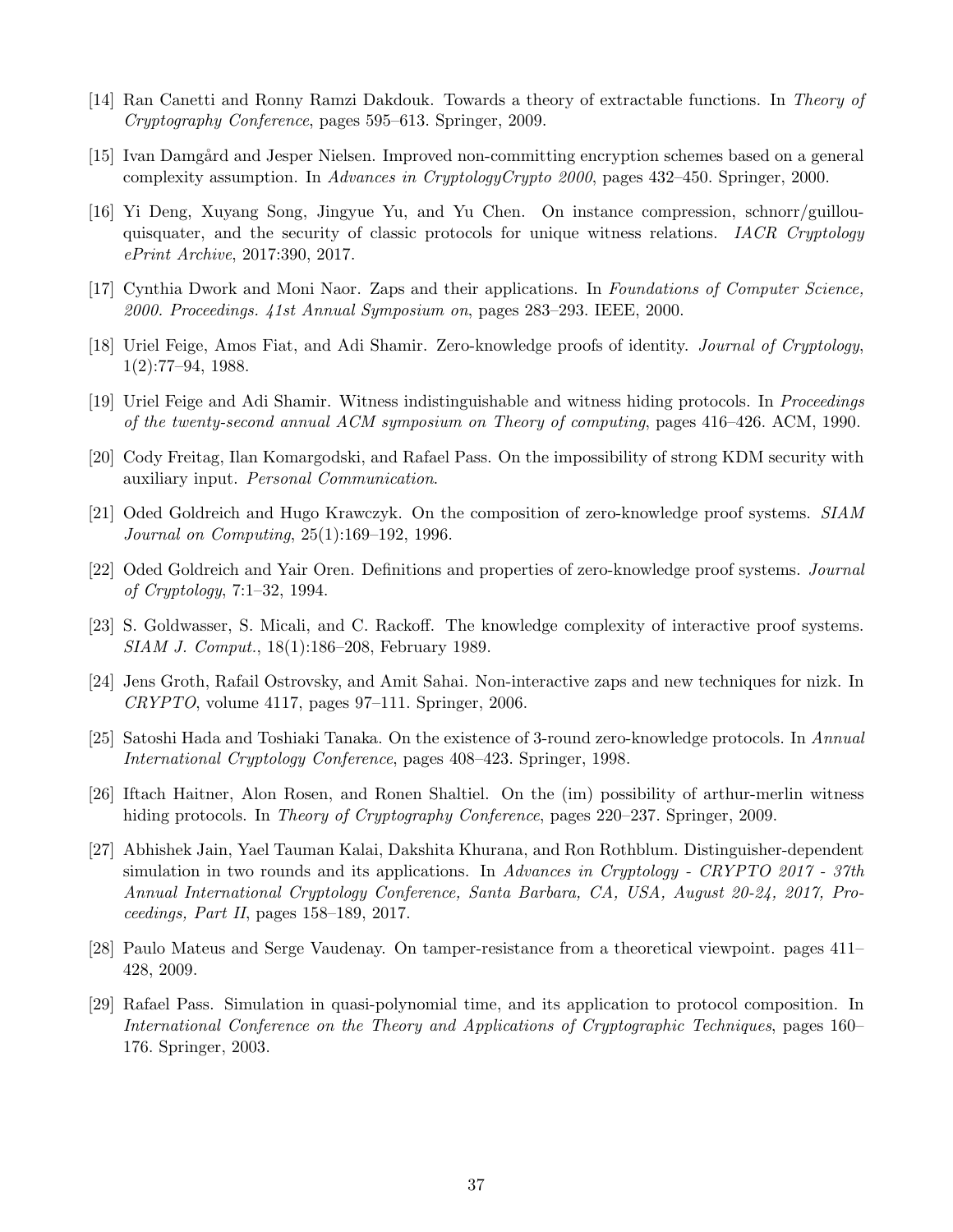[14] Ran Canetti and Ronny Ramzi Dakdouk. Towards a theory of extractable functions. In *Theory of Cryptography Conference*, pages 595–613. Springer, 2009.

[15] Ivan Damgård and Jesper Nielsen. Improved non-committing encryption schemes based on a general complexity assumption. In *Advances in CryptologyCrypto 2000*, pages 432–450. Springer, 2000.

[16] Yi Deng, Xuyang Song, Jingyue Yu, and Yu Chen. On instance compression, schnorr/guillou-quisquater, and the security of classic protocols for unique witness relations. *IACR Cryptology ePrint Archive*, 2017:390, 2017.

[17] Cynthia Dwork and Moni Naor. Zaps and their applications. In *Foundations of Computer Science, 2000. Proceedings. 41st Annual Symposium on*, pages 283–293. IEEE, 2000.

[18] Uriel Feige, Amos Fiat, and Adi Shamir. Zero-knowledge proofs of identity. *Journal of Cryptology*, 1(2):77–94, 1988.

[19] Uriel Feige and Adi Shamir. Witness indistinguishable and witness hiding protocols. In *Proceedings of the twenty-second annual ACM symposium on Theory of computing*, pages 416–426. ACM, 1990.

[20] Cody Freitag, Ilan Komargodski, and Rafael Pass. On the impossibility of strong KDM security with auxiliary input. *Personal Communication*.

[21] Oded Goldreich and Hugo Krawczyk. On the composition of zero-knowledge proof systems. *SIAM Journal on Computing*, 25(1):169–192, 1996.

[22] Oded Goldreich and Yair Oren. Definitions and properties of zero-knowledge proof systems. *Journal of Cryptology*, 7:1–32, 1994.

[23] S. Goldwasser, S. Micali, and C. Rackoff. The knowledge complexity of interactive proof systems. *SIAM J. Comput.*, 18(1):186–208, February 1989.

[24] Jens Groth, Rafail Ostrovsky, and Amit Sahai. Non-interactive zaps and new techniques for nizk. In *CRYPTO*, volume 4117, pages 97–111. Springer, 2006.

[25] Satoshi Hada and Toshiaki Tanaka. On the existence of 3-round zero-knowledge protocols. In *Annual International Cryptology Conference*, pages 408–423. Springer, 1998.

[26] Iftach Haitner, Alon Rosen, and Ronen Shaltiel. On the (im) possibility of arthur-merlin witness hiding protocols. In *Theory of Cryptography Conference*, pages 220–237. Springer, 2009.

[27] Abhishek Jain, Yael Tauman Kalai, Dakshita Khurana, and Ron Rothblum. Distinguisher-dependent simulation in two rounds and its applications. In *Advances in Cryptology - CRYPTO 2017 - 37th Annual International Cryptology Conference, Santa Barbara, CA, USA, August 20-24, 2017, Proceedings, Part II*, pages 158–189, 2017.

[28] Paulo Mateus and Serge Vaudenay. On tamper-resistance from a theoretical viewpoint. pages 411–428, 2009.

[29] Rafael Pass. Simulation in quasi-polynomial time, and its application to protocol composition. In *International Conference on the Theory and Applications of Cryptographic Techniques*, pages 160–176. Springer, 2003.